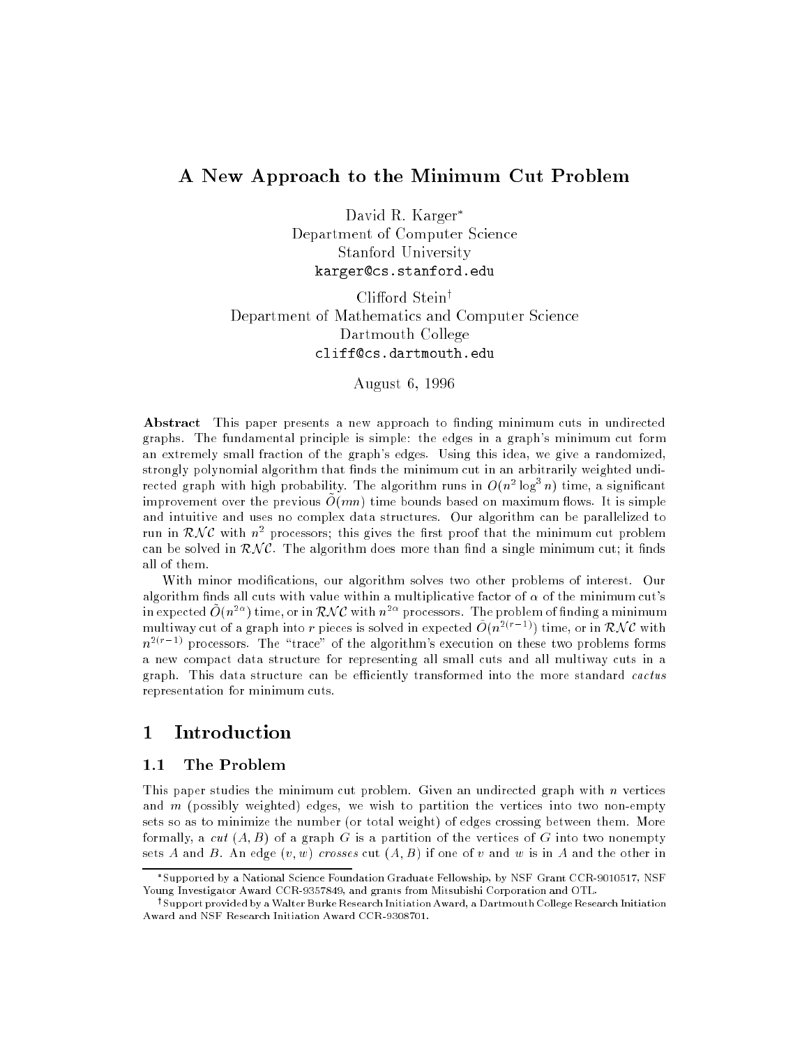# A New Approach to the Minimum Cut Problem

David R. Karger[*]
Department of Computer Science
Stanford University
karger@cs.stanford.edu

Clifford Stein[†]
Department of Mathematics and Computer Science
Dartmouth College
cliff@cs.dartmouth.edu

August 6, 1996

**Abstract** This paper presents a new approach to finding minimum cuts in undirected graphs. The fundamental principle is simple: the edges in a graph's minimum cut form an extremely small fraction of the graph's edges. Using this idea, we give a randomized, strongly polynomial algorithm that finds the minimum cut in an arbitrarily weighted undirected graph with high probability. The algorithm runs in $O(n^2 \log^3 n)$ time, a significant improvement over the previous $\tilde{O}(mn)$ time bounds based on maximum flows. It is simple and intuitive and uses no complex data structures. Our algorithm can be parallelized to run in $\mathcal{RNC}$ with $n^2$ processors; this gives the first proof that the minimum cut problem can be solved in $\mathcal{RNC}$. The algorithm does more than find a single minimum cut; it finds all of them.

With minor modifications, our algorithm solves two other problems of interest. Our algorithm finds all cuts with value within a multiplicative factor of $\alpha$ of the minimum cut's in expected $\tilde{O}(n^{2\alpha})$ time, or in $\mathcal{RNC}$ with $n^{2\alpha}$ processors. The problem of finding a minimum multiway cut of a graph into $r$ pieces is solved in expected $\tilde{O}(n^{2(r-1)})$ time, or in $\mathcal{RNC}$ with $n^{2(r-1)}$ processors. The "trace" of the algorithm's execution on these two problems forms a new compact data structure for representing all small cuts and all multiway cuts in a graph. This data structure can be efficiently transformed into the more standard *cactus* representation for minimum cuts.

## 1 Introduction

### 1.1 The Problem

This paper studies the minimum cut problem. Given an undirected graph with $n$ vertices and $m$ (possibly weighted) edges, we wish to partition the vertices into two non-empty sets so as to minimize the number (or total weight) of edges crossing between them. More formally, a *cut* $(A, B)$ of a graph $G$ is a partition of the vertices of $G$ into two nonempty sets $A$ and $B$. An edge $(v, w)$ *crosses* cut $(A, B)$ if one of $v$ and $w$ is in $A$ and the other in

[*] Supported by a National Science Foundation Graduate Fellowship, by NSF Grant CCR-9010517, NSF Young Investigator Award CCR-9357849, and grants from Mitsubishi Corporation and OTL.

[†] Support provided by a Walter Burke Research Initiation Award, a Dartmouth College Research Initiation Award and NSF Research Initiation Award CCR-9308701.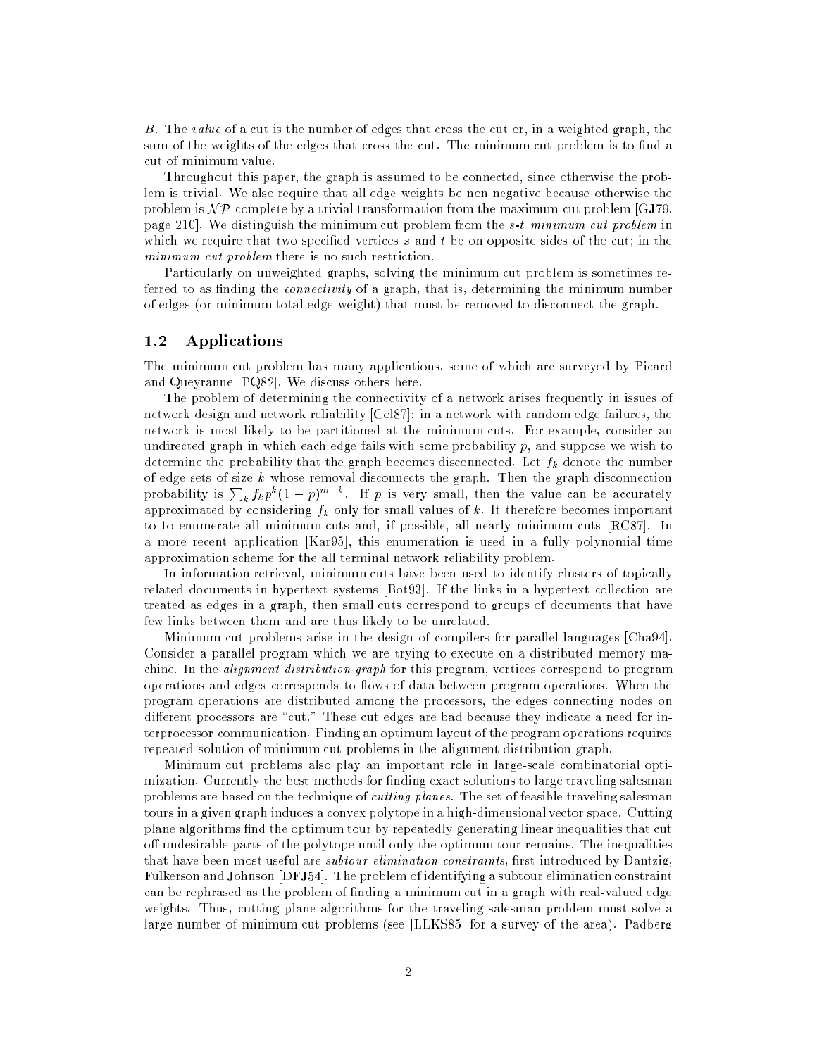$B$. The *value* of a cut is the number of edges that cross the cut or, in a weighted graph, the sum of the weights of the edges that cross the cut. The minimum cut problem is to find a cut of minimum value.

Throughout this paper, the graph is assumed to be connected, since otherwise the problem is trivial. We also require that all edge weights be non-negative because otherwise the problem is $\mathcal{NP}$-complete by a trivial transformation from the maximum-cut problem [GJ79, page 210]. We distinguish the minimum cut problem from the *s-t minimum cut problem* in which we require that two specified vertices $s$ and $t$ be on opposite sides of the cut; in the *minimum cut problem* there is no such restriction.

Particularly on unweighted graphs, solving the minimum cut problem is sometimes referred to as finding the *connectivity* of a graph, that is, determining the minimum number of edges (or minimum total edge weight) that must be removed to disconnect the graph.

## 1.2 Applications

The minimum cut problem has many applications, some of which are surveyed by Picard and Queyranne [PQ82]. We discuss others here.

The problem of determining the connectivity of a network arises frequently in issues of network design and network reliability [Col87]: in a network with random edge failures, the network is most likely to be partitioned at the minimum cuts. For example, consider an undirected graph in which each edge fails with some probability $p$, and suppose we wish to determine the probability that the graph becomes disconnected. Let $f_k$ denote the number of edge sets of size $k$ whose removal disconnects the graph. Then the graph disconnection probability is $\sum_k f_k p^k (1-p)^{m-k}$. If $p$ is very small, then the value can be accurately approximated by considering $f_k$ only for small values of $k$. It therefore becomes important to to enumerate all minimum cuts and, if possible, all nearly minimum cuts [RC87]. In a more recent application [Kar95], this enumeration is used in a fully polynomial time approximation scheme for the all terminal network reliability problem.

In information retrieval, minimum cuts have been used to identify clusters of topically related documents in hypertext systems [Bot93]. If the links in a hypertext collection are treated as edges in a graph, then small cuts correspond to groups of documents that have few links between them and are thus likely to be unrelated.

Minimum cut problems arise in the design of compilers for parallel languages [Cha94]. Consider a parallel program which we are trying to execute on a distributed memory machine. In the *alignment distribution graph* for this program, vertices correspond to program operations and edges corresponds to flows of data between program operations. When the program operations are distributed among the processors, the edges connecting nodes on different processors are "cut." These cut edges are bad because they indicate a need for interprocessor communication. Finding an optimum layout of the program operations requires repeated solution of minimum cut problems in the alignment distribution graph.

Minimum cut problems also play an important role in large-scale combinatorial optimization. Currently the best methods for finding exact solutions to large traveling salesman problems are based on the technique of *cutting planes*. The set of feasible traveling salesman tours in a given graph induces a convex polytope in a high-dimensional vector space. Cutting plane algorithms find the optimum tour by repeatedly generating linear inequalities that cut off undesirable parts of the polytope until only the optimum tour remains. The inequalities that have been most useful are *subtour elimination constraints*, first introduced by Dantzig, Fulkerson and Johnson [DFJ54]. The problem of identifying a subtour elimination constraint can be rephrased as the problem of finding a minimum cut in a graph with real-valued edge weights. Thus, cutting plane algorithms for the traveling salesman problem must solve a large number of minimum cut problems (see [LLKS85] for a survey of the area). Padberg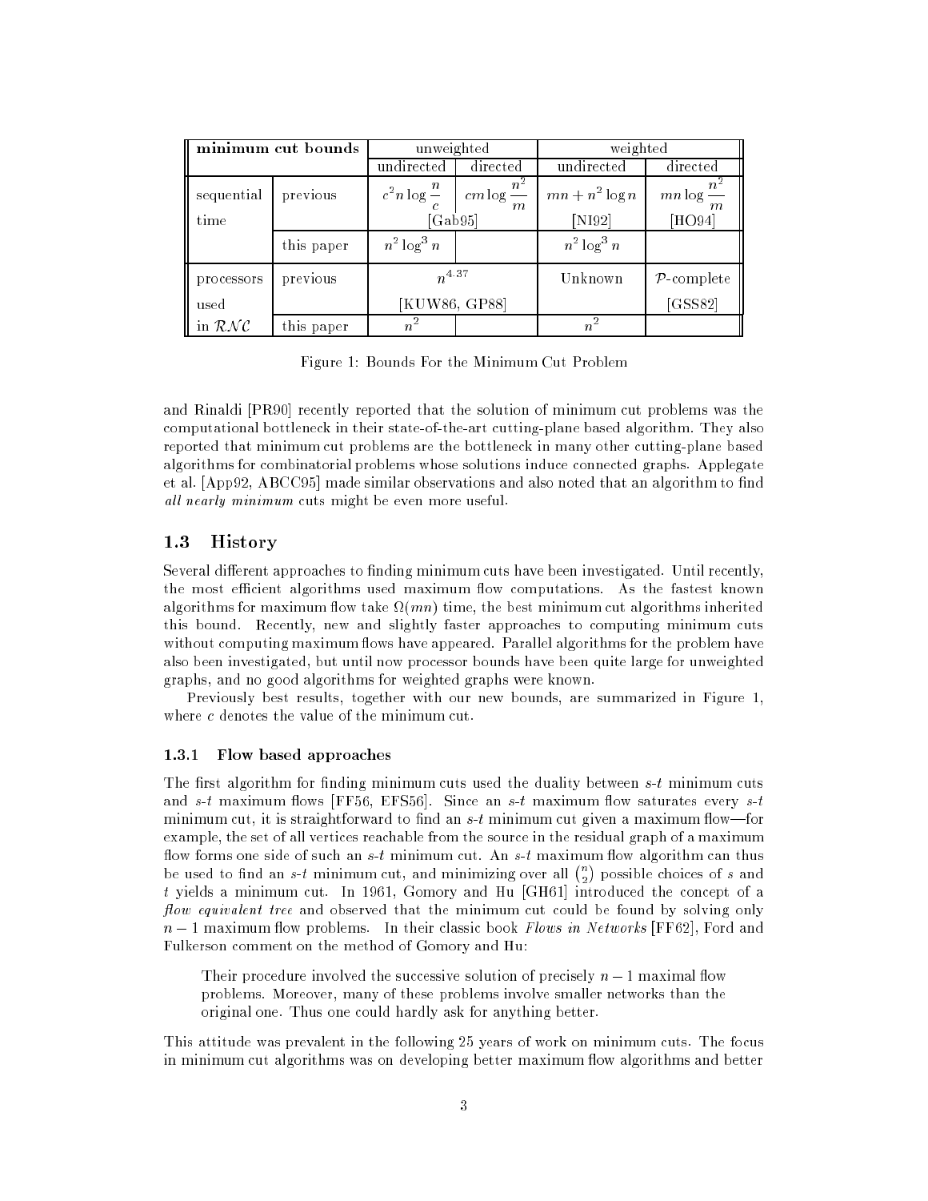| minimum cut bounds | | unweighted | | weighted | |
|---|---|---|---|---|---|
| | | undirected | directed | undirected | directed |
| sequential time | previous | $c^2 n \log \frac{n}{c}$ | $cm \log \frac{n^2}{m}$ | $mn + n^2 \log n$ | $mn \log \frac{n^2}{m}$ |
| | | [Gab95] | | [NI92] | [HO94] |
| | this paper | $n^2 \log^3 n$ | | $n^2 \log^3 n$ | |
| processors used in $\mathcal{RNC}$ | previous | $n^{4.37}$ | | Unknown | $\mathcal{P}$-complete |
| | | [KUW86, GP88] | | | [GSS82] |
| | this paper | $n^2$ | | $n^2$ | |

Figure 1: Bounds For the Minimum Cut Problem

and Rinaldi [PR90] recently reported that the solution of minimum cut problems was the computational bottleneck in their state-of-the-art cutting-plane based algorithm. They also reported that minimum cut problems are the bottleneck in many other cutting-plane based algorithms for combinatorial problems whose solutions induce connected graphs. Applegate et al. [App92, ABCC95] made similar observations and also noted that an algorithm to find *all nearly minimum* cuts might be even more useful.

## 1.3 History

Several different approaches to finding minimum cuts have been investigated. Until recently, the most efficient algorithms used maximum flow computations. As the fastest known algorithms for maximum flow take $\Omega(mn)$ time, the best minimum cut algorithms inherited this bound. Recently, new and slightly faster approaches to computing minimum cuts without computing maximum flows have appeared. Parallel algorithms for the problem have also been investigated, but until now processor bounds have been quite large for unweighted graphs, and no good algorithms for weighted graphs were known.

Previously best results, together with our new bounds, are summarized in Figure 1, where $c$ denotes the value of the minimum cut.

### 1.3.1 Flow based approaches

The first algorithm for finding minimum cuts used the duality between $s$-$t$ minimum cuts and $s$-$t$ maximum flows [FF56, EFS56]. Since an $s$-$t$ maximum flow saturates every $s$-$t$ minimum cut, it is straightforward to find an $s$-$t$ minimum cut given a maximum flow—for example, the set of all vertices reachable from the source in the residual graph of a maximum flow forms one side of such an $s$-$t$ minimum cut. An $s$-$t$ maximum flow algorithm can thus be used to find an $s$-$t$ minimum cut, and minimizing over all $\binom{n}{2}$ possible choices of $s$ and $t$ yields a minimum cut. In 1961, Gomory and Hu [GH61] introduced the concept of a *flow equivalent tree* and observed that the minimum cut could be found by solving only $n-1$ maximum flow problems. In their classic book *Flows in Networks* [FF62], Ford and Fulkerson comment on the method of Gomory and Hu:

> Their procedure involved the successive solution of precisely $n-1$ maximal flow problems. Moreover, many of these problems involve smaller networks than the original one. Thus one could hardly ask for anything better.

This attitude was prevalent in the following 25 years of work on minimum cuts. The focus in minimum cut algorithms was on developing better maximum flow algorithms and better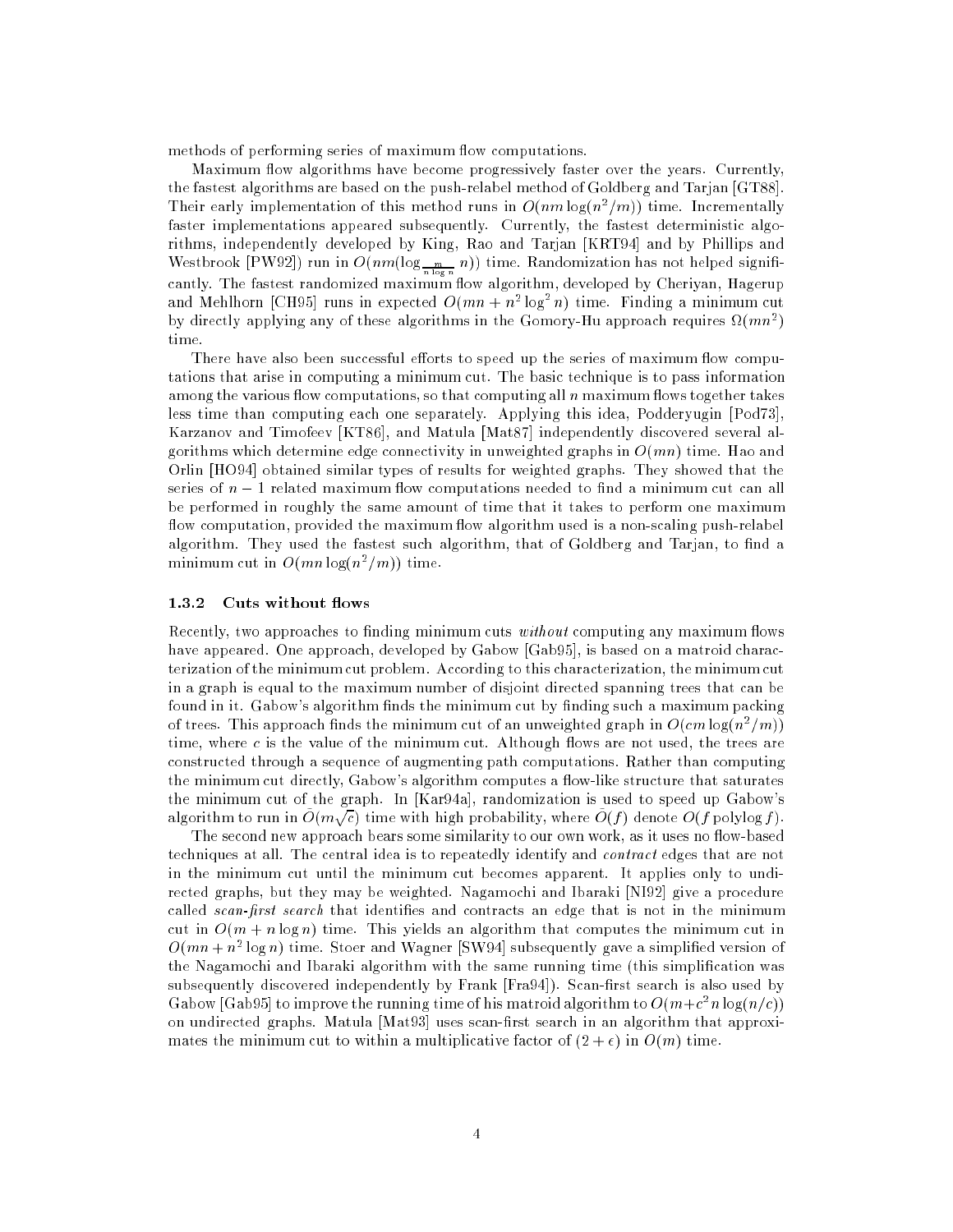methods of performing series of maximum flow computations.

Maximum flow algorithms have become progressively faster over the years. Currently, the fastest algorithms are based on the push-relabel method of Goldberg and Tarjan [GT88]. Their early implementation of this method runs in $O(nm \log(n^2/m))$ time. Incrementally faster implementations appeared subsequently. Currently, the fastest deterministic algorithms, independently developed by King, Rao and Tarjan [KRT94] and by Phillips and Westbrook [PW92]) run in $O(nm(\log_{\frac{m}{n \log n}} n))$ time. Randomization has not helped significantly. The fastest randomized maximum flow algorithm, developed by Cheriyan, Hagerup and Mehlhorn [CH95] runs in expected $O(mn + n^2 \log^2 n)$ time. Finding a minimum cut by directly applying any of these algorithms in the Gomory-Hu approach requires $\Omega(mn^2)$ time.

There have also been successful efforts to speed up the series of maximum flow computations that arise in computing a minimum cut. The basic technique is to pass information among the various flow computations, so that computing all $n$ maximum flows together takes less time than computing each one separately. Applying this idea, Podderyugin [Pod73], Karzanov and Timofeev [KT86], and Matula [Mat87] independently discovered several algorithms which determine edge connectivity in unweighted graphs in $O(mn)$ time. Hao and Orlin [HO94] obtained similar types of results for weighted graphs. They showed that the series of $n-1$ related maximum flow computations needed to find a minimum cut can all be performed in roughly the same amount of time that it takes to perform one maximum flow computation, provided the maximum flow algorithm used is a non-scaling push-relabel algorithm. They used the fastest such algorithm, that of Goldberg and Tarjan, to find a minimum cut in $O(mn \log(n^2/m))$ time.

### 1.3.2 Cuts without flows

Recently, two approaches to finding minimum cuts *without* computing any maximum flows have appeared. One approach, developed by Gabow [Gab95], is based on a matroid characterization of the minimum cut problem. According to this characterization, the minimum cut in a graph is equal to the maximum number of disjoint directed spanning trees that can be found in it. Gabow's algorithm finds the minimum cut by finding such a maximum packing of trees. This approach finds the minimum cut of an unweighted graph in $O(cm \log(n^2/m))$ time, where $c$ is the value of the minimum cut. Although flows are not used, the trees are constructed through a sequence of augmenting path computations. Rather than computing the minimum cut directly, Gabow's algorithm computes a flow-like structure that saturates the minimum cut of the graph. In [Kar94a], randomization is used to speed up Gabow's algorithm to run in $\tilde{O}(m\sqrt{c})$ time with high probability, where $\tilde{O}(f)$ denote $O(f \operatorname{polylog} f)$.

The second new approach bears some similarity to our own work, as it uses no flow-based techniques at all. The central idea is to repeatedly identify and *contract* edges that are not in the minimum cut until the minimum cut becomes apparent. It applies only to undirected graphs, but they may be weighted. Nagamochi and Ibaraki [NI92] give a procedure called *scan-first search* that identifies and contracts an edge that is not in the minimum cut in $O(m + n \log n)$ time. This yields an algorithm that computes the minimum cut in $O(mn + n^2 \log n)$ time. Stoer and Wagner [SW94] subsequently gave a simplified version of the Nagamochi and Ibaraki algorithm with the same running time (this simplification was subsequently discovered independently by Frank [Fra94]). Scan-first search is also used by Gabow [Gab95] to improve the running time of his matroid algorithm to $O(m + c^2 n \log(n/c))$ on undirected graphs. Matula [Mat93] uses scan-first search in an algorithm that approximates the minimum cut to within a multiplicative factor of $(2 + \epsilon)$ in $O(m)$ time.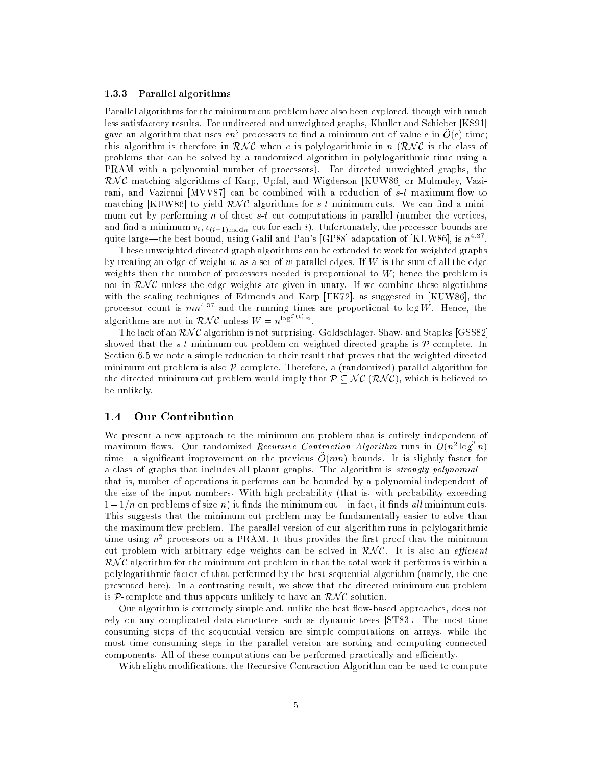### 1.3.3 Parallel algorithms

Parallel algorithms for the minimum cut problem have also been explored, though with much less satisfactory results. For undirected and unweighted graphs, Khuller and Schieber [KS91] gave an algorithm that uses $cn^2$ processors to find a minimum cut of value $c$ in $\tilde{O}(c)$ time; this algorithm is therefore in $\mathcal{RNC}$ when $c$ is polylogarithmic in $n$ ($\mathcal{RNC}$ is the class of problems that can be solved by a randomized algorithm in polylogarithmic time using a PRAM with a polynomial number of processors). For directed unweighted graphs, the $\mathcal{RNC}$ matching algorithms of Karp, Upfal, and Wigderson [KUW86] or Mulmuley, Vazirani, and Vazirani [MVV87] can be combined with a reduction of $s$-$t$ maximum flow to matching [KUW86] to yield $\mathcal{RNC}$ algorithms for $s$-$t$ minimum cuts. We can find a minimum cut by performing $n$ of these $s$-$t$ cut computations in parallel (number the vertices, and find a minimum $v_i, v_{(i+1) \bmod n}$-cut for each $i$). Unfortunately, the processor bounds are quite large—the best bound, using Galil and Pan's [GP88] adaptation of [KUW86], is $n^{4.37}$.

These unweighted directed graph algorithms can be extended to work for weighted graphs by treating an edge of weight $w$ as a set of $w$ parallel edges. If $W$ is the sum of all the edge weights then the number of processors needed is proportional to $W$; hence the problem is not in $\mathcal{RNC}$ unless the edge weights are given in unary. If we combine these algorithms with the scaling techniques of Edmonds and Karp [EK72], as suggested in [KUW86], the processor count is $mn^{4.37}$ and the running times are proportional to $\log W$. Hence, the algorithms are not in $\mathcal{RNC}$ unless $W = n^{\log^{O(1)} n}$.

The lack of an $\mathcal{RNC}$ algorithm is not surprising. Goldschlager, Shaw, and Staples [GSS82] showed that the $s$-$t$ minimum cut problem on weighted directed graphs is $\mathcal{P}$-complete. In Section 6.5 we note a simple reduction to their result that proves that the weighted directed minimum cut problem is also $\mathcal{P}$-complete. Therefore, a (randomized) parallel algorithm for the directed minimum cut problem would imply that $\mathcal{P} \subseteq \mathcal{NC}$ ($\mathcal{RNC}$), which is believed to be unlikely.

## 1.4 Our Contribution

We present a new approach to the minimum cut problem that is entirely independent of maximum flows. Our randomized *Recursive Contraction Algorithm* runs in $O(n^2 \log^3 n)$ time—a significant improvement on the previous $\tilde{O}(mn)$ bounds. It is slightly faster for a class of graphs that includes all planar graphs. The algorithm is *strongly polynomial*—that is, number of operations it performs can be bounded by a polynomial independent of the size of the input numbers. With high probability (that is, with probability exceeding $1 - 1/n$ on problems of size $n$) it finds the minimum cut—in fact, it finds *all* minimum cuts. This suggests that the minimum cut problem may be fundamentally easier to solve than the maximum flow problem. The parallel version of our algorithm runs in polylogarithmic time using $n^2$ processors on a PRAM. It thus provides the first proof that the minimum cut problem with arbitrary edge weights can be solved in $\mathcal{RNC}$. It is also an *efficient* $\mathcal{RNC}$ algorithm for the minimum cut problem in that the total work it performs is within a polylogarithmic factor of that performed by the best sequential algorithm (namely, the one presented here). In a contrasting result, we show that the directed minimum cut problem is $\mathcal{P}$-complete and thus appears unlikely to have an $\mathcal{RNC}$ solution.

Our algorithm is extremely simple and, unlike the best flow-based approaches, does not rely on any complicated data structures such as dynamic trees [ST83]. The most time consuming steps of the sequential version are simple computations on arrays, while the most time consuming steps in the parallel version are sorting and computing connected components. All of these computations can be performed practically and efficiently.

With slight modifications, the Recursive Contraction Algorithm can be used to compute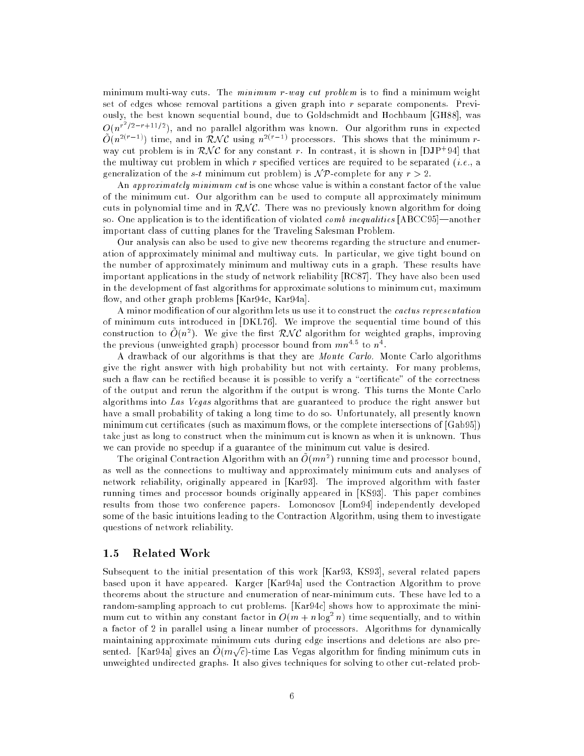minimum multi-way cuts. The *minimum r-way cut problem* is to find a minimum weight set of edges whose removal partitions a given graph into $r$ separate components. Previously, the best known sequential bound, due to Goldschmidt and Hochbaum [GH88], was $O(n^{r^2/2-r+11/2})$, and no parallel algorithm was known. Our algorithm runs in expected $\tilde{O}(n^{2(r-1)})$ time, and in $\mathcal{RNC}$ using $n^{2(r-1)}$ processors. This shows that the minimum $r$-way cut problem is in $\mathcal{RNC}$ for any constant $r$. In contrast, it is shown in [DJP+94] that the multiway cut problem in which $r$ specified vertices are required to be separated (*i.e.*, a generalization of the $s$-$t$ minimum cut problem) is $\mathcal{NP}$-complete for any $r > 2$.

An *approximately minimum cut* is one whose value is within a constant factor of the value of the minimum cut. Our algorithm can be used to compute all approximately minimum cuts in polynomial time and in $\mathcal{RNC}$. There was no previously known algorithm for doing so. One application is to the identification of violated *comb inequalities* [ABCC95]—another important class of cutting planes for the Traveling Salesman Problem.

Our analysis can also be used to give new theorems regarding the structure and enumeration of approximately minimal and multiway cuts. In particular, we give tight bound on the number of approximately minimum and multiway cuts in a graph. These results have important applications in the study of network reliability [RC87]. They have also been used in the development of fast algorithms for approximate solutions to minimum cut, maximum flow, and other graph problems [Kar94c, Kar94a].

A minor modification of our algorithm lets us use it to construct the *cactus representation* of minimum cuts introduced in [DKL76]. We improve the sequential time bound of this construction to $\tilde{O}(n^2)$. We give the first $\mathcal{RNC}$ algorithm for weighted graphs, improving the previous (unweighted graph) processor bound from $mn^{4.5}$ to $n^4$.

A drawback of our algorithms is that they are *Monte Carlo.* Monte Carlo algorithms give the right answer with high probability but not with certainty. For many problems, such a flaw can be rectified because it is possible to verify a "certificate" of the correctness of the output and rerun the algorithm if the output is wrong. This turns the Monte Carlo algorithms into *Las Vegas* algorithms that are guaranteed to produce the right answer but have a small probability of taking a long time to do so. Unfortunately, all presently known minimum cut certificates (such as maximum flows, or the complete intersections of [Gab95]) take just as long to construct when the minimum cut is known as when it is unknown. Thus we can provide no speedup if a guarantee of the minimum cut value is desired.

The original Contraction Algorithm with an $\tilde{O}(mn^2)$ running time and processor bound, as well as the connections to multiway and approximately minimum cuts and analyses of network reliability, originally appeared in [Kar93]. The improved algorithm with faster running times and processor bounds originally appeared in [KS93]. This paper combines results from those two conference papers. Lomonosov [Lom94] independently developed some of the basic intuitions leading to the Contraction Algorithm, using them to investigate questions of network reliability.

### 1.5 Related Work

Subsequent to the initial presentation of this work [Kar93, KS93], several related papers based upon it have appeared. Karger [Kar94a] used the Contraction Algorithm to prove theorems about the structure and enumeration of near-minimum cuts. These have led to a random-sampling approach to cut problems. [Kar94c] shows how to approximate the minimum cut to within any constant factor in $O(m + n \log^2 n)$ time sequentially, and to within a factor of 2 in parallel using a linear number of processors. Algorithms for dynamically maintaining approximate minimum cuts during edge insertions and deletions are also presented. [Kar94a] gives an $\tilde{O}(m\sqrt{c})$-time Las Vegas algorithm for finding minimum cuts in unweighted undirected graphs. It also gives techniques for solving to other cut-related prob-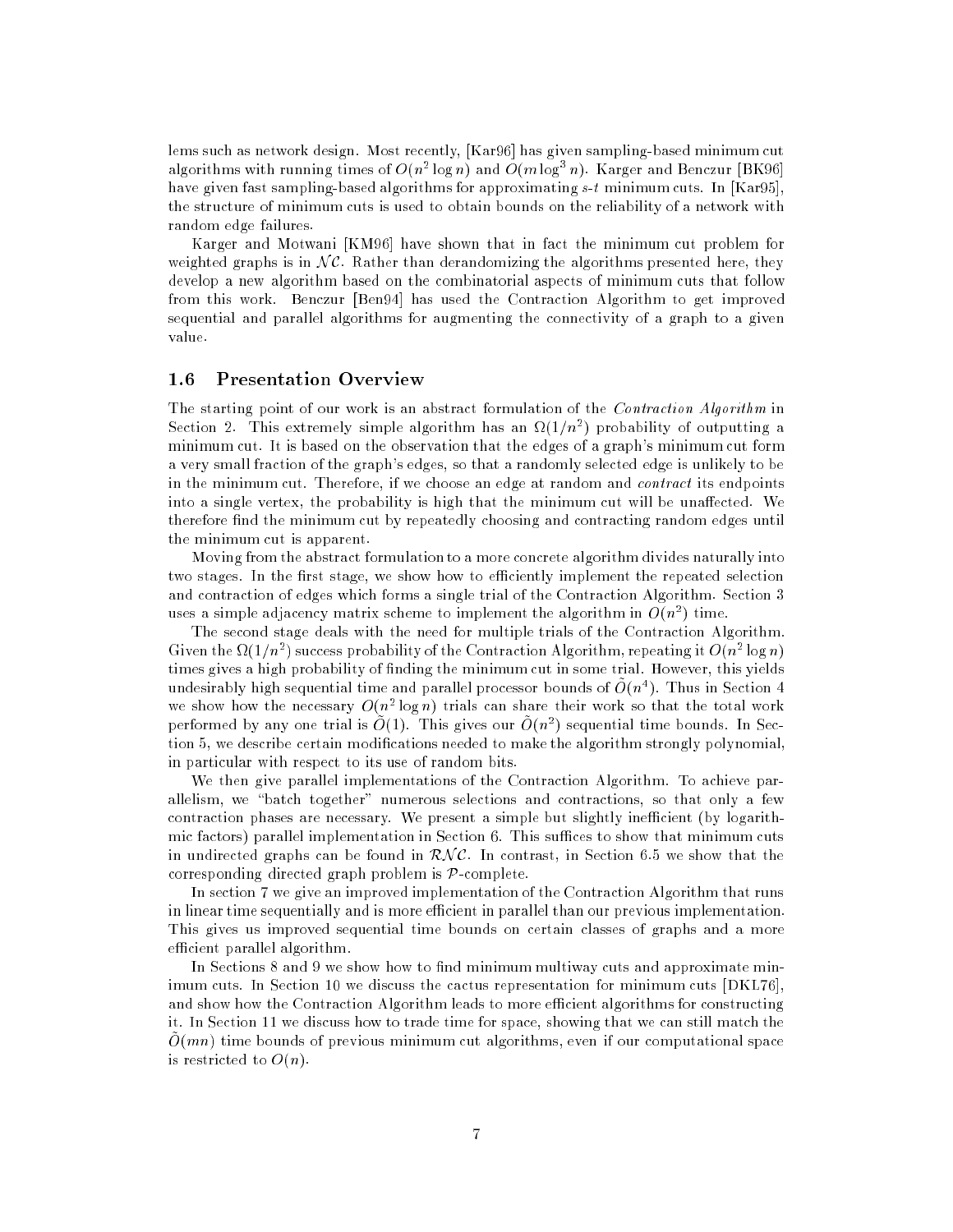lems such as network design. Most recently, [Kar96] has given sampling-based minimum cut algorithms with running times of $O(n^2 \log n)$ and $O(m \log^3 n)$. Karger and Benczur [BK96] have given fast sampling-based algorithms for approximating $s$-$t$ minimum cuts. In [Kar95], the structure of minimum cuts is used to obtain bounds on the reliability of a network with random edge failures.

Karger and Motwani [KM96] have shown that in fact the minimum cut problem for weighted graphs is in $\mathcal{NC}$. Rather than derandomizing the algorithms presented here, they develop a new algorithm based on the combinatorial aspects of minimum cuts that follow from this work. Benczur [Ben94] has used the Contraction Algorithm to get improved sequential and parallel algorithms for augmenting the connectivity of a graph to a given value.

### 1.6 Presentation Overview

The starting point of our work is an abstract formulation of the *Contraction Algorithm* in Section 2. This extremely simple algorithm has an $\Omega(1/n^2)$ probability of outputting a minimum cut. It is based on the observation that the edges of a graph's minimum cut form a very small fraction of the graph's edges, so that a randomly selected edge is unlikely to be in the minimum cut. Therefore, if we choose an edge at random and *contract* its endpoints into a single vertex, the probability is high that the minimum cut will be unaffected. We therefore find the minimum cut by repeatedly choosing and contracting random edges until the minimum cut is apparent.

Moving from the abstract formulation to a more concrete algorithm divides naturally into two stages. In the first stage, we show how to efficiently implement the repeated selection and contraction of edges which forms a single trial of the Contraction Algorithm. Section 3 uses a simple adjacency matrix scheme to implement the algorithm in $O(n^2)$ time.

The second stage deals with the need for multiple trials of the Contraction Algorithm. Given the $\Omega(1/n^2)$ success probability of the Contraction Algorithm, repeating it $O(n^2 \log n)$ times gives a high probability of finding the minimum cut in some trial. However, this yields undesirably high sequential time and parallel processor bounds of $\tilde{O}(n^4)$. Thus in Section 4 we show how the necessary $O(n^2 \log n)$ trials can share their work so that the total work performed by any one trial is $\tilde{O}(1)$. This gives our $\tilde{O}(n^2)$ sequential time bounds. In Section 5, we describe certain modifications needed to make the algorithm strongly polynomial, in particular with respect to its use of random bits.

We then give parallel implementations of the Contraction Algorithm. To achieve parallelism, we "batch together" numerous selections and contractions, so that only a few contraction phases are necessary. We present a simple but slightly inefficient (by logarithmic factors) parallel implementation in Section 6. This suffices to show that minimum cuts in undirected graphs can be found in $\mathcal{RNC}$. In contrast, in Section 6.5 we show that the corresponding directed graph problem is $\mathcal{P}$-complete.

In section 7 we give an improved implementation of the Contraction Algorithm that runs in linear time sequentially and is more efficient in parallel than our previous implementation. This gives us improved sequential time bounds on certain classes of graphs and a more efficient parallel algorithm.

In Sections 8 and 9 we show how to find minimum multiway cuts and approximate minimum cuts. In Section 10 we discuss the cactus representation for minimum cuts [DKL76], and show how the Contraction Algorithm leads to more efficient algorithms for constructing it. In Section 11 we discuss how to trade time for space, showing that we can still match the $\tilde{O}(mn)$ time bounds of previous minimum cut algorithms, even if our computational space is restricted to $O(n)$.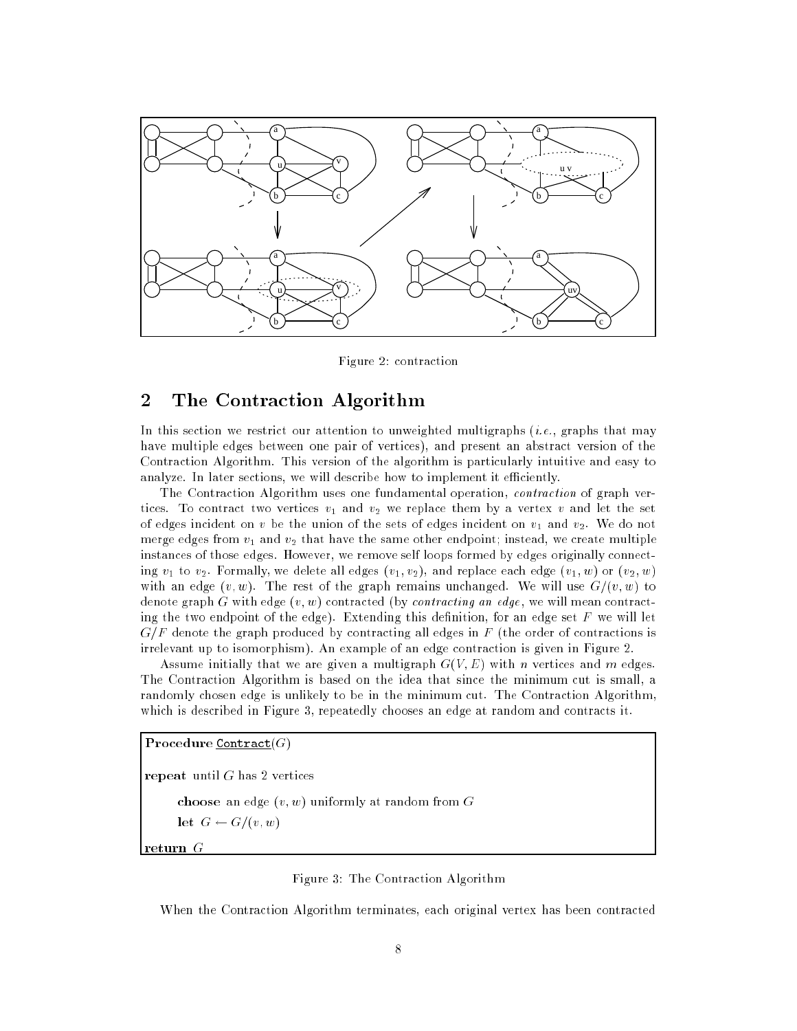Figure 2: contraction

## 2 The Contraction Algorithm

In this section we restrict our attention to unweighted multigraphs (*i.e.*, graphs that may have multiple edges between one pair of vertices), and present an abstract version of the Contraction Algorithm. This version of the algorithm is particularly intuitive and easy to analyze. In later sections, we will describe how to implement it efficiently.

The Contraction Algorithm uses one fundamental operation, *contraction* of graph vertices. To contract two vertices $v_1$ and $v_2$ we replace them by a vertex $v$ and let the set of edges incident on $v$ be the union of the sets of edges incident on $v_1$ and $v_2$. We do not merge edges from $v_1$ and $v_2$ that have the same other endpoint; instead, we create multiple instances of those edges. However, we remove self loops formed by edges originally connecting $v_1$ to $v_2$. Formally, we delete all edges $(v_1, v_2)$, and replace each edge $(v_1, w)$ or $(v_2, w)$ with an edge $(v, w)$. The rest of the graph remains unchanged. We will use $G/(v, w)$ to denote graph $G$ with edge $(v, w)$ contracted (by *contracting an edge*, we will mean contracting the two endpoint of the edge). Extending this definition, for an edge set $F$ we will let $G/F$ denote the graph produced by contracting all edges in $F$ (the order of contractions is irrelevant up to isomorphism). An example of an edge contraction is given in Figure 2.

Assume initially that we are given a multigraph $G(V, E)$ with $n$ vertices and $m$ edges. The Contraction Algorithm is based on the idea that since the minimum cut is small, a randomly chosen edge is unlikely to be in the minimum cut. The Contraction Algorithm, which is described in Figure 3, repeatedly chooses an edge at random and contracts it.

```
Procedure Contract(G)

repeat until G has 2 vertices
    choose an edge (v, w) uniformly at random from G
    let G ← G/(v, w)
return G
```

Figure 3: The Contraction Algorithm

When the Contraction Algorithm terminates, each original vertex has been contracted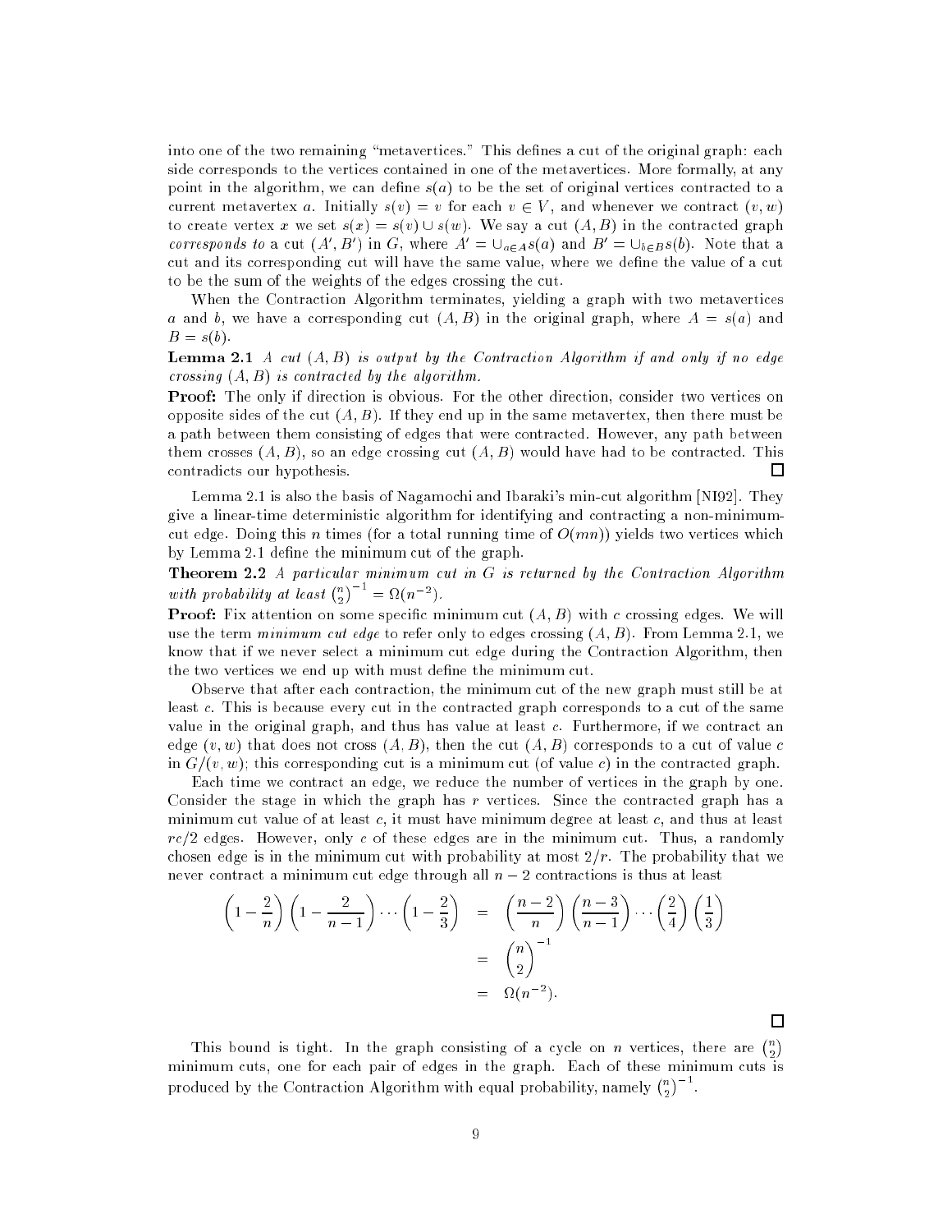into one of the two remaining "metavertices." This defines a cut of the original graph: each side corresponds to the vertices contained in one of the metavertices. More formally, at any point in the algorithm, we can define $s(a)$ to be the set of original vertices contracted to a current metavertex $a$. Initially $s(v) = v$ for each $v \in V$, and whenever we contract $(v, w)$ to create vertex $x$ we set $s(x) = s(v) \cup s(w)$. We say a cut $(A, B)$ in the contracted graph *corresponds to* a cut $(A', B')$ in $G$, where $A' = \cup_{a \in A} s(a)$ and $B' = \cup_{b \in B} s(b)$. Note that a cut and its corresponding cut will have the same value, where we define the value of a cut to be the sum of the weights of the edges crossing the cut.

When the Contraction Algorithm terminates, yielding a graph with two metavertices $a$ and $b$, we have a corresponding cut $(A, B)$ in the original graph, where $A = s(a)$ and $B = s(b)$.

**Lemma 2.1** *A cut $(A, B)$ is output by the Contraction Algorithm if and only if no edge crossing $(A, B)$ is contracted by the algorithm.*

**Proof:** The only if direction is obvious. For the other direction, consider two vertices on opposite sides of the cut $(A, B)$. If they end up in the same metavertex, then there must be a path between them consisting of edges that were contracted. However, any path between them crosses $(A, B)$, so an edge crossing cut $(A, B)$ would have had to be contracted. This contradicts our hypothesis. □

Lemma 2.1 is also the basis of Nagamochi and Ibaraki's min-cut algorithm [NI92]. They give a linear-time deterministic algorithm for identifying and contracting a non-minimum-cut edge. Doing this $n$ times (for a total running time of $O(mn)$) yields two vertices which by Lemma 2.1 define the minimum cut of the graph.

**Theorem 2.2** *A particular minimum cut in $G$ is returned by the Contraction Algorithm with probability at least $\binom{n}{2}^{-1} = \Omega(n^{-2})$.*

**Proof:** Fix attention on some specific minimum cut $(A, B)$ with $c$ crossing edges. We will use the term *minimum cut edge* to refer only to edges crossing $(A, B)$. From Lemma 2.1, we know that if we never select a minimum cut edge during the Contraction Algorithm, then the two vertices we end up with must define the minimum cut.

Observe that after each contraction, the minimum cut of the new graph must still be at least $c$. This is because every cut in the contracted graph corresponds to a cut of the same value in the original graph, and thus has value at least $c$. Furthermore, if we contract an edge $(v, w)$ that does not cross $(A, B)$, then the cut $(A, B)$ corresponds to a cut of value $c$ in $G/(v, w)$; this corresponding cut is a minimum cut (of value $c$) in the contracted graph.

Each time we contract an edge, we reduce the number of vertices in the graph by one. Consider the stage in which the graph has $r$ vertices. Since the contracted graph has a minimum cut value of at least $c$, it must have minimum degree at least $c$, and thus at least $rc/2$ edges. However, only $c$ of these edges are in the minimum cut. Thus, a randomly chosen edge is in the minimum cut with probability at most $2/r$. The probability that we never contract a minimum cut edge through all $n - 2$ contractions is thus at least

$$
\begin{aligned}
\left(1 - \frac{2}{n}\right)\left(1 - \frac{2}{n-1}\right)\cdots\left(1 - \frac{2}{3}\right) &= \left(\frac{n-2}{n}\right)\left(\frac{n-3}{n-1}\right)\cdots\left(\frac{2}{4}\right)\left(\frac{1}{3}\right) \\
&= \binom{n}{2}^{-1} \\
&= \Omega(n^{-2}).
\end{aligned}
$$

□

This bound is tight. In the graph consisting of a cycle on $n$ vertices, there are $\binom{n}{2}$ minimum cuts, one for each pair of edges in the graph. Each of these minimum cuts is produced by the Contraction Algorithm with equal probability, namely $\binom{n}{2}^{-1}$.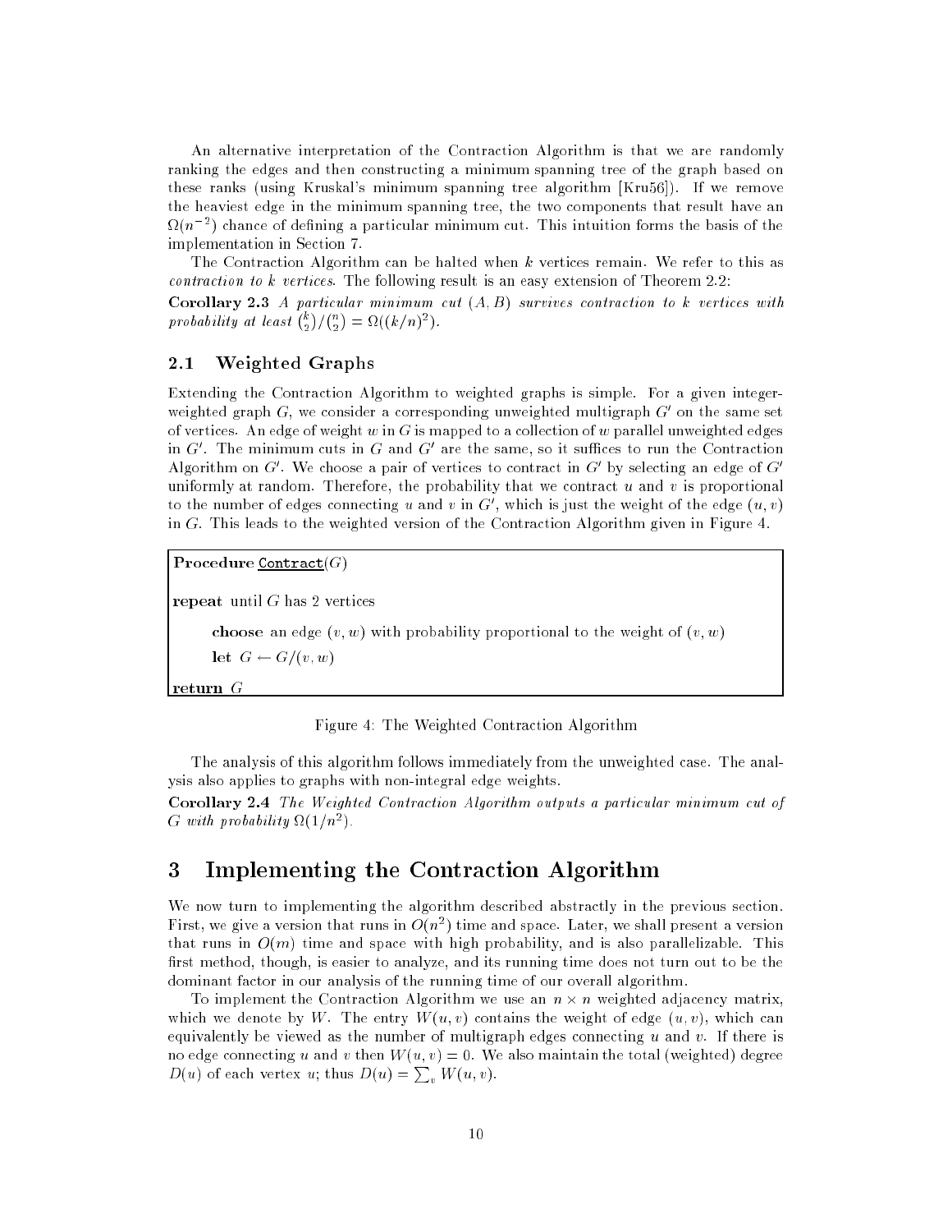An alternative interpretation of the Contraction Algorithm is that we are randomly ranking the edges and then constructing a minimum spanning tree of the graph based on these ranks (using Kruskal's minimum spanning tree algorithm [Kru56]). If we remove the heaviest edge in the minimum spanning tree, the two components that result have an $\Omega(n^{-2})$ chance of defining a particular minimum cut. This intuition forms the basis of the implementation in Section 7.

The Contraction Algorithm can be halted when $k$ vertices remain. We refer to this as *contraction to k vertices*. The following result is an easy extension of Theorem 2.2:

**Corollary 2.3** *A particular minimum cut $(A, B)$ survives contraction to $k$ vertices with probability at least $\binom{k}{2}/\binom{n}{2} = \Omega((k/n)^2)$.*

## 2.1 Weighted Graphs

Extending the Contraction Algorithm to weighted graphs is simple. For a given integer-weighted graph $G$, we consider a corresponding unweighted multigraph $G'$ on the same set of vertices. An edge of weight $w$ in $G$ is mapped to a collection of $w$ parallel unweighted edges in $G'$. The minimum cuts in $G$ and $G'$ are the same, so it suffices to run the Contraction Algorithm on $G'$. We choose a pair of vertices to contract in $G'$ by selecting an edge of $G'$ uniformly at random. Therefore, the probability that we contract $u$ and $v$ is proportional to the number of edges connecting $u$ and $v$ in $G'$, which is just the weight of the edge $(u, v)$ in $G$. This leads to the weighted version of the Contraction Algorithm given in Figure 4.

```
Procedure Contract(G)

repeat until G has 2 vertices

    choose an edge (v, w) with probability proportional to the weight of (v, w)

    let G ← G/(v, w)

return G
```

Figure 4: The Weighted Contraction Algorithm

The analysis of this algorithm follows immediately from the unweighted case. The analysis also applies to graphs with non-integral edge weights.

**Corollary 2.4** *The Weighted Contraction Algorithm outputs a particular minimum cut of $G$ with probability $\Omega(1/n^2)$.*

# 3 Implementing the Contraction Algorithm

We now turn to implementing the algorithm described abstractly in the previous section. First, we give a version that runs in $O(n^2)$ time and space. Later, we shall present a version that runs in $O(m)$ time and space with high probability, and is also parallelizable. This first method, though, is easier to analyze, and its running time does not turn out to be the dominant factor in our analysis of the running time of our overall algorithm.

To implement the Contraction Algorithm we use an $n \times n$ weighted adjacency matrix, which we denote by $W$. The entry $W(u, v)$ contains the weight of edge $(u, v)$, which can equivalently be viewed as the number of multigraph edges connecting $u$ and $v$. If there is no edge connecting $u$ and $v$ then $W(u, v) = 0$. We also maintain the total (weighted) degree $D(u)$ of each vertex $u$; thus $D(u) = \sum_v W(u, v)$.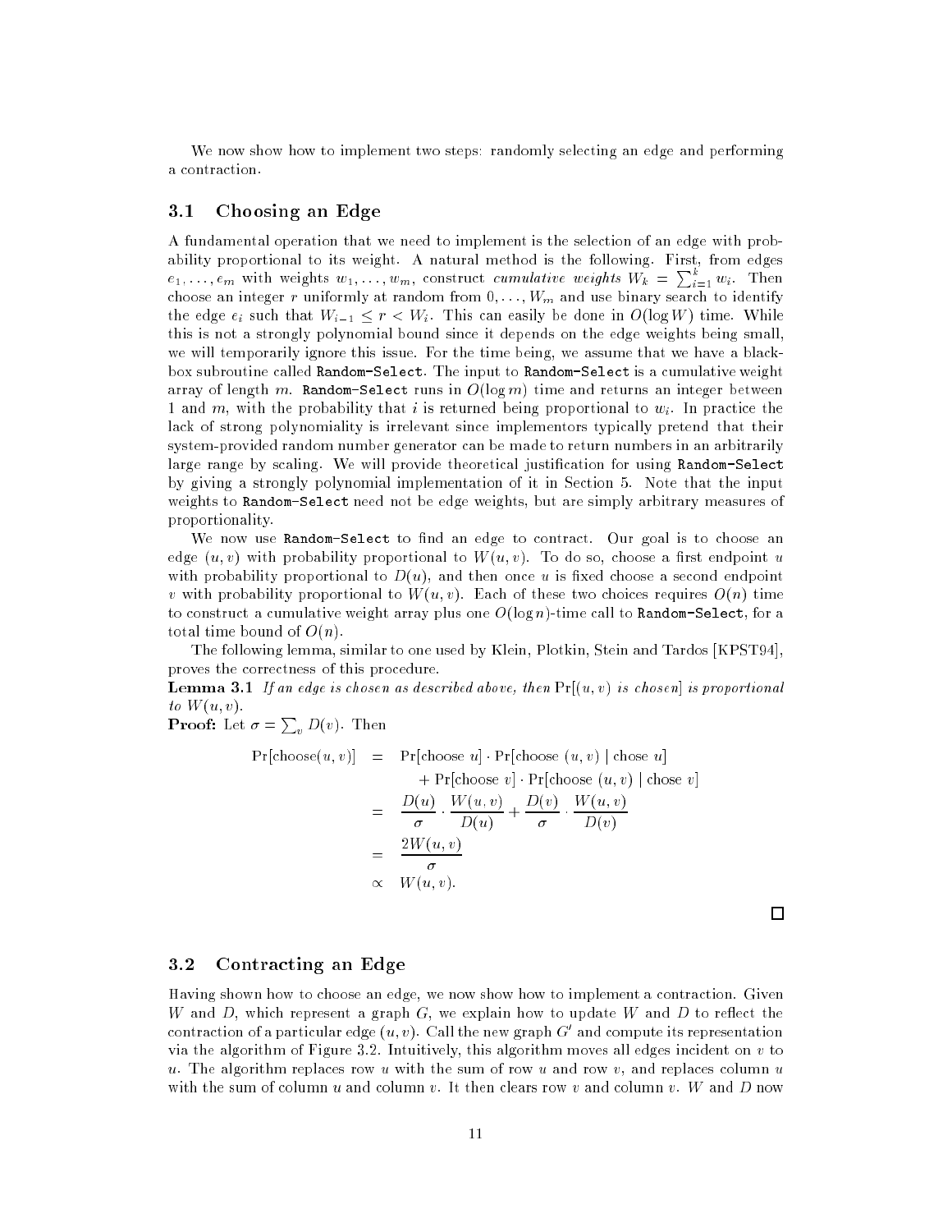We now show how to implement two steps: randomly selecting an edge and performing a contraction.

## 3.1 Choosing an Edge

A fundamental operation that we need to implement is the selection of an edge with probability proportional to its weight. A natural method is the following. First, from edges $e_1, \ldots, e_m$ with weights $w_1, \ldots, w_m$, construct *cumulative weights* $W_k = \sum_{i=1}^{k} w_i$. Then choose an integer $r$ uniformly at random from $0, \ldots, W_m$ and use binary search to identify the edge $e_i$ such that $W_{i-1} \leq r < W_i$. This can easily be done in $O(\log W)$ time. While this is not a strongly polynomial bound since it depends on the edge weights being small, we will temporarily ignore this issue. For the time being, we assume that we have a black-box subroutine called `Random-Select`. The input to `Random-Select` is a cumulative weight array of length $m$. `Random-Select` runs in $O(\log m)$ time and returns an integer between 1 and $m$, with the probability that $i$ is returned being proportional to $w_i$. In practice the lack of strong polynomiality is irrelevant since implementors typically pretend that their system-provided random number generator can be made to return numbers in an arbitrarily large range by scaling. We will provide theoretical justification for using `Random-Select` by giving a strongly polynomial implementation of it in Section 5. Note that the input weights to `Random-Select` need not be edge weights, but are simply arbitrary measures of proportionality.

We now use `Random-Select` to find an edge to contract. Our goal is to choose an edge $(u, v)$ with probability proportional to $W(u, v)$. To do so, choose a first endpoint $u$ with probability proportional to $D(u)$, and then once $u$ is fixed choose a second endpoint $v$ with probability proportional to $W(u, v)$. Each of these two choices requires $O(n)$ time to construct a cumulative weight array plus one $O(\log n)$-time call to `Random-Select`, for a total time bound of $O(n)$.

The following lemma, similar to one used by Klein, Plotkin, Stein and Tardos [KPST94], proves the correctness of this procedure.

**Lemma 3.1** *If an edge is chosen as described above, then* $\Pr[(u, v)$ *is chosen*$]$ *is proportional to* $W(u, v)$.

**Proof:** Let $\sigma = \sum_v D(v)$. Then

$$
\begin{aligned}
\Pr[\text{choose}(u, v)] &= \Pr[\text{choose } u] \cdot \Pr[\text{choose } (u, v) \mid \text{chose } u] \\
&\quad + \Pr[\text{choose } v] \cdot \Pr[\text{choose } (u, v) \mid \text{chose } v] \\
&= \frac{D(u)}{\sigma} \cdot \frac{W(u, v)}{D(u)} + \frac{D(v)}{\sigma} \cdot \frac{W(u, v)}{D(v)} \\
&= \frac{2W(u, v)}{\sigma} \\
&\propto W(u, v).
\end{aligned}
$$

□

## 3.2 Contracting an Edge

Having shown how to choose an edge, we now show how to implement a contraction. Given $W$ and $D$, which represent a graph $G$, we explain how to update $W$ and $D$ to reflect the contraction of a particular edge $(u, v)$. Call the new graph $G'$ and compute its representation via the algorithm of Figure 3.2. Intuitively, this algorithm moves all edges incident on $v$ to $u$. The algorithm replaces row $u$ with the sum of row $u$ and row $v$, and replaces column $u$ with the sum of column $u$ and column $v$. It then clears row $v$ and column $v$. $W$ and $D$ now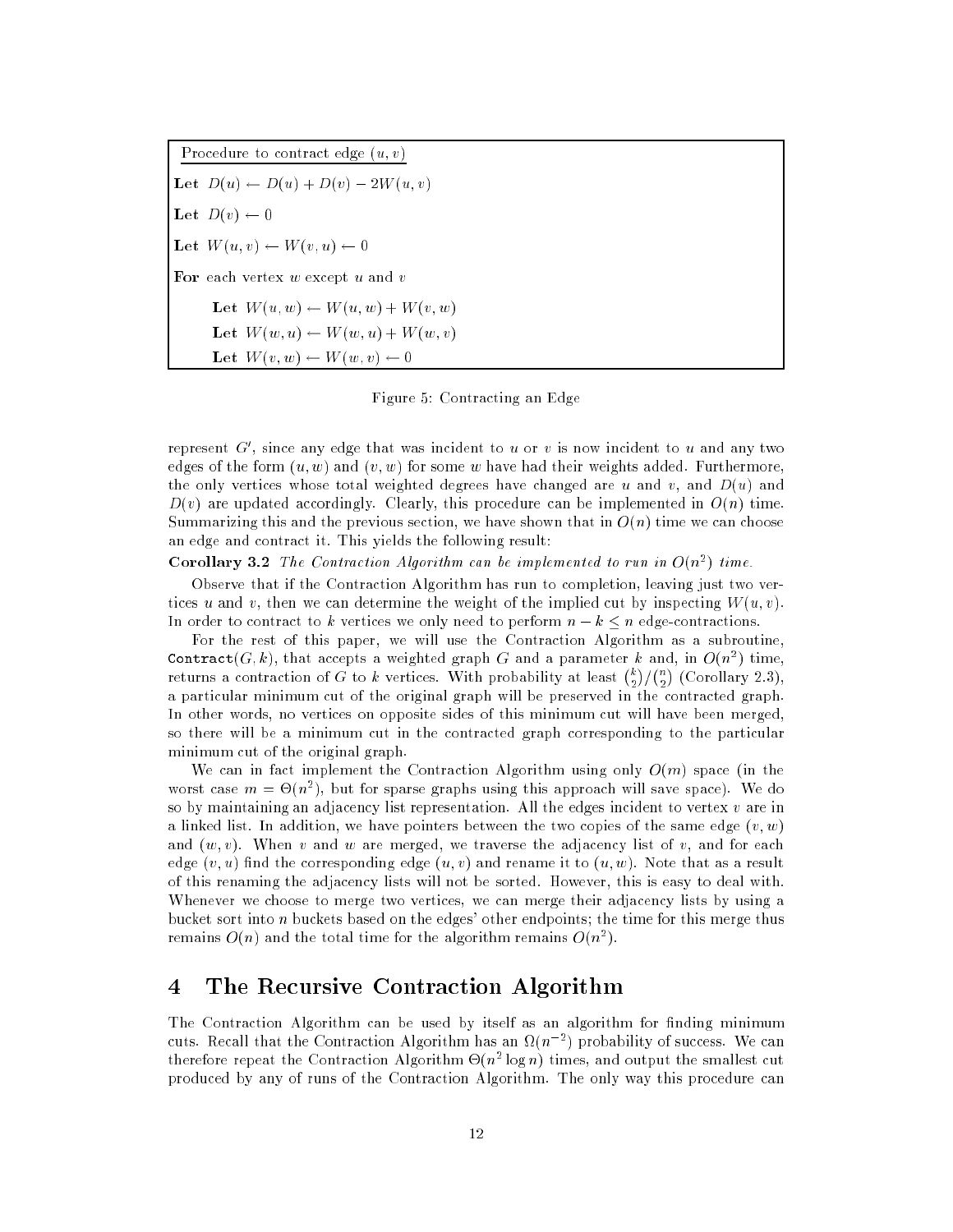```
Procedure to contract edge (u, v)

Let D(u) ← D(u) + D(v) − 2W(u, v)
Let D(v) ← 0
Let W(u, v) ← W(v, u) ← 0
For each vertex w except u and v
    Let W(u, w) ← W(u, w) + W(v, w)
    Let W(w, u) ← W(w, u) + W(w, v)
    Let W(v, w) ← W(w, v) ← 0
```

Figure 5: Contracting an Edge

represent $G'$, since any edge that was incident to $u$ or $v$ is now incident to $u$ and any two edges of the form $(u, w)$ and $(v, w)$ for some $w$ have had their weights added. Furthermore, the only vertices whose total weighted degrees have changed are $u$ and $v$, and $D(u)$ and $D(v)$ are updated accordingly. Clearly, this procedure can be implemented in $O(n)$ time. Summarizing this and the previous section, we have shown that in $O(n)$ time we can choose an edge and contract it. This yields the following result:

**Corollary 3.2** *The Contraction Algorithm can be implemented to run in $O(n^2)$ time.*

Observe that if the Contraction Algorithm has run to completion, leaving just two vertices $u$ and $v$, then we can determine the weight of the implied cut by inspecting $W(u, v)$. In order to contract to $k$ vertices we only need to perform $n - k \leq n$ edge-contractions.

For the rest of this paper, we will use the Contraction Algorithm as a subroutine, `Contract`$(G, k)$, that accepts a weighted graph $G$ and a parameter $k$ and, in $O(n^2)$ time, returns a contraction of $G$ to $k$ vertices. With probability at least $\binom{k}{2}/\binom{n}{2}$ (Corollary 2.3), a particular minimum cut of the original graph will be preserved in the contracted graph. In other words, no vertices on opposite sides of this minimum cut will have been merged, so there will be a minimum cut in the contracted graph corresponding to the particular minimum cut of the original graph.

We can in fact implement the Contraction Algorithm using only $O(m)$ space (in the worst case $m = \Theta(n^2)$, but for sparse graphs using this approach will save space). We do so by maintaining an adjacency list representation. All the edges incident to vertex $v$ are in a linked list. In addition, we have pointers between the two copies of the same edge $(v, w)$ and $(w, v)$. When $v$ and $w$ are merged, we traverse the adjacency list of $v$, and for each edge $(v, u)$ find the corresponding edge $(u, v)$ and rename it to $(u, w)$. Note that as a result of this renaming the adjacency lists will not be sorted. However, this is easy to deal with. Whenever we choose to merge two vertices, we can merge their adjacency lists by using a bucket sort into $n$ buckets based on the edges' other endpoints; the time for this merge thus remains $O(n)$ and the total time for the algorithm remains $O(n^2)$.

# 4 The Recursive Contraction Algorithm

The Contraction Algorithm can be used by itself as an algorithm for finding minimum cuts. Recall that the Contraction Algorithm has an $\Omega(n^{-2})$ probability of success. We can therefore repeat the Contraction Algorithm $\Theta(n^2 \log n)$ times, and output the smallest cut produced by any of runs of the Contraction Algorithm. The only way this procedure can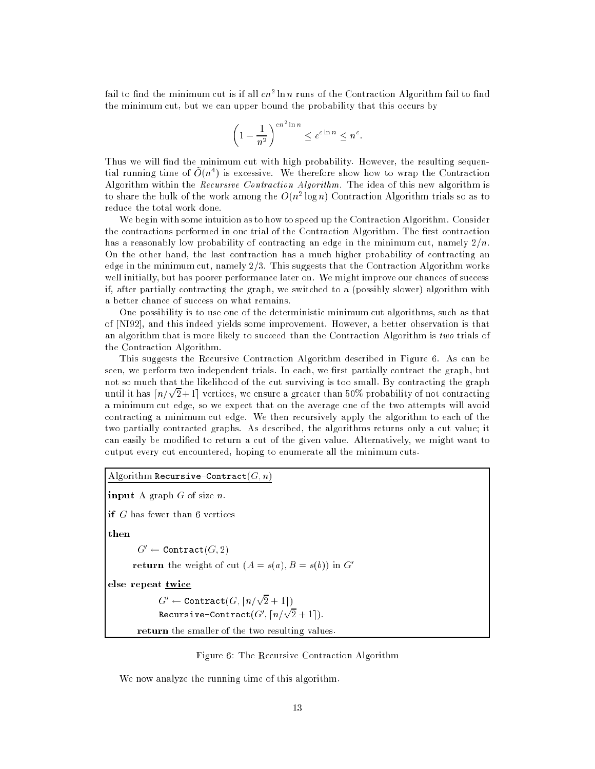fail to find the minimum cut is if all $cn^2 \ln n$ runs of the Contraction Algorithm fail to find the minimum cut, but we can upper bound the probability that this occurs by

$$\left(1 - \frac{1}{n^2}\right)^{cn^2 \ln n} \leq e^{c \ln n} \leq n^c.$$

Thus we will find the minimum cut with high probability. However, the resulting sequential running time of $\tilde{O}(n^4)$ is excessive. We therefore show how to wrap the Contraction Algorithm within the *Recursive Contraction Algorithm.* The idea of this new algorithm is to share the bulk of the work among the $O(n^2 \log n)$ Contraction Algorithm trials so as to reduce the total work done.

We begin with some intuition as to how to speed up the Contraction Algorithm. Consider the contractions performed in one trial of the Contraction Algorithm. The first contraction has a reasonably low probability of contracting an edge in the minimum cut, namely $2/n$. On the other hand, the last contraction has a much higher probability of contracting an edge in the minimum cut, namely $2/3$. This suggests that the Contraction Algorithm works well initially, but has poorer performance later on. We might improve our chances of success if, after partially contracting the graph, we switched to a (possibly slower) algorithm with a better chance of success on what remains.

One possibility is to use one of the deterministic minimum cut algorithms, such as that of [NI92], and this indeed yields some improvement. However, a better observation is that an algorithm that is more likely to succeed than the Contraction Algorithm is *two* trials of the Contraction Algorithm.

This suggests the Recursive Contraction Algorithm described in Figure 6. As can be seen, we perform two independent trials. In each, we first partially contract the graph, but not so much that the likelihood of the cut surviving is too small. By contracting the graph until it has $\lceil n/\sqrt{2}+1\rceil$ vertices, we ensure a greater than 50% probability of not contracting a minimum cut edge, so we expect that on the average one of the two attempts will avoid contracting a minimum cut edge. We then recursively apply the algorithm to each of the two partially contracted graphs. As described, the algorithms returns only a cut value; it can easily be modified to return a cut of the given value. Alternatively, we might want to output every cut encountered, hoping to enumerate all the minimum cuts.

```
Algorithm Recursive-Contract(G, n)

input A graph G of size n.

if G has fewer than 6 vertices

then
      G' ← Contract(G, 2)
      return the weight of cut (A = s(a), B = s(b)) in G'

else repeat twice
            G' ← Contract(G, ⌈n/√2 + 1⌉)
            Recursive-Contract(G', ⌈n/√2 + 1⌉).
      return the smaller of the two resulting values.
```

Figure 6: The Recursive Contraction Algorithm

We now analyze the running time of this algorithm.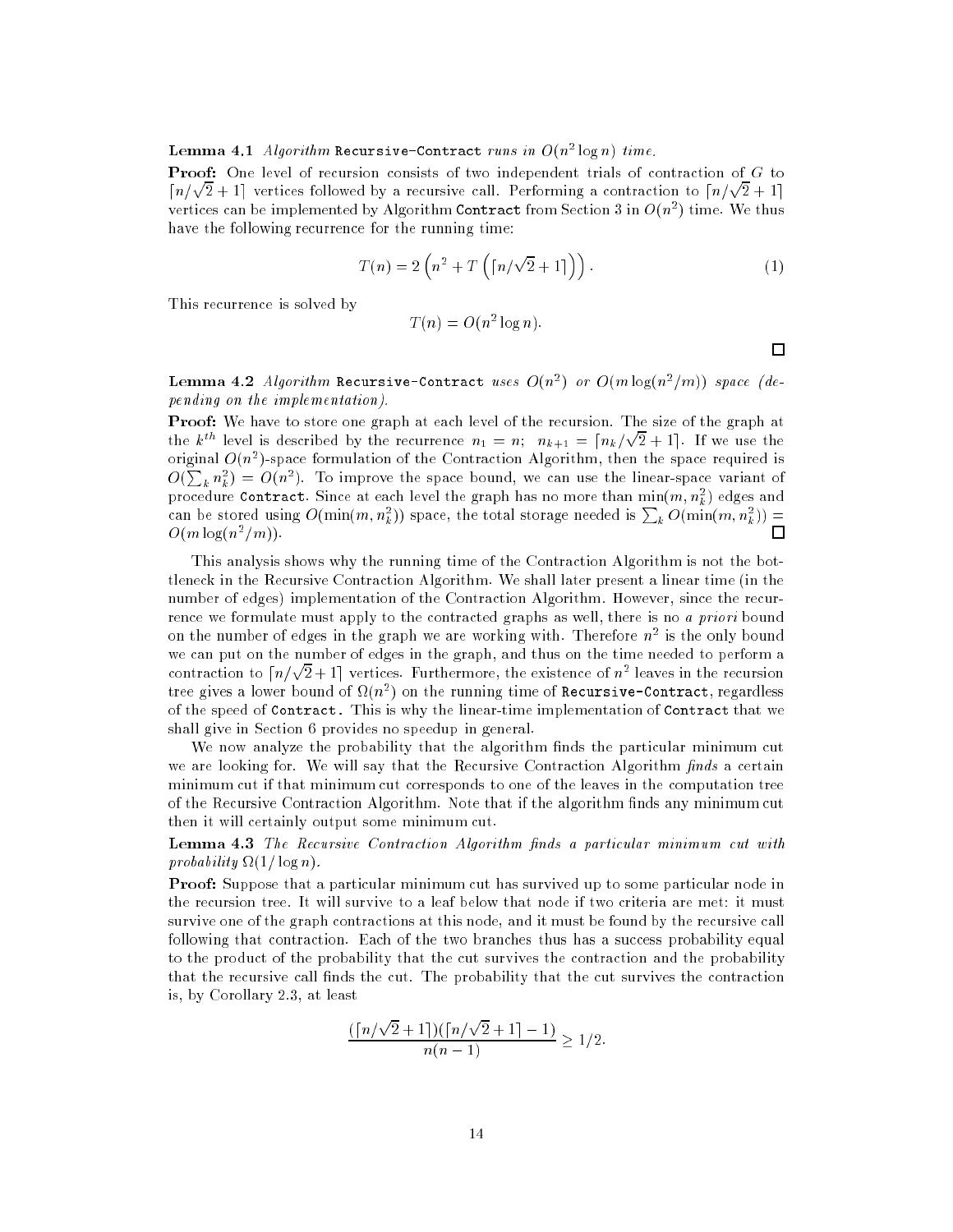**Lemma 4.1** *Algorithm* `Recursive-Contract` *runs in* $O(n^2 \log n)$ *time.*

**Proof:** One level of recursion consists of two independent trials of contraction of $G$ to $\lceil n/\sqrt{2}+1\rceil$ vertices followed by a recursive call. Performing a contraction to $\lceil n/\sqrt{2}+1\rceil$ vertices can be implemented by Algorithm `Contract` from Section 3 in $O(n^2)$ time. We thus have the following recurrence for the running time:

$$T(n) = 2\left(n^2 + T\left(\lceil n/\sqrt{2}+1\rceil\right)\right). \tag{1}$$

This recurrence is solved by

$$T(n) = O(n^2 \log n).$$

□

**Lemma 4.2** *Algorithm* `Recursive-Contract` *uses* $O(n^2)$ *or* $O(m \log(n^2/m))$ *space (depending on the implementation).*

**Proof:** We have to store one graph at each level of the recursion. The size of the graph at the $k^{th}$ level is described by the recurrence $n_1 = n;\ \ n_{k+1} = \lceil n_k/\sqrt{2}+1\rceil$. If we use the original $O(n^2)$-space formulation of the Contraction Algorithm, then the space required is $O(\sum_k n_k^2) = O(n^2)$. To improve the space bound, we can use the linear-space variant of procedure `Contract`. Since at each level the graph has no more than $\min(m, n_k^2)$ edges and can be stored using $O(\min(m, n_k^2))$ space, the total storage needed is $\sum_k O(\min(m, n_k^2)) = O(m \log(n^2/m))$. □

This analysis shows why the running time of the Contraction Algorithm is not the bottleneck in the Recursive Contraction Algorithm. We shall later present a linear time (in the number of edges) implementation of the Contraction Algorithm. However, since the recurrence we formulate must apply to the contracted graphs as well, there is no *a priori* bound on the number of edges in the graph we are working with. Therefore $n^2$ is the only bound we can put on the number of edges in the graph, and thus on the time needed to perform a contraction to $\lceil n/\sqrt{2}+1\rceil$ vertices. Furthermore, the existence of $n^2$ leaves in the recursion tree gives a lower bound of $\Omega(n^2)$ on the running time of `Recursive-Contract`, regardless of the speed of `Contract`. This is why the linear-time implementation of `Contract` that we shall give in Section 6 provides no speedup in general.

We now analyze the probability that the algorithm finds the particular minimum cut we are looking for. We will say that the Recursive Contraction Algorithm *finds* a certain minimum cut if that minimum cut corresponds to one of the leaves in the computation tree of the Recursive Contraction Algorithm. Note that if the algorithm finds any minimum cut then it will certainly output some minimum cut.

**Lemma 4.3** *The Recursive Contraction Algorithm finds a particular minimum cut with probability* $\Omega(1/\log n)$.

**Proof:** Suppose that a particular minimum cut has survived up to some particular node in the recursion tree. It will survive to a leaf below that node if two criteria are met: it must survive one of the graph contractions at this node, and it must be found by the recursive call following that contraction. Each of the two branches thus has a success probability equal to the product of the probability that the cut survives the contraction and the probability that the recursive call finds the cut. The probability that the cut survives the contraction is, by Corollary 2.3, at least

$$\frac{(\lceil n/\sqrt{2}+1\rceil)(\lceil n/\sqrt{2}+1\rceil - 1)}{n(n-1)} \geq 1/2.$$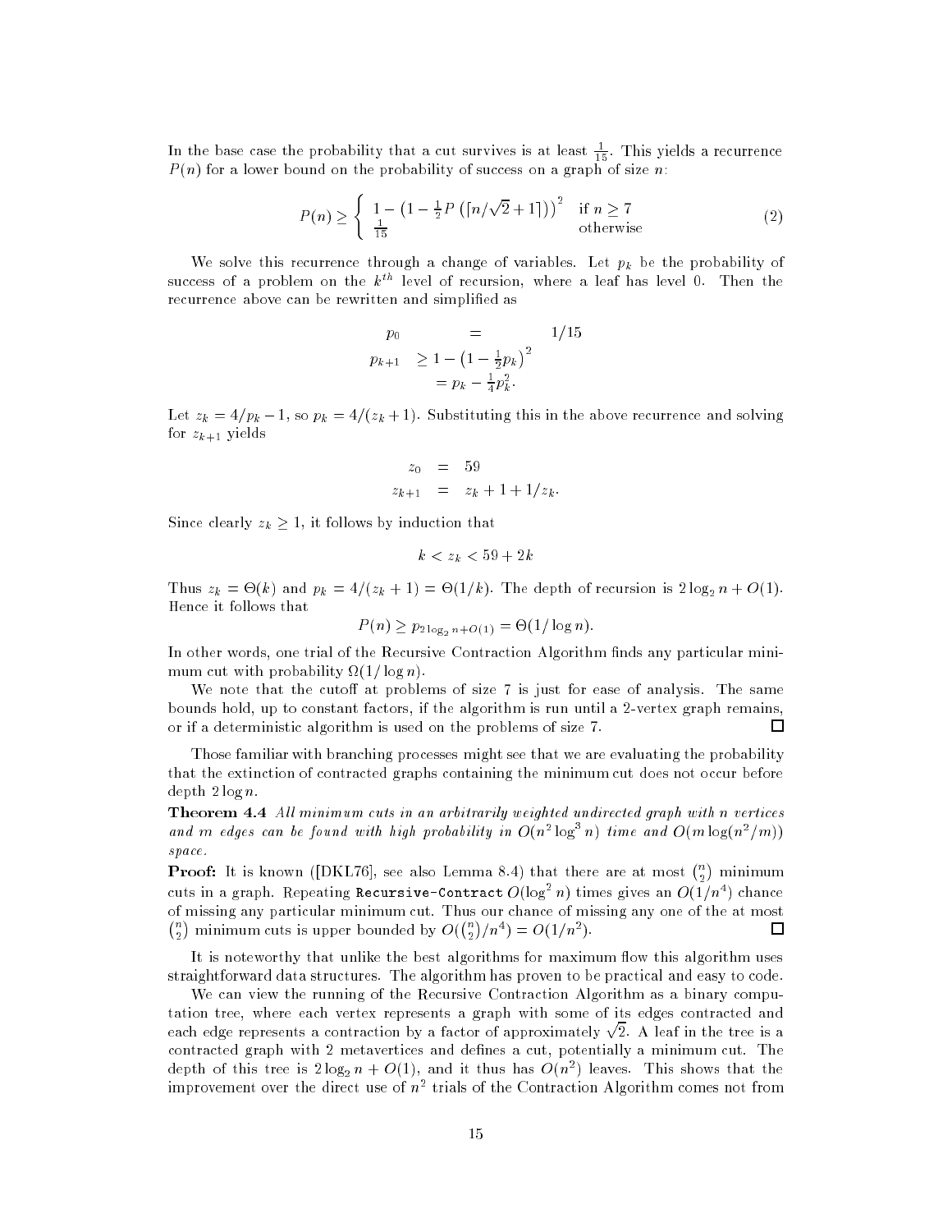In the base case the probability that a cut survives is at least $\frac{1}{15}$. This yields a recurrence $P(n)$ for a lower bound on the probability of success on a graph of size $n$:

$$P(n) \geq \begin{cases} 1 - \left(1 - \frac{1}{2} P\left(\lceil n/\sqrt{2} + 1 \rceil\right)\right)^2 & \text{if } n \geq 7 \\ \frac{1}{15} & \text{otherwise} \end{cases} \tag{2}$$

We solve this recurrence through a change of variables. Let $p_k$ be the probability of success of a problem on the $k^{th}$ level of recursion, where a leaf has level 0. Then the recurrence above can be rewritten and simplified as

$$\begin{aligned} p_0 &= 1/15 \\ p_{k+1} &\geq 1 - \left(1 - \tfrac{1}{2} p_k\right)^2 \\ &= p_k - \tfrac{1}{4} p_k^2. \end{aligned}$$

Let $z_k = 4/p_k - 1$, so $p_k = 4/(z_k + 1)$. Substituting this in the above recurrence and solving for $z_{k+1}$ yields

$$\begin{aligned} z_0 &= 59 \\ z_{k+1} &= z_k + 1 + 1/z_k. \end{aligned}$$

Since clearly $z_k \geq 1$, it follows by induction that

$$k < z_k < 59 + 2k$$

Thus $z_k = \Theta(k)$ and $p_k = 4/(z_k + 1) = \Theta(1/k)$. The depth of recursion is $2 \log_2 n + O(1)$. Hence it follows that

$$P(n) \geq p_{2 \log_2 n + O(1)} = \Theta(1/\log n).$$

In other words, one trial of the Recursive Contraction Algorithm finds any particular minimum cut with probability $\Omega(1/\log n)$.

We note that the cutoff at problems of size 7 is just for ease of analysis. The same bounds hold, up to constant factors, if the algorithm is run until a 2-vertex graph remains, or if a deterministic algorithm is used on the problems of size 7. □

Those familiar with branching processes might see that we are evaluating the probability that the extinction of contracted graphs containing the minimum cut does not occur before depth $2 \log n$.

**Theorem 4.4** *All minimum cuts in an arbitrarily weighted undirected graph with $n$ vertices and $m$ edges can be found with high probability in $O(n^2 \log^3 n)$ time and $O(m \log(n^2/m))$ space.*

**Proof:** It is known ([DKL76], see also Lemma 8.4) that there are at most $\binom{n}{2}$ minimum cuts in a graph. Repeating `Recursive-Contract` $O(\log^2 n)$ times gives an $O(1/n^4)$ chance of missing any particular minimum cut. Thus our chance of missing any one of the at most $\binom{n}{2}$ minimum cuts is upper bounded by $O(\binom{n}{2}/n^4) = O(1/n^2)$. □

It is noteworthy that unlike the best algorithms for maximum flow this algorithm uses straightforward data structures. The algorithm has proven to be practical and easy to code.

We can view the running of the Recursive Contraction Algorithm as a binary computation tree, where each vertex represents a graph with some of its edges contracted and each edge represents a contraction by a factor of approximately $\sqrt{2}$. A leaf in the tree is a contracted graph with 2 metavertices and defines a cut, potentially a minimum cut. The depth of this tree is $2 \log_2 n + O(1)$, and it thus has $O(n^2)$ leaves. This shows that the improvement over the direct use of $n^2$ trials of the Contraction Algorithm comes not from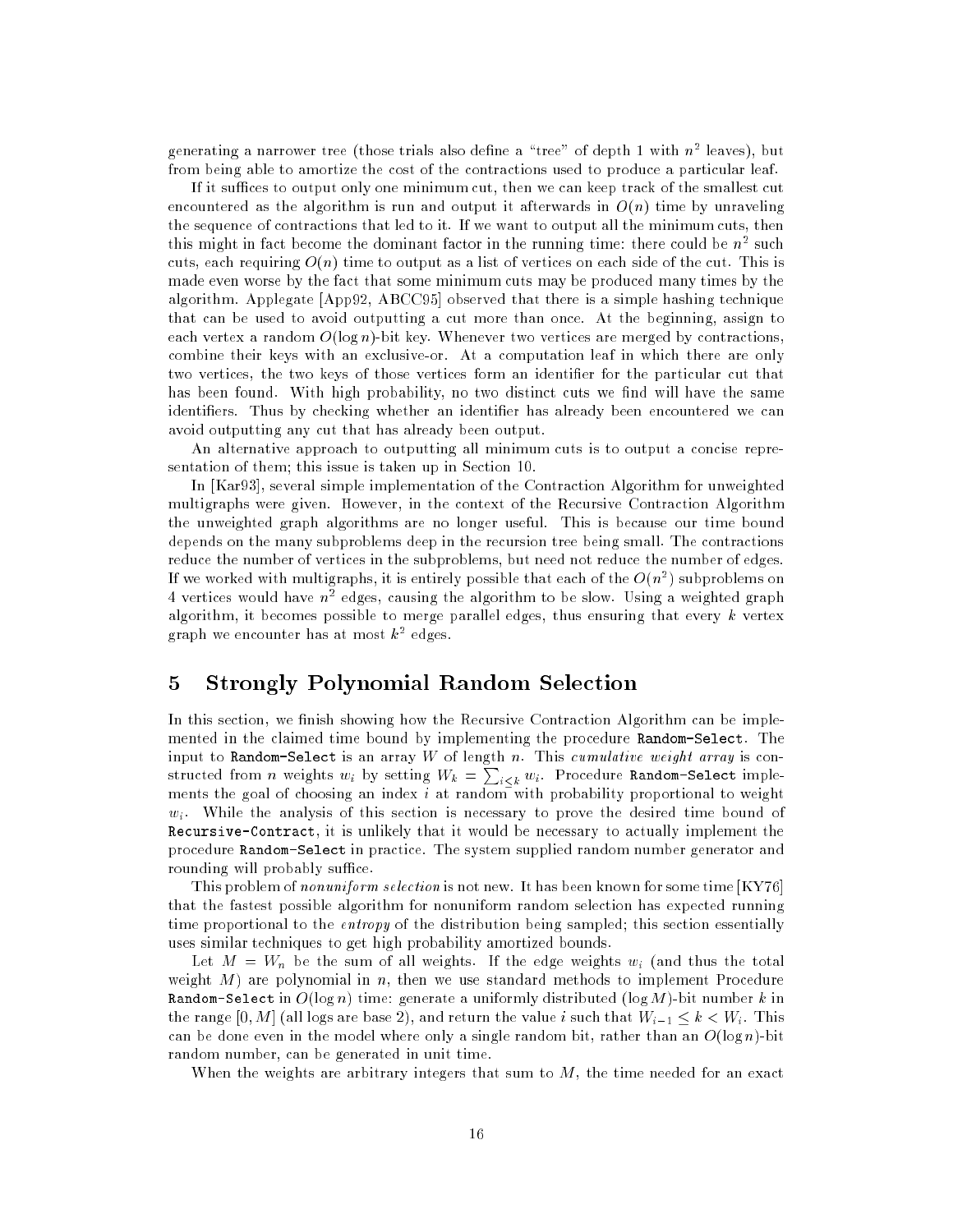generating a narrower tree (those trials also define a "tree" of depth 1 with $n^2$ leaves), but from being able to amortize the cost of the contractions used to produce a particular leaf.

If it suffices to output only one minimum cut, then we can keep track of the smallest cut encountered as the algorithm is run and output it afterwards in $O(n)$ time by unraveling the sequence of contractions that led to it. If we want to output all the minimum cuts, then this might in fact become the dominant factor in the running time: there could be $n^2$ such cuts, each requiring $O(n)$ time to output as a list of vertices on each side of the cut. This is made even worse by the fact that some minimum cuts may be produced many times by the algorithm. Applegate [App92, ABCC95] observed that there is a simple hashing technique that can be used to avoid outputting a cut more than once. At the beginning, assign to each vertex a random $O(\log n)$-bit key. Whenever two vertices are merged by contractions, combine their keys with an exclusive-or. At a computation leaf in which there are only two vertices, the two keys of those vertices form an identifier for the particular cut that has been found. With high probability, no two distinct cuts we find will have the same identifiers. Thus by checking whether an identifier has already been encountered we can avoid outputting any cut that has already been output.

An alternative approach to outputting all minimum cuts is to output a concise representation of them; this issue is taken up in Section 10.

In [Kar93], several simple implementation of the Contraction Algorithm for unweighted multigraphs were given. However, in the context of the Recursive Contraction Algorithm the unweighted graph algorithms are no longer useful. This is because our time bound depends on the many subproblems deep in the recursion tree being small. The contractions reduce the number of vertices in the subproblems, but need not reduce the number of edges. If we worked with multigraphs, it is entirely possible that each of the $O(n^2)$ subproblems on 4 vertices would have $n^2$ edges, causing the algorithm to be slow. Using a weighted graph algorithm, it becomes possible to merge parallel edges, thus ensuring that every $k$ vertex graph we encounter has at most $k^2$ edges.

## 5 Strongly Polynomial Random Selection

In this section, we finish showing how the Recursive Contraction Algorithm can be implemented in the claimed time bound by implementing the procedure `Random-Select`. The input to `Random-Select` is an array $W$ of length $n$. This *cumulative weight array* is constructed from $n$ weights $w_i$ by setting $W_k = \sum_{i \leq k} w_i$. Procedure `Random-Select` implements the goal of choosing an index $i$ at random with probability proportional to weight $w_i$. While the analysis of this section is necessary to prove the desired time bound of `Recursive-Contract`, it is unlikely that it would be necessary to actually implement the procedure `Random-Select` in practice. The system supplied random number generator and rounding will probably suffice.

This problem of *nonuniform selection* is not new. It has been known for some time [KY76] that the fastest possible algorithm for nonuniform random selection has expected running time proportional to the *entropy* of the distribution being sampled; this section essentially uses similar techniques to get high probability amortized bounds.

Let $M = W_n$ be the sum of all weights. If the edge weights $w_i$ (and thus the total weight $M$) are polynomial in $n$, then we use standard methods to implement Procedure `Random-Select` in $O(\log n)$ time: generate a uniformly distributed $(\log M)$-bit number $k$ in the range $[0, M]$ (all logs are base 2), and return the value $i$ such that $W_{i-1} \leq k < W_i$. This can be done even in the model where only a single random bit, rather than an $O(\log n)$-bit random number, can be generated in unit time.

When the weights are arbitrary integers that sum to $M$, the time needed for an exact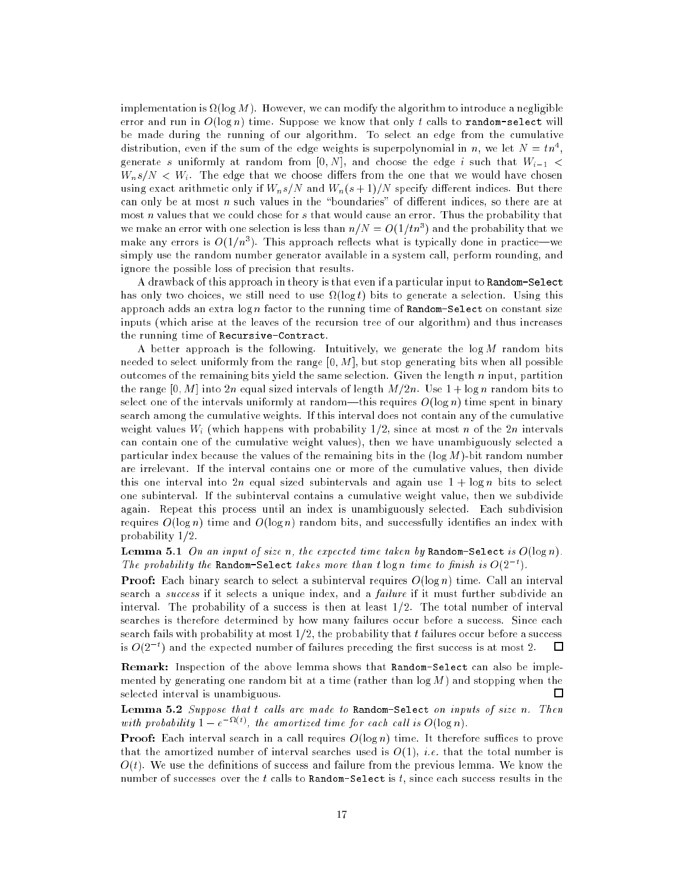implementation is $\Omega(\log M)$. However, we can modify the algorithm to introduce a negligible error and run in $O(\log n)$ time. Suppose we know that only $t$ calls to `random-select` will be made during the running of our algorithm. To select an edge from the cumulative distribution, even if the sum of the edge weights is superpolynomial in $n$, we let $N = tn^4$, generate $s$ uniformly at random from $[0, N]$, and choose the edge $i$ such that $W_{i-1} < W_n s/N < W_i$. The edge that we choose differs from the one that we would have chosen using exact arithmetic only if $W_n s/N$ and $W_n(s+1)/N$ specify different indices. But there can only be at most $n$ such values in the "boundaries" of different indices, so there are at most $n$ values that we could chose for $s$ that would cause an error. Thus the probability that we make an error with one selection is less than $n/N = O(1/tn^3)$ and the probability that we make any errors is $O(1/n^3)$. This approach reflects what is typically done in practice—we simply use the random number generator available in a system call, perform rounding, and ignore the possible loss of precision that results.

A drawback of this approach in theory is that even if a particular input to `Random-Select` has only two choices, we still need to use $\Omega(\log t)$ bits to generate a selection. Using this approach adds an extra $\log n$ factor to the running time of `Random-Select` on constant size inputs (which arise at the leaves of the recursion tree of our algorithm) and thus increases the running time of `Recursive-Contract`.

A better approach is the following. Intuitively, we generate the $\log M$ random bits needed to select uniformly from the range $[0, M]$, but stop generating bits when all possible outcomes of the remaining bits yield the same selection. Given the length $n$ input, partition the range $[0, M]$ into $2n$ equal sized intervals of length $M/2n$. Use $1 + \log n$ random bits to select one of the intervals uniformly at random—this requires $O(\log n)$ time spent in binary search among the cumulative weights. If this interval does not contain any of the cumulative weight values $W_i$ (which happens with probability $1/2$, since at most $n$ of the $2n$ intervals can contain one of the cumulative weight values), then we have unambiguously selected a particular index because the values of the remaining bits in the $(\log M)$-bit random number are irrelevant. If the interval contains one or more of the cumulative values, then divide this one interval into $2n$ equal sized subintervals and again use $1 + \log n$ bits to select one subinterval. If the subinterval contains a cumulative weight value, then we subdivide again. Repeat this process until an index is unambiguously selected. Each subdivision requires $O(\log n)$ time and $O(\log n)$ random bits, and successfully identifies an index with probability $1/2$.

**Lemma 5.1** *On an input of size $n$, the expected time taken by* `Random-Select` *is $O(\log n)$. The probability the* `Random-Select` *takes more than $t \log n$ time to finish is $O(2^{-t})$.*

**Proof:** Each binary search to select a subinterval requires $O(\log n)$ time. Call an interval search a *success* if it selects a unique index, and a *failure* if it must further subdivide an interval. The probability of a success is then at least $1/2$. The total number of interval searches is therefore determined by how many failures occur before a success. Since each search fails with probability at most $1/2$, the probability that $t$ failures occur before a success is $O(2^{-t})$ and the expected number of failures preceding the first success is at most 2. □

**Remark:** Inspection of the above lemma shows that `Random-Select` can also be implemented by generating one random bit at a time (rather than $\log M$) and stopping when the selected interval is unambiguous. □

**Lemma 5.2** *Suppose that $t$ calls are made to* `Random-Select` *on inputs of size $n$. Then with probability $1 - e^{-\Omega(t)}$, the amortized time for each call is $O(\log n)$.*

**Proof:** Each interval search in a call requires $O(\log n)$ time. It therefore suffices to prove that the amortized number of interval searches used is $O(1)$, *i.e.* that the total number is $O(t)$. We use the definitions of success and failure from the previous lemma. We know the number of successes over the $t$ calls to `Random-Select` is $t$, since each success results in the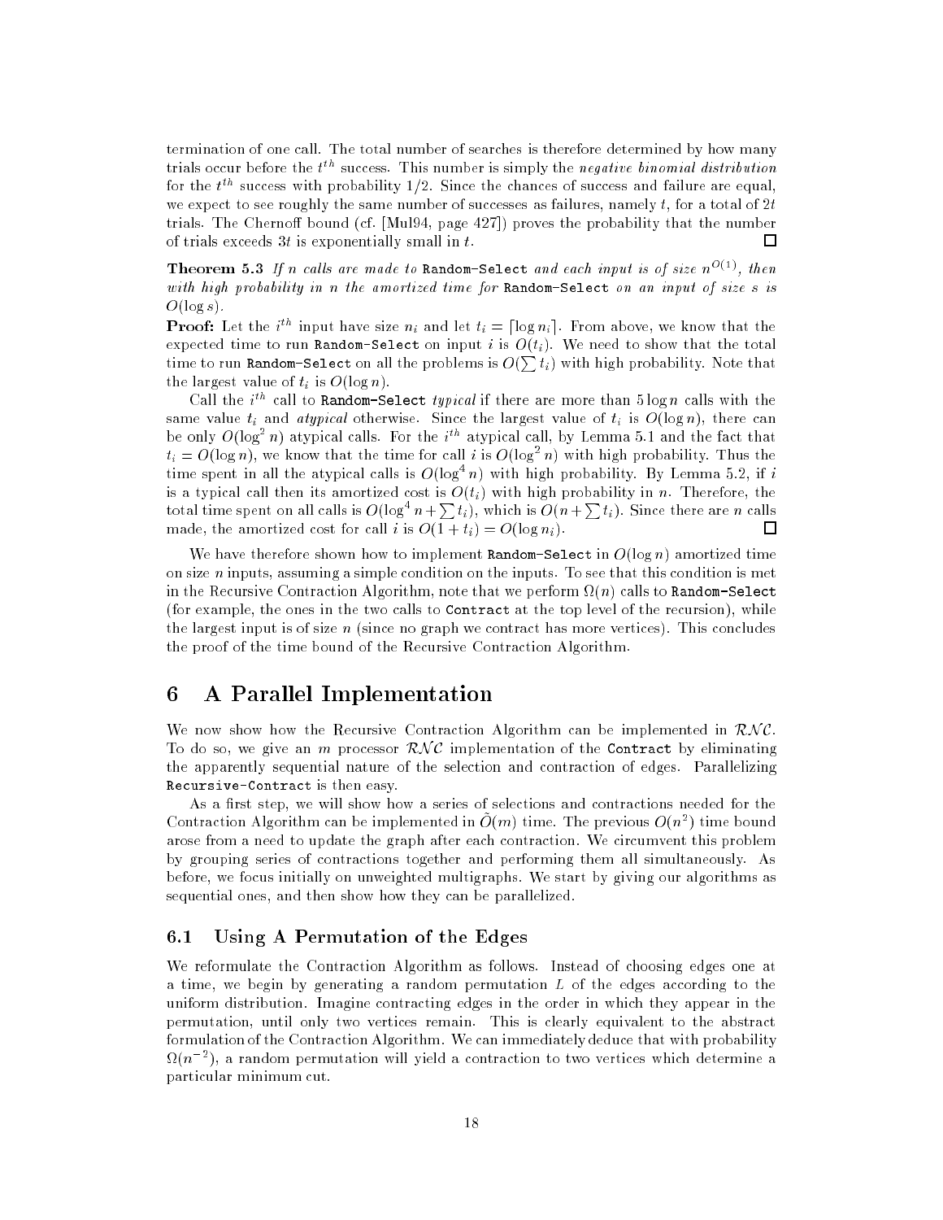termination of one call. The total number of searches is therefore determined by how many trials occur before the $t^{th}$ success. This number is simply the *negative binomial distribution* for the $t^{th}$ success with probability 1/2. Since the chances of success and failure are equal, we expect to see roughly the same number of successes as failures, namely $t$, for a total of $2t$ trials. The Chernoff bound (cf. [Mul94, page 427]) proves the probability that the number of trials exceeds $3t$ is exponentially small in $t$. □

**Theorem 5.3** *If $n$ calls are made to* `Random-Select` *and each input is of size $n^{O(1)}$, then with high probability in $n$ the amortized time for* `Random-Select` *on an input of size $s$ is $O(\log s)$.*

**Proof:** Let the $i^{th}$ input have size $n_i$ and let $t_i = \lceil \log n_i \rceil$. From above, we know that the expected time to run `Random-Select` on input $i$ is $O(t_i)$. We need to show that the total time to run `Random-Select` on all the problems is $O(\sum t_i)$ with high probability. Note that the largest value of $t_i$ is $O(\log n)$.

Call the $i^{th}$ call to `Random-Select` *typical* if there are more than $5 \log n$ calls with the same value $t_i$ and *atypical* otherwise. Since the largest value of $t_i$ is $O(\log n)$, there can be only $O(\log^2 n)$ atypical calls. For the $i^{th}$ atypical call, by Lemma 5.1 and the fact that $t_i = O(\log n)$, we know that the time for call $i$ is $O(\log^2 n)$ with high probability. Thus the time spent in all the atypical calls is $O(\log^4 n)$ with high probability. By Lemma 5.2, if $i$ is a typical call then its amortized cost is $O(t_i)$ with high probability in $n$. Therefore, the total time spent on all calls is $O(\log^4 n + \sum t_i)$, which is $O(n + \sum t_i)$. Since there are $n$ calls made, the amortized cost for call $i$ is $O(1 + t_i) = O(\log n_i)$. □

We have therefore shown how to implement `Random-Select` in $O(\log n)$ amortized time on size $n$ inputs, assuming a simple condition on the inputs. To see that this condition is met in the Recursive Contraction Algorithm, note that we perform $\Omega(n)$ calls to `Random-Select` (for example, the ones in the two calls to `Contract` at the top level of the recursion), while the largest input is of size $n$ (since no graph we contract has more vertices). This concludes the proof of the time bound of the Recursive Contraction Algorithm.

# 6 A Parallel Implementation

We now show how the Recursive Contraction Algorithm can be implemented in $\mathcal{RNC}$. To do so, we give an $m$ processor $\mathcal{RNC}$ implementation of the `Contract` by eliminating the apparently sequential nature of the selection and contraction of edges. Parallelizing `Recursive-Contract` is then easy.

As a first step, we will show how a series of selections and contractions needed for the Contraction Algorithm can be implemented in $\tilde{O}(m)$ time. The previous $O(n^2)$ time bound arose from a need to update the graph after each contraction. We circumvent this problem by grouping series of contractions together and performing them all simultaneously. As before, we focus initially on unweighted multigraphs. We start by giving our algorithms as sequential ones, and then show how they can be parallelized.

## 6.1 Using A Permutation of the Edges

We reformulate the Contraction Algorithm as follows. Instead of choosing edges one at a time, we begin by generating a random permutation $L$ of the edges according to the uniform distribution. Imagine contracting edges in the order in which they appear in the permutation, until only two vertices remain. This is clearly equivalent to the abstract formulation of the Contraction Algorithm. We can immediately deduce that with probability $\Omega(n^{-2})$, a random permutation will yield a contraction to two vertices which determine a particular minimum cut.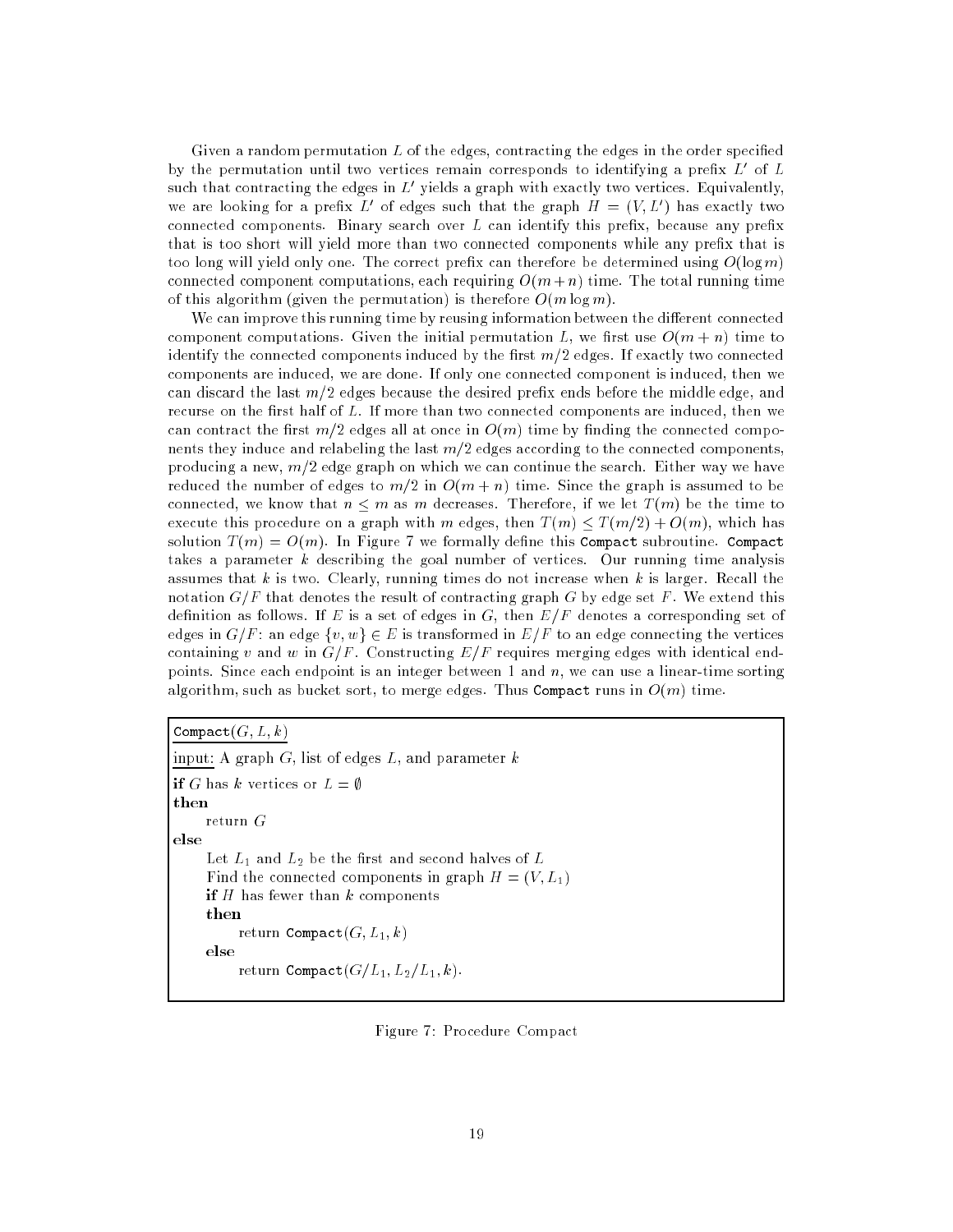Given a random permutation $L$ of the edges, contracting the edges in the order specified by the permutation until two vertices remain corresponds to identifying a prefix $L'$ of $L$ such that contracting the edges in $L'$ yields a graph with exactly two vertices. Equivalently, we are looking for a prefix $L'$ of edges such that the graph $H = (V, L')$ has exactly two connected components. Binary search over $L$ can identify this prefix, because any prefix that is too short will yield more than two connected components while any prefix that is too long will yield only one. The correct prefix can therefore be determined using $O(\log m)$ connected component computations, each requiring $O(m+n)$ time. The total running time of this algorithm (given the permutation) is therefore $O(m \log m)$.

We can improve this running time by reusing information between the different connected component computations. Given the initial permutation $L$, we first use $O(m+n)$ time to identify the connected components induced by the first $m/2$ edges. If exactly two connected components are induced, we are done. If only one connected component is induced, then we can discard the last $m/2$ edges because the desired prefix ends before the middle edge, and recurse on the first half of $L$. If more than two connected components are induced, then we can contract the first $m/2$ edges all at once in $O(m)$ time by finding the connected components they induce and relabeling the last $m/2$ edges according to the connected components, producing a new, $m/2$ edge graph on which we can continue the search. Either way we have reduced the number of edges to $m/2$ in $O(m+n)$ time. Since the graph is assumed to be connected, we know that $n \leq m$ as $m$ decreases. Therefore, if we let $T(m)$ be the time to execute this procedure on a graph with $m$ edges, then $T(m) \leq T(m/2) + O(m)$, which has solution $T(m) = O(m)$. In Figure 7 we formally define this `Compact` subroutine. `Compact` takes a parameter $k$ describing the goal number of vertices. Our running time analysis assumes that $k$ is two. Clearly, running times do not increase when $k$ is larger. Recall the notation $G/F$ that denotes the result of contracting graph $G$ by edge set $F$. We extend this definition as follows. If $E$ is a set of edges in $G$, then $E/F$ denotes a corresponding set of edges in $G/F$: an edge $\{v, w\} \in E$ is transformed in $E/F$ to an edge connecting the vertices containing $v$ and $w$ in $G/F$. Constructing $E/F$ requires merging edges with identical endpoints. Since each endpoint is an integer between 1 and $n$, we can use a linear-time sorting algorithm, such as bucket sort, to merge edges. Thus `Compact` runs in $O(m)$ time.

```
Compact(G, L, k)

input: A graph G, list of edges L, and parameter k

if G has k vertices or L = ∅
then
    return G
else
    Let L_1 and L_2 be the first and second halves of L
    Find the connected components in graph H = (V, L_1)
    if H has fewer than k components
    then
        return Compact(G, L_1, k)
    else
        return Compact(G/L_1, L_2/L_1, k).
```

Figure 7: Procedure Compact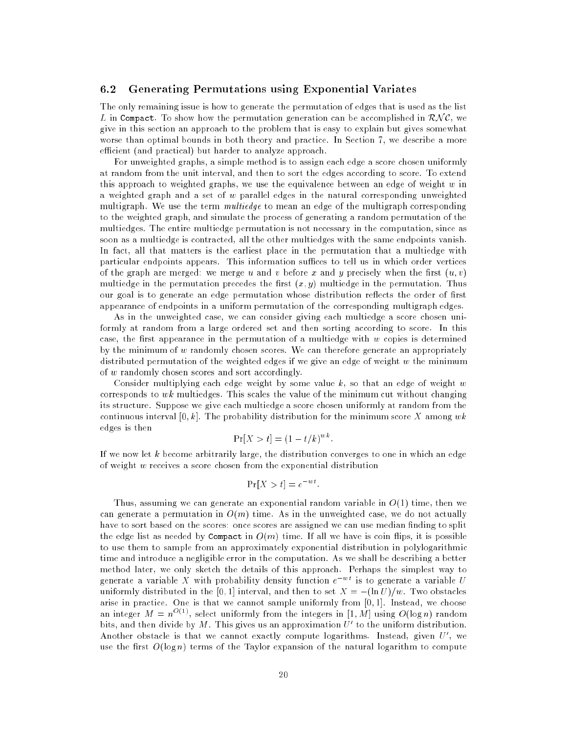### 6.2 Generating Permutations using Exponential Variates

The only remaining issue is how to generate the permutation of edges that is used as the list $L$ in `Compact`. To show how the permutation generation can be accomplished in $\mathcal{RNC}$, we give in this section an approach to the problem that is easy to explain but gives somewhat worse than optimal bounds in both theory and practice. In Section 7, we describe a more efficient (and practical) but harder to analyze approach.

For unweighted graphs, a simple method is to assign each edge a score chosen uniformly at random from the unit interval, and then to sort the edges according to score. To extend this approach to weighted graphs, we use the equivalence between an edge of weight $w$ in a weighted graph and a set of $w$ parallel edges in the natural corresponding unweighted multigraph. We use the term *multiedge* to mean an edge of the multigraph corresponding to the weighted graph, and simulate the process of generating a random permutation of the multiedges. The entire multiedge permutation is not necessary in the computation, since as soon as a multiedge is contracted, all the other multiedges with the same endpoints vanish. In fact, all that matters is the earliest place in the permutation that a multiedge with particular endpoints appears. This information suffices to tell us in which order vertices of the graph are merged: we merge $u$ and $v$ before $x$ and $y$ precisely when the first $(u, v)$ multiedge in the permutation precedes the first $(x, y)$ multiedge in the permutation. Thus our goal is to generate an edge permutation whose distribution reflects the order of first appearance of endpoints in a uniform permutation of the corresponding multigraph edges.

As in the unweighted case, we can consider giving each multiedge a score chosen uniformly at random from a large ordered set and then sorting according to score. In this case, the first appearance in the permutation of a multiedge with $w$ copies is determined by the minimum of $w$ randomly chosen scores. We can therefore generate an appropriately distributed permutation of the weighted edges if we give an edge of weight $w$ the minimum of $w$ randomly chosen scores and sort accordingly.

Consider multiplying each edge weight by some value $k$, so that an edge of weight $w$ corresponds to $wk$ multiedges. This scales the value of the minimum cut without changing its structure. Suppose we give each multiedge a score chosen uniformly at random from the continuous interval $[0, k]$. The probability distribution for the minimum score $X$ among $wk$ edges is then

$$\Pr[X > t] = (1 - t/k)^{wk}.$$

If we now let $k$ become arbitrarily large, the distribution converges to one in which an edge of weight $w$ receives a score chosen from the exponential distribution

$$\Pr[X > t] = e^{-wt}.$$

Thus, assuming we can generate an exponential random variable in $O(1)$ time, then we can generate a permutation in $O(m)$ time. As in the unweighted case, we do not actually have to sort based on the scores: once scores are assigned we can use median finding to split the edge list as needed by `Compact` in $O(m)$ time. If all we have is coin flips, it is possible to use them to sample from an approximately exponential distribution in polylogarithmic time and introduce a negligible error in the computation. As we shall be describing a better method later, we only sketch the details of this approach. Perhaps the simplest way to generate a variable $X$ with probability density function $e^{-wt}$ is to generate a variable $U$ uniformly distributed in the $[0, 1]$ interval, and then to set $X = -(\ln U)/w$. Two obstacles arise in practice. One is that we cannot sample uniformly from $[0, 1]$. Instead, we choose an integer $M = n^{O(1)}$, select uniformly from the integers in $[1, M]$ using $O(\log n)$ random bits, and then divide by $M$. This gives us an approximation $U'$ to the uniform distribution. Another obstacle is that we cannot exactly compute logarithms. Instead, given $U'$, we use the first $O(\log n)$ terms of the Taylor expansion of the natural logarithm to compute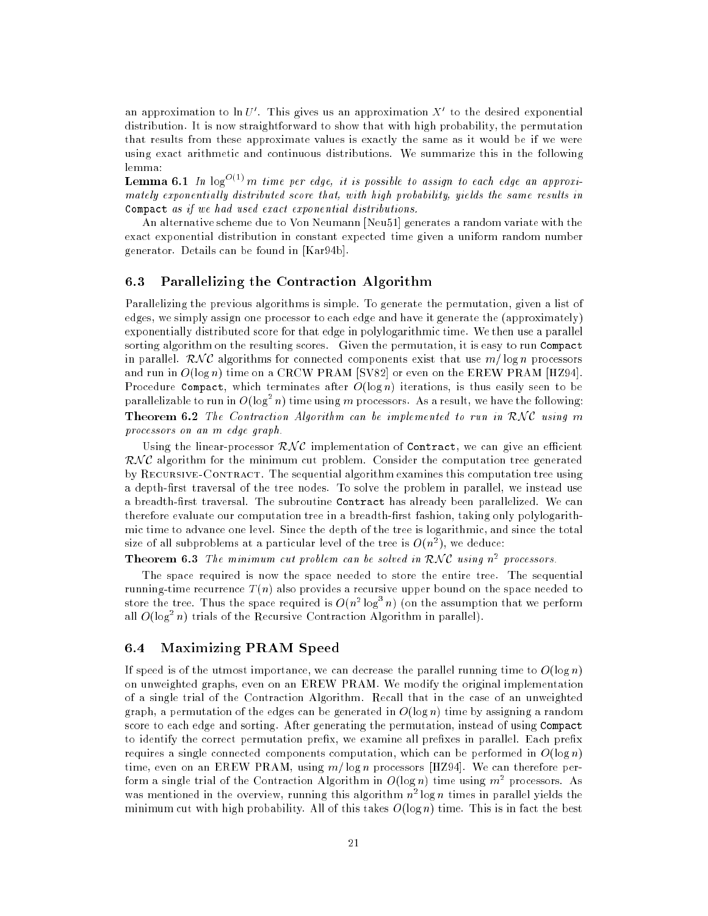an approximation to $\ln U'$. This gives us an approximation $X'$ to the desired exponential distribution. It is now straightforward to show that with high probability, the permutation that results from these approximate values is exactly the same as it would be if we were using exact arithmetic and continuous distributions. We summarize this in the following lemma:

**Lemma 6.1** *In $\log^{O(1)} m$ time per edge, it is possible to assign to each edge an approximately exponentially distributed score that, with high probability, yields the same results in* `Compact` *as if we had used exact exponential distributions.*

An alternative scheme due to Von Neumann [Neu51] generates a random variate with the exact exponential distribution in constant expected time given a uniform random number generator. Details can be found in [Kar94b].

### 6.3 Parallelizing the Contraction Algorithm

Parallelizing the previous algorithms is simple. To generate the permutation, given a list of edges, we simply assign one processor to each edge and have it generate the (approximately) exponentially distributed score for that edge in polylogarithmic time. We then use a parallel sorting algorithm on the resulting scores. Given the permutation, it is easy to run `Compact` in parallel. $\mathcal{RNC}$ algorithms for connected components exist that use $m/\log n$ processors and run in $O(\log n)$ time on a CRCW PRAM [SV82] or even on the EREW PRAM [HZ94]. Procedure `Compact`, which terminates after $O(\log n)$ iterations, is thus easily seen to be parallelizable to run in $O(\log^2 n)$ time using $m$ processors. As a result, we have the following:

**Theorem 6.2** *The Contraction Algorithm can be implemented to run in $\mathcal{RNC}$ using $m$ processors on an $m$ edge graph.*

Using the linear-processor $\mathcal{RNC}$ implementation of `Contract`, we can give an efficient $\mathcal{RNC}$ algorithm for the minimum cut problem. Consider the computation tree generated by Recursive-Contract. The sequential algorithm examines this computation tree using a depth-first traversal of the tree nodes. To solve the problem in parallel, we instead use a breadth-first traversal. The subroutine `Contract` has already been parallelized. We can therefore evaluate our computation tree in a breadth-first fashion, taking only polylogarithmic time to advance one level. Since the depth of the tree is logarithmic, and since the total size of all subproblems at a particular level of the tree is $O(n^2)$, we deduce:

**Theorem 6.3** *The minimum cut problem can be solved in $\mathcal{RNC}$ using $n^2$ processors.*

The space required is now the space needed to store the entire tree. The sequential running-time recurrence $T(n)$ also provides a recursive upper bound on the space needed to store the tree. Thus the space required is $O(n^2 \log^3 n)$ (on the assumption that we perform all $O(\log^2 n)$ trials of the Recursive Contraction Algorithm in parallel).

### 6.4 Maximizing PRAM Speed

If speed is of the utmost importance, we can decrease the parallel running time to $O(\log n)$ on unweighted graphs, even on an EREW PRAM. We modify the original implementation of a single trial of the Contraction Algorithm. Recall that in the case of an unweighted graph, a permutation of the edges can be generated in $O(\log n)$ time by assigning a random score to each edge and sorting. After generating the permutation, instead of using `Compact` to identify the correct permutation prefix, we examine all prefixes in parallel. Each prefix requires a single connected components computation, which can be performed in $O(\log n)$ time, even on an EREW PRAM, using $m/\log n$ processors [HZ94]. We can therefore perform a single trial of the Contraction Algorithm in $O(\log n)$ time using $m^2$ processors. As was mentioned in the overview, running this algorithm $n^2 \log n$ times in parallel yields the minimum cut with high probability. All of this takes $O(\log n)$ time. This is in fact the best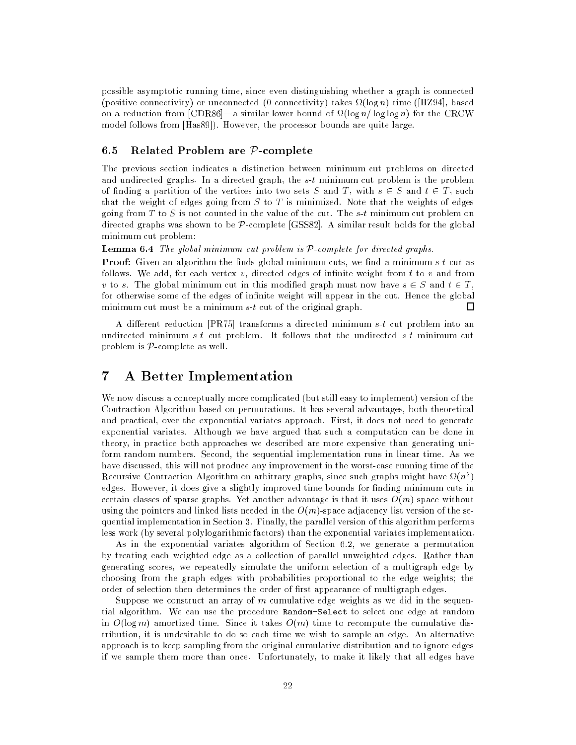possible asymptotic running time, since even distinguishing whether a graph is connected (positive connectivity) or unconnected (0 connectivity) takes $\Omega(\log n)$ time ([HZ94], based on a reduction from [CDR86]—a similar lower bound of $\Omega(\log n / \log\log n)$ for the CRCW model follows from [Has89]). However, the processor bounds are quite large.

### 6.5 Related Problem are $\mathcal{P}$-complete

The previous section indicates a distinction between minimum cut problems on directed and undirected graphs. In a directed graph, the $s$-$t$ minimum cut problem is the problem of finding a partition of the vertices into two sets $S$ and $T$, with $s \in S$ and $t \in T$, such that the weight of edges going from $S$ to $T$ is minimized. Note that the weights of edges going from $T$ to $S$ is not counted in the value of the cut. The $s$-$t$ minimum cut problem on directed graphs was shown to be $\mathcal{P}$-complete [GSS82]. A similar result holds for the global minimum cut problem:

**Lemma 6.4** *The global minimum cut problem is $\mathcal{P}$-complete for directed graphs.*

**Proof:** Given an algorithm the finds global minimum cuts, we find a minimum $s$-$t$ cut as follows. We add, for each vertex $v$, directed edges of infinite weight from $t$ to $v$ and from $v$ to $s$. The global minimum cut in this modified graph must now have $s \in S$ and $t \in T$, for otherwise some of the edges of infinite weight will appear in the cut. Hence the global minimum cut must be a minimum $s$-$t$ cut of the original graph. □

A different reduction [PR75] transforms a directed minimum $s$-$t$ cut problem into an undirected minimum $s$-$t$ cut problem. It follows that the undirected $s$-$t$ minimum cut problem is $\mathcal{P}$-complete as well.

## 7 A Better Implementation

We now discuss a conceptually more complicated (but still easy to implement) version of the Contraction Algorithm based on permutations. It has several advantages, both theoretical and practical, over the exponential variates approach. First, it does not need to generate exponential variates. Although we have argued that such a computation can be done in theory, in practice both approaches we described are more expensive than generating uniform random numbers. Second, the sequential implementation runs in linear time. As we have discussed, this will not produce any improvement in the worst-case running time of the Recursive Contraction Algorithm on arbitrary graphs, since such graphs might have $\Omega(n^2)$ edges. However, it does give a slightly improved time bounds for finding minimum cuts in certain classes of sparse graphs. Yet another advantage is that it uses $O(m)$ space without using the pointers and linked lists needed in the $O(m)$-space adjacency list version of the sequential implementation in Section 3. Finally, the parallel version of this algorithm performs less work (by several polylogarithmic factors) than the exponential variates implementation.

As in the exponential variates algorithm of Section 6.2, we generate a permutation by treating each weighted edge as a collection of parallel unweighted edges. Rather than generating scores, we repeatedly simulate the uniform selection of a multigraph edge by choosing from the graph edges with probabilities proportional to the edge weights; the order of selection then determines the order of first appearance of multigraph edges.

Suppose we construct an array of $m$ cumulative edge weights as we did in the sequential algorithm. We can use the procedure `Random-Select` to select one edge at random in $O(\log m)$ amortized time. Since it takes $O(m)$ time to recompute the cumulative distribution, it is undesirable to do so each time we wish to sample an edge. An alternative approach is to keep sampling from the original cumulative distribution and to ignore edges if we sample them more than once. Unfortunately, to make it likely that all edges have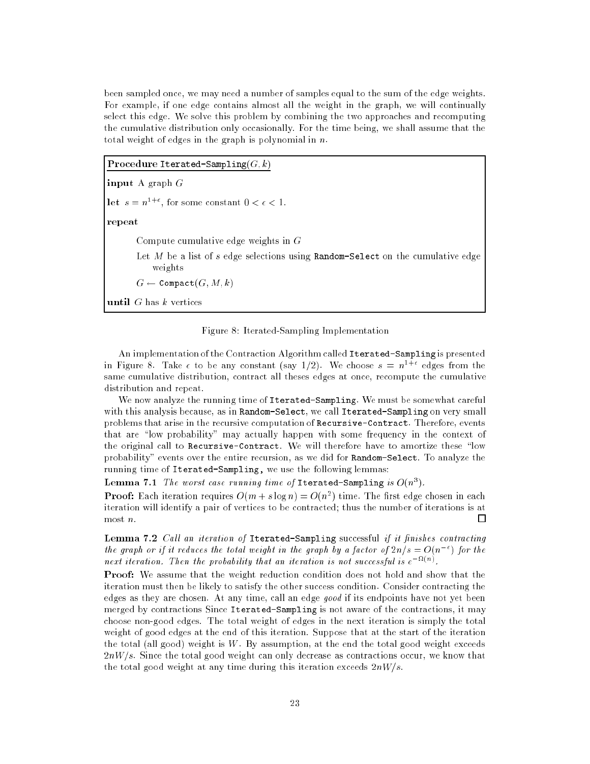been sampled once, we may need a number of samples equal to the sum of the edge weights. For example, if one edge contains almost all the weight in the graph, we will continually select this edge. We solve this problem by combining the two approaches and recomputing the cumulative distribution only occasionally. For the time being, we shall assume that the total weight of edges in the graph is polynomial in $n$.

```
Procedure Iterated-Sampling(G, k)

input A graph G

let s = n^{1+ε}, for some constant 0 < ε < 1.

repeat

    Compute cumulative edge weights in G

    Let M be a list of s edge selections using Random-Select on the cumulative edge
        weights

    G ← Compact(G, M, k)

until G has k vertices
```

Figure 8: Iterated-Sampling Implementation

An implementation of the Contraction Algorithm called `Iterated-Sampling` is presented in Figure 8. Take $\epsilon$ to be any constant (say 1/2). We choose $s = n^{1+\epsilon}$ edges from the same cumulative distribution, contract all theses edges at once, recompute the cumulative distribution and repeat.

We now analyze the running time of `Iterated-Sampling`. We must be somewhat careful with this analysis because, as in `Random-Select`, we call `Iterated-Sampling` on very small problems that arise in the recursive computation of `Recursive-Contract`. Therefore, events that are "low probability" may actually happen with some frequency in the context of the original call to `Recursive-Contract`. We will therefore have to amortize these "low probability" events over the entire recursion, as we did for `Random-Select`. To analyze the running time of `Iterated-Sampling`, we use the following lemmas:

**Lemma 7.1** *The worst case running time of* `Iterated-Sampling` *is* $O(n^3)$.

**Proof:** Each iteration requires $O(m + s \log n) = O(n^2)$ time. The first edge chosen in each iteration will identify a pair of vertices to be contracted; thus the number of iterations is at most $n$. □

**Lemma 7.2** *Call an iteration of* `Iterated-Sampling` successful *if it finishes contracting the graph or if it reduces the total weight in the graph by a factor of* $2n/s = O(n^{-\epsilon})$ *for the next iteration. Then the probability that an iteration is not successful is* $e^{-\Omega(n)}$.

**Proof:** We assume that the weight reduction condition does not hold and show that the iteration must then be likely to satisfy the other success condition. Consider contracting the edges as they are chosen. At any time, call an edge *good* if its endpoints have not yet been merged by contractions Since `Iterated-Sampling` is not aware of the contractions, it may choose non-good edges. The total weight of edges in the next iteration is simply the total weight of good edges at the end of this iteration. Suppose that at the start of the iteration the total (all good) weight is $W$. By assumption, at the end the total good weight exceeds $2nW/s$. Since the total good weight can only decrease as contractions occur, we know that the total good weight at any time during this iteration exceeds $2nW/s$.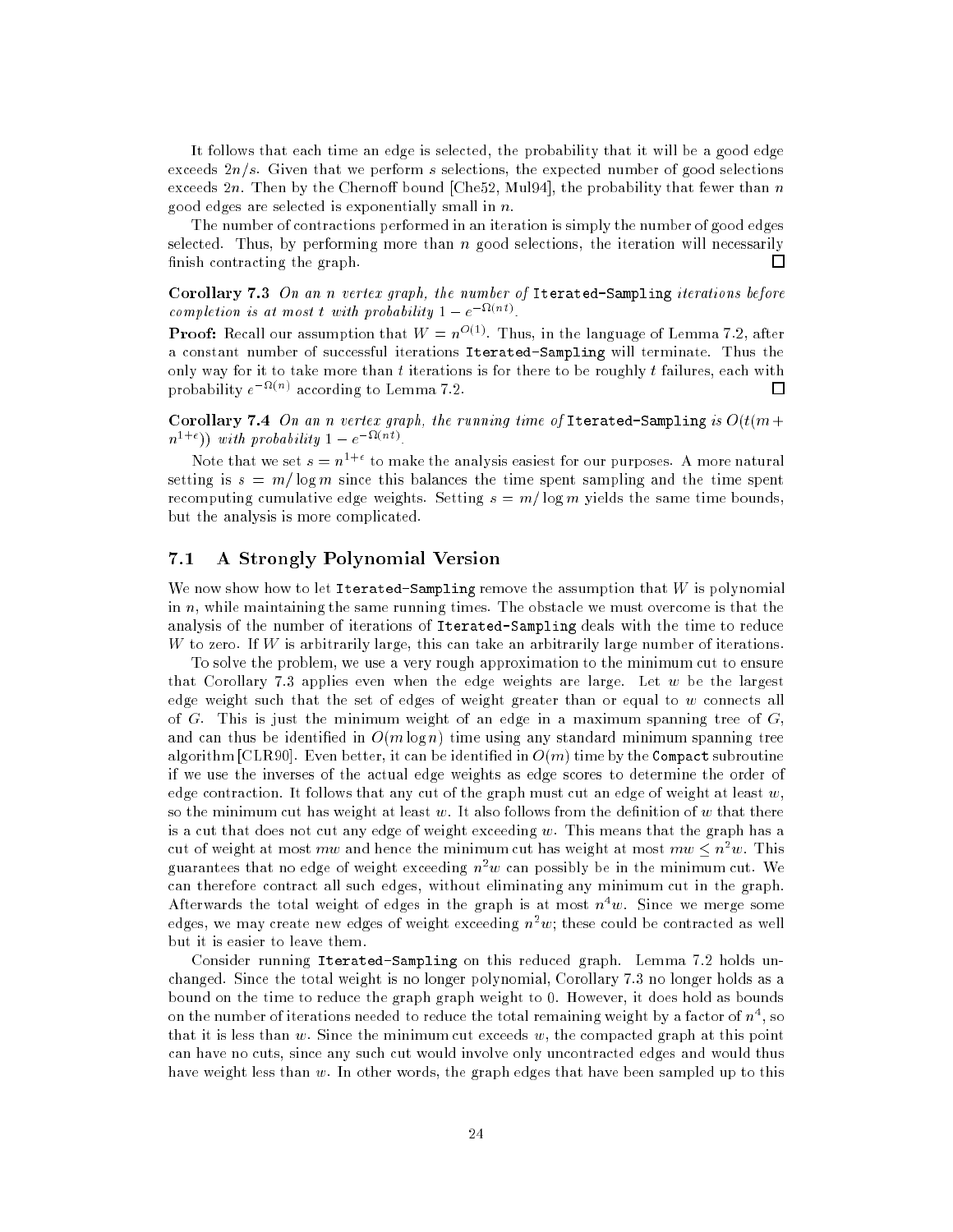It follows that each time an edge is selected, the probability that it will be a good edge exceeds $2n/s$. Given that we perform $s$ selections, the expected number of good selections exceeds $2n$. Then by the Chernoff bound [Che52, Mul94], the probability that fewer than $n$ good edges are selected is exponentially small in $n$.

The number of contractions performed in an iteration is simply the number of good edges selected. Thus, by performing more than $n$ good selections, the iteration will necessarily finish contracting the graph. □

**Corollary 7.3** *On an $n$ vertex graph, the number of* `Iterated-Sampling` *iterations before completion is at most $t$ with probability $1 - e^{-\Omega(nt)}$.*

**Proof:** Recall our assumption that $W = n^{O(1)}$. Thus, in the language of Lemma 7.2, after a constant number of successful iterations `Iterated-Sampling` will terminate. Thus the only way for it to take more than $t$ iterations is for there to be roughly $t$ failures, each with probability $e^{-\Omega(n)}$ according to Lemma 7.2. □

**Corollary 7.4** *On an $n$ vertex graph, the running time of* `Iterated-Sampling` *is $O(t(m + n^{1+\epsilon}))$ with probability $1 - e^{-\Omega(nt)}$.*

Note that we set $s = n^{1+\epsilon}$ to make the analysis easiest for our purposes. A more natural setting is $s = m/\log m$ since this balances the time spent sampling and the time spent recomputing cumulative edge weights. Setting $s = m/\log m$ yields the same time bounds, but the analysis is more complicated.

### 7.1 A Strongly Polynomial Version

We now show how to let `Iterated-Sampling` remove the assumption that $W$ is polynomial in $n$, while maintaining the same running times. The obstacle we must overcome is that the analysis of the number of iterations of `Iterated-Sampling` deals with the time to reduce $W$ to zero. If $W$ is arbitrarily large, this can take an arbitrarily large number of iterations.

To solve the problem, we use a very rough approximation to the minimum cut to ensure that Corollary 7.3 applies even when the edge weights are large. Let $w$ be the largest edge weight such that the set of edges of weight greater than or equal to $w$ connects all of $G$. This is just the minimum weight of an edge in a maximum spanning tree of $G$, and can thus be identified in $O(m \log n)$ time using any standard minimum spanning tree algorithm [CLR90]. Even better, it can be identified in $O(m)$ time by the `Compact` subroutine if we use the inverses of the actual edge weights as edge scores to determine the order of edge contraction. It follows that any cut of the graph must cut an edge of weight at least $w$, so the minimum cut has weight at least $w$. It also follows from the definition of $w$ that there is a cut that does not cut any edge of weight exceeding $w$. This means that the graph has a cut of weight at most $mw$ and hence the minimum cut has weight at most $mw \leq n^2 w$. This guarantees that no edge of weight exceeding $n^2 w$ can possibly be in the minimum cut. We can therefore contract all such edges, without eliminating any minimum cut in the graph. Afterwards the total weight of edges in the graph is at most $n^4 w$. Since we merge some edges, we may create new edges of weight exceeding $n^2 w$; these could be contracted as well but it is easier to leave them.

Consider running `Iterated-Sampling` on this reduced graph. Lemma 7.2 holds unchanged. Since the total weight is no longer polynomial, Corollary 7.3 no longer holds as a bound on the time to reduce the graph graph weight to 0. However, it does hold as bounds on the number of iterations needed to reduce the total remaining weight by a factor of $n^4$, so that it is less than $w$. Since the minimum cut exceeds $w$, the compacted graph at this point can have no cuts, since any such cut would involve only uncontracted edges and would thus have weight less than $w$. In other words, the graph edges that have been sampled up to this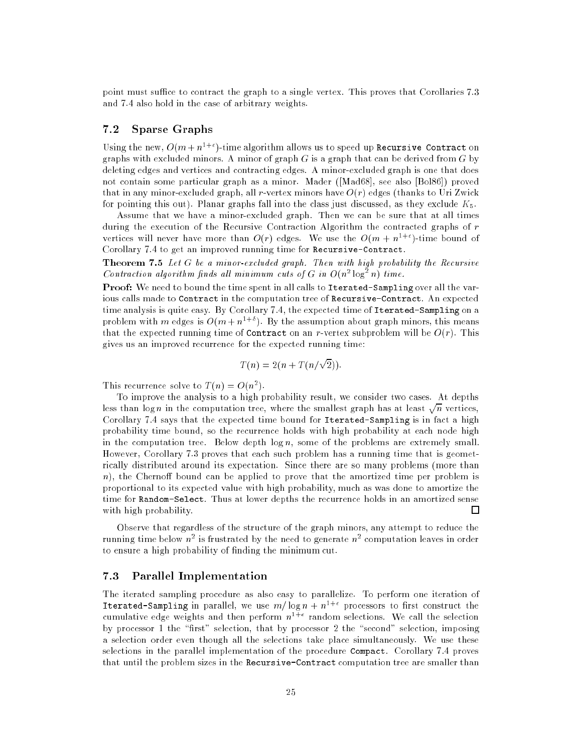point must suffice to contract the graph to a single vertex. This proves that Corollaries 7.3 and 7.4 also hold in the case of arbitrary weights.

## 7.2 Sparse Graphs

Using the new, $O(m + n^{1+\epsilon})$-time algorithm allows us to speed up `Recursive Contract` on graphs with excluded minors. A minor of graph $G$ is a graph that can be derived from $G$ by deleting edges and vertices and contracting edges. A minor-excluded graph is one that does not contain some particular graph as a minor. Mader ([Mad68], see also [Bol86]) proved that in any minor-excluded graph, all $r$-vertex minors have $O(r)$ edges (thanks to Uri Zwick for pointing this out). Planar graphs fall into the class just discussed, as they exclude $K_5$.

Assume that we have a minor-excluded graph. Then we can be sure that at all times during the execution of the Recursive Contraction Algorithm the contracted graphs of $r$ vertices will never have more than $O(r)$ edges. We use the $O(m + n^{1+\epsilon})$-time bound of Corollary 7.4 to get an improved running time for `Recursive-Contract`.

**Theorem 7.5** *Let $G$ be a minor-excluded graph. Then with high probability the Recursive Contraction algorithm finds all minimum cuts of $G$ in $O(n^2 \log^2 n)$ time.*

**Proof:** We need to bound the time spent in all calls to `Iterated-Sampling` over all the various calls made to `Contract` in the computation tree of `Recursive-Contract`. An expected time analysis is quite easy. By Corollary 7.4, the expected time of `Iterated-Sampling` on a problem with $m$ edges is $O(m + n^{1+\delta})$. By the assumption about graph minors, this means that the expected running time of `Contract` on an $r$-vertex subproblem will be $O(r)$. This gives us an improved recurrence for the expected running time:

$$T(n) = 2(n + T(n/\sqrt{2})).$$

This recurrence solve to $T(n) = O(n^2)$.

To improve the analysis to a high probability result, we consider two cases. At depths less than $\log n$ in the computation tree, where the smallest graph has at least $\sqrt{n}$ vertices, Corollary 7.4 says that the expected time bound for `Iterated-Sampling` is in fact a high probability time bound, so the recurrence holds with high probability at each node high in the computation tree. Below depth $\log n$, some of the problems are extremely small. However, Corollary 7.3 proves that each such problem has a running time that is geometrically distributed around its expectation. Since there are so many problems (more than $n$), the Chernoff bound can be applied to prove that the amortized time per problem is proportional to its expected value with high probability, much as was done to amortize the time for `Random-Select`. Thus at lower depths the recurrence holds in an amortized sense with high probability. □

Observe that regardless of the structure of the graph minors, any attempt to reduce the running time below $n^2$ is frustrated by the need to generate $n^2$ computation leaves in order to ensure a high probability of finding the minimum cut.

## 7.3 Parallel Implementation

The iterated sampling procedure as also easy to parallelize. To perform one iteration of `Iterated-Sampling` in parallel, we use $m/\log n + n^{1+\epsilon}$ processors to first construct the cumulative edge weights and then perform $n^{1+\epsilon}$ random selections. We call the selection by processor 1 the "first" selection, that by processor 2 the "second" selection, imposing a selection order even though all the selections take place simultaneously. We use these selections in the parallel implementation of the procedure `Compact`. Corollary 7.4 proves that until the problem sizes in the `Recursive-Contract` computation tree are smaller than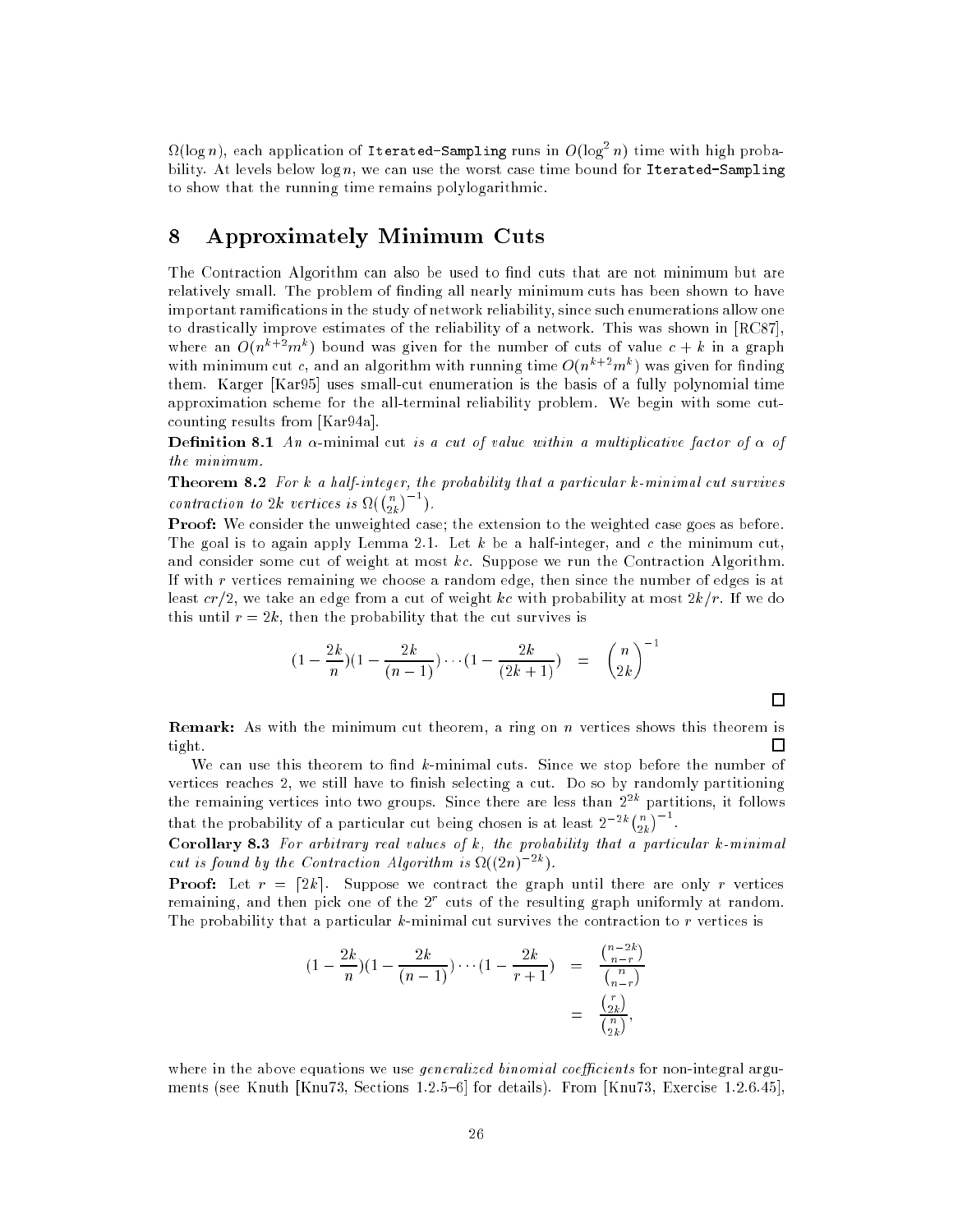$\Omega(\log n)$, each application of `Iterated-Sampling` runs in $O(\log^2 n)$ time with high probability. At levels below $\log n$, we can use the worst case time bound for `Iterated-Sampling` to show that the running time remains polylogarithmic.

# 8 Approximately Minimum Cuts

The Contraction Algorithm can also be used to find cuts that are not minimum but are relatively small. The problem of finding all nearly minimum cuts has been shown to have important ramifications in the study of network reliability, since such enumerations allow one to drastically improve estimates of the reliability of a network. This was shown in [RC87], where an $O(n^{k+2}m^k)$ bound was given for the number of cuts of value $c + k$ in a graph with minimum cut $c$, and an algorithm with running time $O(n^{k+2}m^k)$ was given for finding them. Karger [Kar95] uses small-cut enumeration is the basis of a fully polynomial time approximation scheme for the all-terminal reliability problem. We begin with some cut-counting results from [Kar94a].

**Definition 8.1** *An $\alpha$-minimal cut is a cut of value within a multiplicative factor of $\alpha$ of the minimum.*

**Theorem 8.2** *For $k$ a half-integer, the probability that a particular $k$-minimal cut survives contraction to $2k$ vertices is $\Omega(\binom{n}{2k}^{-1})$.*

**Proof:** We consider the unweighted case; the extension to the weighted case goes as before. The goal is to again apply Lemma 2.1. Let $k$ be a half-integer, and $c$ the minimum cut, and consider some cut of weight at most $kc$. Suppose we run the Contraction Algorithm. If with $r$ vertices remaining we choose a random edge, then since the number of edges is at least $cr/2$, we take an edge from a cut of weight $kc$ with probability at most $2k/r$. If we do this until $r = 2k$, then the probability that the cut survives is

$$(1 - \frac{2k}{n})(1 - \frac{2k}{(n-1)}) \cdots (1 - \frac{2k}{(2k+1)}) \quad = \quad \binom{n}{2k}^{-1}$$

□

**Remark:** As with the minimum cut theorem, a ring on $n$ vertices shows this theorem is tight. □

We can use this theorem to find $k$-minimal cuts. Since we stop before the number of vertices reaches 2, we still have to finish selecting a cut. Do so by randomly partitioning the remaining vertices into two groups. Since there are less than $2^{2k}$ partitions, it follows that the probability of a particular cut being chosen is at least $2^{-2k}\binom{n}{2k}^{-1}$.

**Corollary 8.3** *For arbitrary real values of $k$, the probability that a particular $k$-minimal cut is found by the Contraction Algorithm is $\Omega((2n)^{-2k})$.*

**Proof:** Let $r = \lceil 2k \rceil$. Suppose we contract the graph until there are only $r$ vertices remaining, and then pick one of the $2^r$ cuts of the resulting graph uniformly at random. The probability that a particular $k$-minimal cut survives the contraction to $r$ vertices is

$$\begin{aligned}
(1 - \frac{2k}{n})(1 - \frac{2k}{(n-1)}) \cdots (1 - \frac{2k}{r+1}) \quad &= \quad \frac{\binom{n-2k}{n-r}}{\binom{n}{n-r}} \\
&= \quad \frac{\binom{r}{2k}}{\binom{n}{2k}},
\end{aligned}$$

where in the above equations we use *generalized binomial coefficients* for non-integral arguments (see Knuth [Knu73, Sections 1.2.5–6] for details). From [Knu73, Exercise 1.2.6.45],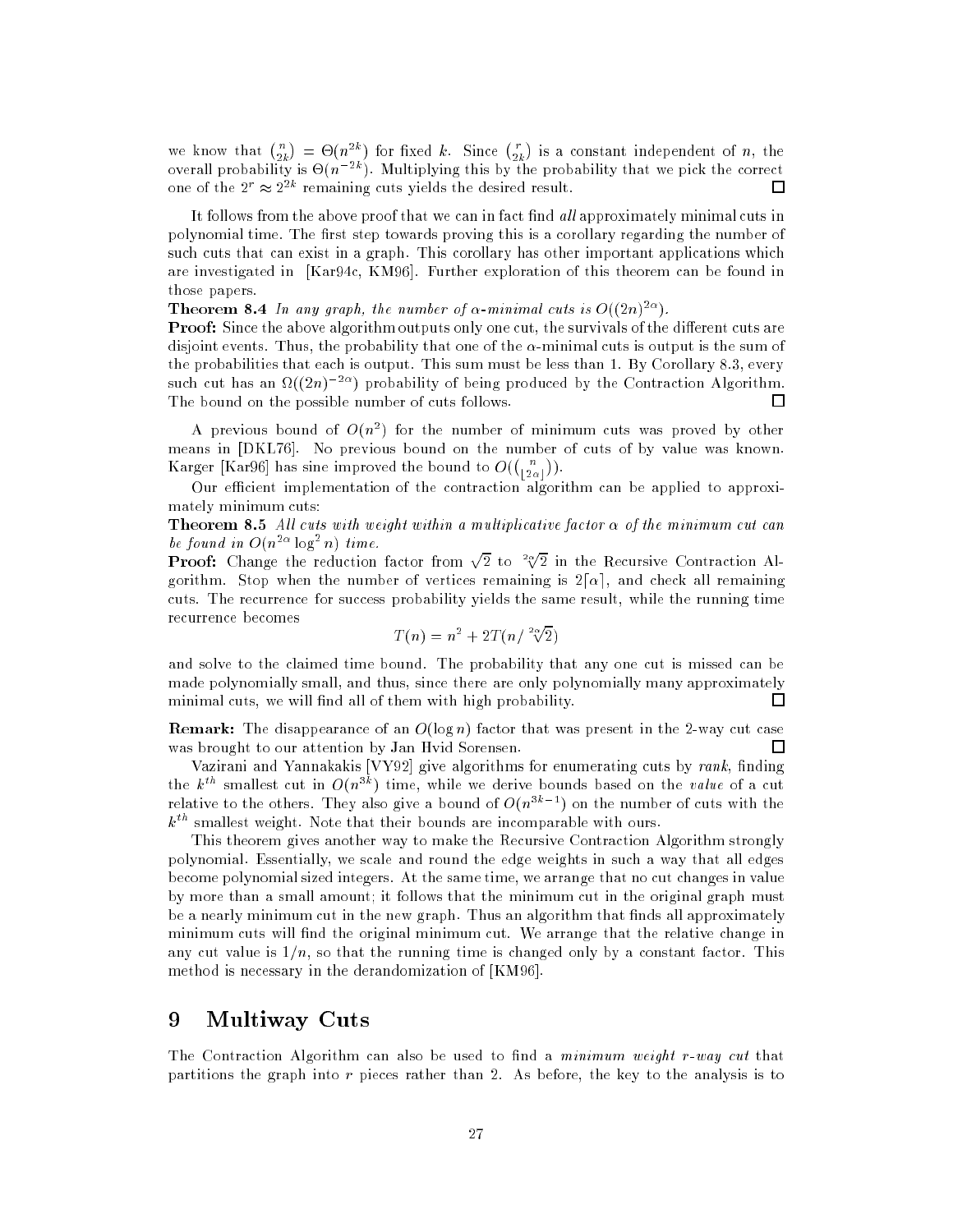we know that $\binom{n}{2k} = \Theta(n^{2k})$ for fixed $k$. Since $\binom{r}{2k}$ is a constant independent of $n$, the overall probability is $\Theta(n^{-2k})$. Multiplying this by the probability that we pick the correct one of the $2^r \approx 2^{2k}$ remaining cuts yields the desired result. □

It follows from the above proof that we can in fact find *all* approximately minimal cuts in polynomial time. The first step towards proving this is a corollary regarding the number of such cuts that can exist in a graph. This corollary has other important applications which are investigated in [Kar94c, KM96]. Further exploration of this theorem can be found in those papers.

**Theorem 8.4** *In any graph, the number of $\alpha$-minimal cuts is $O((2n)^{2\alpha})$.*

**Proof:** Since the above algorithm outputs only one cut, the survivals of the different cuts are disjoint events. Thus, the probability that one of the $\alpha$-minimal cuts is output is the sum of the probabilities that each is output. This sum must be less than 1. By Corollary 8.3, every such cut has an $\Omega((2n)^{-2\alpha})$ probability of being produced by the Contraction Algorithm. The bound on the possible number of cuts follows. □

A previous bound of $O(n^2)$ for the number of minimum cuts was proved by other means in [DKL76]. No previous bound on the number of cuts of by value was known. Karger [Kar96] has sine improved the bound to $O(\binom{n}{\lfloor 2\alpha \rfloor})$.

Our efficient implementation of the contraction algorithm can be applied to approximately minimum cuts:

**Theorem 8.5** *All cuts with weight within a multiplicative factor $\alpha$ of the minimum cut can be found in $O(n^{2\alpha} \log^2 n)$ time.*

**Proof:** Change the reduction factor from $\sqrt{2}$ to $\sqrt[2\alpha]{2}$ in the Recursive Contraction Algorithm. Stop when the number of vertices remaining is $2\lceil \alpha \rceil$, and check all remaining cuts. The recurrence for success probability yields the same result, while the running time recurrence becomes

$$T(n) = n^2 + 2T(n/\sqrt[2\alpha]{2})$$

and solve to the claimed time bound. The probability that any one cut is missed can be made polynomially small, and thus, since there are only polynomially many approximately minimal cuts, we will find all of them with high probability. □

**Remark:** The disappearance of an $O(\log n)$ factor that was present in the 2-way cut case was brought to our attention by Jan Hvid Sorensen. □

Vazirani and Yannakakis [VY92] give algorithms for enumerating cuts by *rank*, finding the $k^{th}$ smallest cut in $O(n^{3k})$ time, while we derive bounds based on the *value* of a cut relative to the others. They also give a bound of $O(n^{3k-1})$ on the number of cuts with the $k^{th}$ smallest weight. Note that their bounds are incomparable with ours.

This theorem gives another way to make the Recursive Contraction Algorithm strongly polynomial. Essentially, we scale and round the edge weights in such a way that all edges become polynomial sized integers. At the same time, we arrange that no cut changes in value by more than a small amount; it follows that the minimum cut in the original graph must be a nearly minimum cut in the new graph. Thus an algorithm that finds all approximately minimum cuts will find the original minimum cut. We arrange that the relative change in any cut value is $1/n$, so that the running time is changed only by a constant factor. This method is necessary in the derandomization of [KM96].

# 9 Multiway Cuts

The Contraction Algorithm can also be used to find a *minimum weight r-way cut* that partitions the graph into $r$ pieces rather than 2. As before, the key to the analysis is to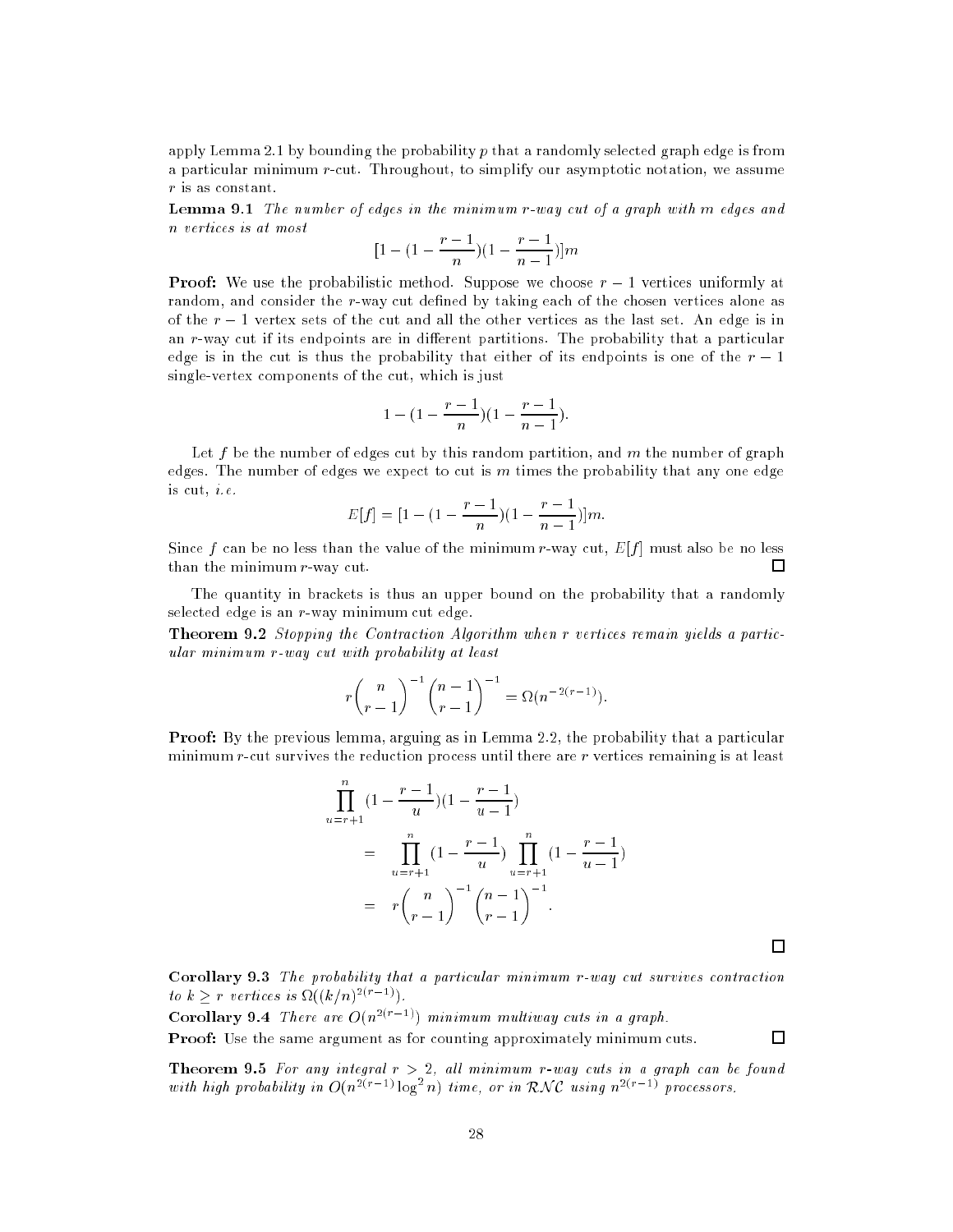apply Lemma 2.1 by bounding the probability $p$ that a randomly selected graph edge is from a particular minimum $r$-cut. Throughout, to simplify our asymptotic notation, we assume $r$ is as constant.

**Lemma 9.1** *The number of edges in the minimum r-way cut of a graph with m edges and n vertices is at most*

$$[1 - (1 - \frac{r-1}{n})(1 - \frac{r-1}{n-1})]m$$

**Proof:** We use the probabilistic method. Suppose we choose $r-1$ vertices uniformly at random, and consider the $r$-way cut defined by taking each of the chosen vertices alone as of the $r-1$ vertex sets of the cut and all the other vertices as the last set. An edge is in an $r$-way cut if its endpoints are in different partitions. The probability that a particular edge is in the cut is thus the probability that either of its endpoints is one of the $r-1$ single-vertex components of the cut, which is just

$$1 - (1 - \frac{r-1}{n})(1 - \frac{r-1}{n-1}).$$

Let $f$ be the number of edges cut by this random partition, and $m$ the number of graph edges. The number of edges we expect to cut is $m$ times the probability that any one edge is cut, *i.e.*

$$E[f] = [1 - (1 - \frac{r-1}{n})(1 - \frac{r-1}{n-1})]m.$$

Since $f$ can be no less than the value of the minimum $r$-way cut, $E[f]$ must also be no less than the minimum $r$-way cut. □

The quantity in brackets is thus an upper bound on the probability that a randomly selected edge is an $r$-way minimum cut edge.

**Theorem 9.2** *Stopping the Contraction Algorithm when r vertices remain yields a particular minimum r-way cut with probability at least*

$$r\binom{n}{r-1}^{-1}\binom{n-1}{r-1}^{-1} = \Omega(n^{-2(r-1)}).$$

**Proof:** By the previous lemma, arguing as in Lemma 2.2, the probability that a particular minimum $r$-cut survives the reduction process until there are $r$ vertices remaining is at least

$$\begin{aligned}
&\prod_{u=r+1}^{n}(1 - \frac{r-1}{u})(1 - \frac{r-1}{u-1}) \\
&= \prod_{u=r+1}^{n}(1 - \frac{r-1}{u})\prod_{u=r+1}^{n}(1 - \frac{r-1}{u-1}) \\
&= r\binom{n}{r-1}^{-1}\binom{n-1}{r-1}^{-1}.
\end{aligned}$$

□

**Corollary 9.3** *The probability that a particular minimum r-way cut survives contraction to $k \geq r$ vertices is $\Omega((k/n)^{2(r-1)})$.*

**Corollary 9.4** *There are $O(n^{2(r-1)})$ minimum multiway cuts in a graph.*

**Proof:** Use the same argument as for counting approximately minimum cuts. □

**Theorem 9.5** *For any integral $r > 2$, all minimum r-way cuts in a graph can be found with high probability in $O(n^{2(r-1)}\log^2 n)$ time, or in $\mathcal{RNC}$ using $n^{2(r-1)}$ processors.*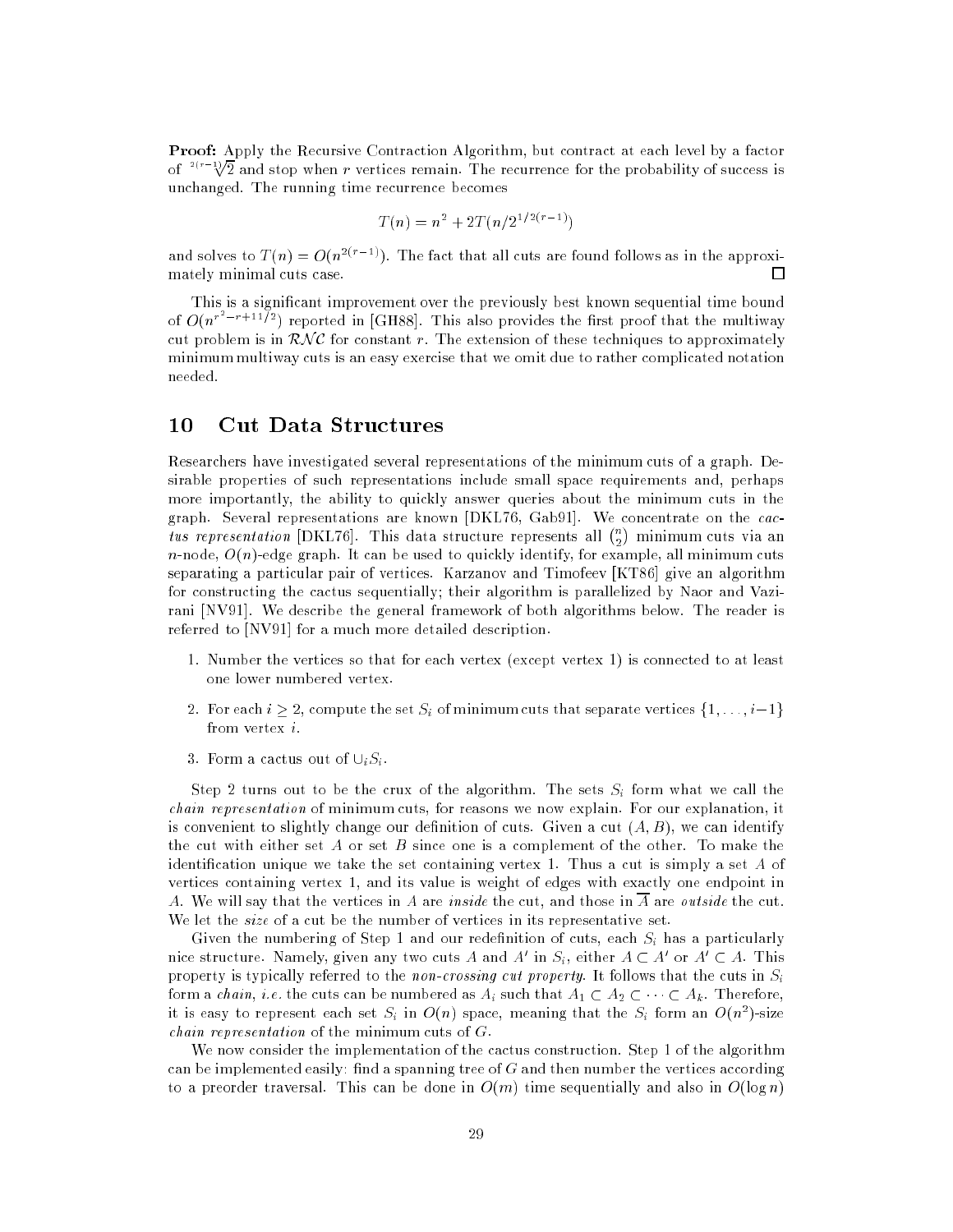**Proof:** Apply the Recursive Contraction Algorithm, but contract at each level by a factor of $\sqrt[2(r-1)]{2}$ and stop when $r$ vertices remain. The recurrence for the probability of success is unchanged. The running time recurrence becomes

$$T(n) = n^2 + 2T(n/2^{1/2(r-1)})$$

and solves to $T(n) = O(n^{2(r-1)})$. The fact that all cuts are found follows as in the approximately minimal cuts case. □

This is a significant improvement over the previously best known sequential time bound of $O(n^{r^2-r+11/2})$ reported in [GH88]. This also provides the first proof that the multiway cut problem is in $\mathcal{RNC}$ for constant $r$. The extension of these techniques to approximately minimum multiway cuts is an easy exercise that we omit due to rather complicated notation needed.

## 10 Cut Data Structures

Researchers have investigated several representations of the minimum cuts of a graph. Desirable properties of such representations include small space requirements and, perhaps more importantly, the ability to quickly answer queries about the minimum cuts in the graph. Several representations are known [DKL76, Gab91]. We concentrate on the *cactus representation* [DKL76]. This data structure represents all $\binom{n}{2}$ minimum cuts via an $n$-node, $O(n)$-edge graph. It can be used to quickly identify, for example, all minimum cuts separating a particular pair of vertices. Karzanov and Timofeev [KT86] give an algorithm for constructing the cactus sequentially; their algorithm is parallelized by Naor and Vazirani [NV91]. We describe the general framework of both algorithms below. The reader is referred to [NV91] for a much more detailed description.

1. Number the vertices so that for each vertex (except vertex 1) is connected to at least one lower numbered vertex.
2. For each $i \geq 2$, compute the set $S_i$ of minimum cuts that separate vertices $\{1, \ldots, i-1\}$ from vertex $i$.
3. Form a cactus out of $\cup_i S_i$.

Step 2 turns out to be the crux of the algorithm. The sets $S_i$ form what we call the *chain representation* of minimum cuts, for reasons we now explain. For our explanation, it is convenient to slightly change our definition of cuts. Given a cut $(A, B)$, we can identify the cut with either set $A$ or set $B$ since one is a complement of the other. To make the identification unique we take the set containing vertex 1. Thus a cut is simply a set $A$ of vertices containing vertex 1, and its value is weight of edges with exactly one endpoint in $A$. We will say that the vertices in $A$ are *inside* the cut, and those in $\overline{A}$ are *outside* the cut. We let the *size* of a cut be the number of vertices in its representative set.

Given the numbering of Step 1 and our redefinition of cuts, each $S_i$ has a particularly nice structure. Namely, given any two cuts $A$ and $A'$ in $S_i$, either $A \subset A'$ or $A' \subset A$. This property is typically referred to the *non-crossing cut property*. It follows that the cuts in $S_i$ form a *chain*, *i.e.* the cuts can be numbered as $A_i$ such that $A_1 \subset A_2 \subset \cdots \subset A_k$. Therefore, it is easy to represent each set $S_i$ in $O(n)$ space, meaning that the $S_i$ form an $O(n^2)$-size *chain representation* of the minimum cuts of $G$.

We now consider the implementation of the cactus construction. Step 1 of the algorithm can be implemented easily: find a spanning tree of $G$ and then number the vertices according to a preorder traversal. This can be done in $O(m)$ time sequentially and also in $O(\log n)$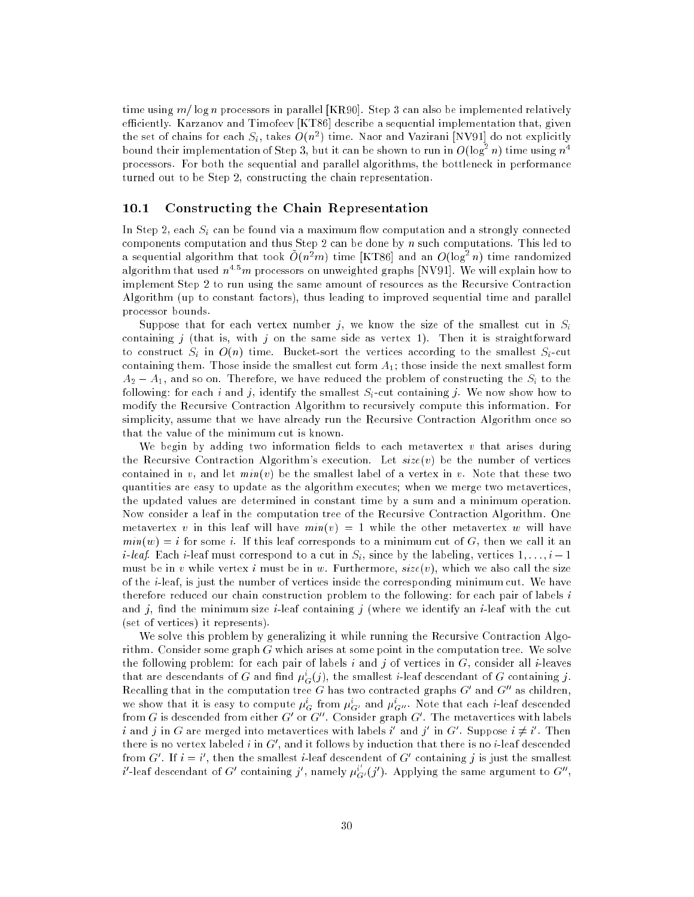time using $m/\log n$ processors in parallel [KR90]. Step 3 can also be implemented relatively efficiently. Karzanov and Timofeev [KT86] describe a sequential implementation that, given the set of chains for each $S_i$, takes $O(n^2)$ time. Naor and Vazirani [NV91] do not explicitly bound their implementation of Step 3, but it can be shown to run in $O(\log^2 n)$ time using $n^4$ processors. For both the sequential and parallel algorithms, the bottleneck in performance turned out to be Step 2, constructing the chain representation.

## 10.1 Constructing the Chain Representation

In Step 2, each $S_i$ can be found via a maximum flow computation and a strongly connected components computation and thus Step 2 can be done by $n$ such computations. This led to a sequential algorithm that took $\tilde{O}(n^2 m)$ time [KT86] and an $O(\log^2 n)$ time randomized algorithm that used $n^{4.5}m$ processors on unweighted graphs [NV91]. We will explain how to implement Step 2 to run using the same amount of resources as the Recursive Contraction Algorithm (up to constant factors), thus leading to improved sequential time and parallel processor bounds.

Suppose that for each vertex number $j$, we know the size of the smallest cut in $S_i$ containing $j$ (that is, with $j$ on the same side as vertex 1). Then it is straightforward to construct $S_i$ in $O(n)$ time. Bucket-sort the vertices according to the smallest $S_i$-cut containing them. Those inside the smallest cut form $A_1$; those inside the next smallest form $A_2 - A_1$, and so on. Therefore, we have reduced the problem of constructing the $S_i$ to the following: for each $i$ and $j$, identify the smallest $S_i$-cut containing $j$. We now show how to modify the Recursive Contraction Algorithm to recursively compute this information. For simplicity, assume that we have already run the Recursive Contraction Algorithm once so that the value of the minimum cut is known.

We begin by adding two information fields to each metavertex $v$ that arises during the Recursive Contraction Algorithm's execution. Let $size(v)$ be the number of vertices contained in $v$, and let $min(v)$ be the smallest label of a vertex in $v$. Note that these two quantities are easy to update as the algorithm executes; when we merge two metavertices, the updated values are determined in constant time by a sum and a minimum operation. Now consider a leaf in the computation tree of the Recursive Contraction Algorithm. One metavertex $v$ in this leaf will have $min(v) = 1$ while the other metavertex $w$ will have $min(w) = i$ for some $i$. If this leaf corresponds to a minimum cut of $G$, then we call it an *$i$-leaf*. Each $i$-leaf must correspond to a cut in $S_i$, since by the labeling, vertices $1, \ldots, i-1$ must be in $v$ while vertex $i$ must be in $w$. Furthermore, $size(v)$, which we also call the size of the $i$-leaf, is just the number of vertices inside the corresponding minimum cut. We have therefore reduced our chain construction problem to the following: for each pair of labels $i$ and $j$, find the minimum size $i$-leaf containing $j$ (where we identify an $i$-leaf with the cut (set of vertices) it represents).

We solve this problem by generalizing it while running the Recursive Contraction Algorithm. Consider some graph $G$ which arises at some point in the computation tree. We solve the following problem: for each pair of labels $i$ and $j$ of vertices in $G$, consider all $i$-leaves that are descendants of $G$ and find $\mu^i_G(j)$, the smallest $i$-leaf descendant of $G$ containing $j$. Recalling that in the computation tree $G$ has two contracted graphs $G'$ and $G''$ as children, we show that it is easy to compute $\mu^i_G$ from $\mu^i_{G'}$ and $\mu^i_{G''}$. Note that each $i$-leaf descended from $G$ is descended from either $G'$ or $G''$. Consider graph $G'$. The metavertices with labels $i$ and $j$ in $G$ are merged into metavertices with labels $i'$ and $j'$ in $G'$. Suppose $i \neq i'$. Then there is no vertex labeled $i$ in $G'$, and it follows by induction that there is no $i$-leaf descended from $G'$. If $i = i'$, then the smallest $i$-leaf descendant of $G'$ containing $j$ is just the smallest $i'$-leaf descendant of $G'$ containing $j'$, namely $\mu^{i'}_{G'}(j')$. Applying the same argument to $G''$,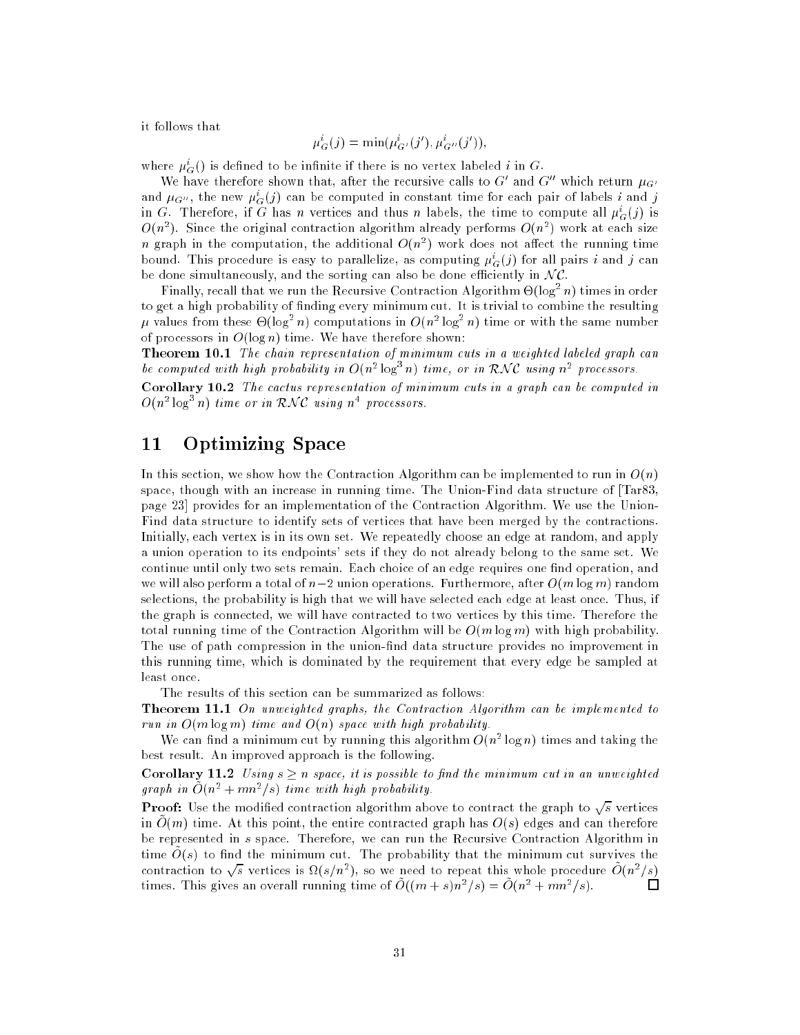it follows that

$$\mu_G^i(j) = \min(\mu_{G'}^i(j'), \mu_{G''}^i(j')),$$

where $\mu_G^i()$ is defined to be infinite if there is no vertex labeled $i$ in $G$.

We have therefore shown that, after the recursive calls to $G'$ and $G''$ which return $\mu_{G'}$ and $\mu_{G''}$, the new $\mu_G^i(j)$ can be computed in constant time for each pair of labels $i$ and $j$ in $G$. Therefore, if $G$ has $n$ vertices and thus $n$ labels, the time to compute all $\mu_G^i(j)$ is $O(n^2)$. Since the original contraction algorithm already performs $O(n^2)$ work at each size $n$ graph in the computation, the additional $O(n^2)$ work does not affect the running time bound. This procedure is easy to parallelize, as computing $\mu_G^i(j)$ for all pairs $i$ and $j$ can be done simultaneously, and the sorting can also be done efficiently in $\mathcal{NC}$.

Finally, recall that we run the Recursive Contraction Algorithm $\Theta(\log^2 n)$ times in order to get a high probability of finding every minimum cut. It is trivial to combine the resulting $\mu$ values from these $\Theta(\log^2 n)$ computations in $O(n^2 \log^2 n)$ time or with the same number of processors in $O(\log n)$ time. We have therefore shown:

**Theorem 10.1** *The chain representation of minimum cuts in a weighted labeled graph can be computed with high probability in $O(n^2 \log^3 n)$ time, or in $\mathcal{RNC}$ using $n^2$ processors.*

**Corollary 10.2** *The cactus representation of minimum cuts in a graph can be computed in $O(n^2 \log^3 n)$ time or in $\mathcal{RNC}$ using $n^4$ processors.*

## 11 Optimizing Space

In this section, we show how the Contraction Algorithm can be implemented to run in $O(n)$ space, though with an increase in running time. The Union-Find data structure of [Tar83, page 23] provides for an implementation of the Contraction Algorithm. We use the Union-Find data structure to identify sets of vertices that have been merged by the contractions. Initially, each vertex is in its own set. We repeatedly choose an edge at random, and apply a union operation to its endpoints' sets if they do not already belong to the same set. We continue until only two sets remain. Each choice of an edge requires one find operation, and we will also perform a total of $n-2$ union operations. Furthermore, after $O(m \log m)$ random selections, the probability is high that we will have selected each edge at least once. Thus, if the graph is connected, we will have contracted to two vertices by this time. Therefore the total running time of the Contraction Algorithm will be $O(m \log m)$ with high probability. The use of path compression in the union-find data structure provides no improvement in this running time, which is dominated by the requirement that every edge be sampled at least once.

The results of this section can be summarized as follows:

**Theorem 11.1** *On unweighted graphs, the Contraction Algorithm can be implemented to run in $O(m \log m)$ time and $O(n)$ space with high probability.*

We can find a minimum cut by running this algorithm $O(n^2 \log n)$ times and taking the best result. An improved approach is the following.

**Corollary 11.2** *Using $s \geq n$ space, it is possible to find the minimum cut in an unweighted graph in $\tilde{O}(n^2 + mn^2/s)$ time with high probability.*

**Proof:** Use the modified contraction algorithm above to contract the graph to $\sqrt{s}$ vertices in $\tilde{O}(m)$ time. At this point, the entire contracted graph has $O(s)$ edges and can therefore be represented in $s$ space. Therefore, we can run the Recursive Contraction Algorithm in time $\tilde{O}(s)$ to find the minimum cut. The probability that the minimum cut survives the contraction to $\sqrt{s}$ vertices is $\Omega(s/n^2)$, so we need to repeat this whole procedure $\tilde{O}(n^2/s)$ times. This gives an overall running time of $\tilde{O}((m+s)n^2/s) = \tilde{O}(n^2 + mn^2/s)$. □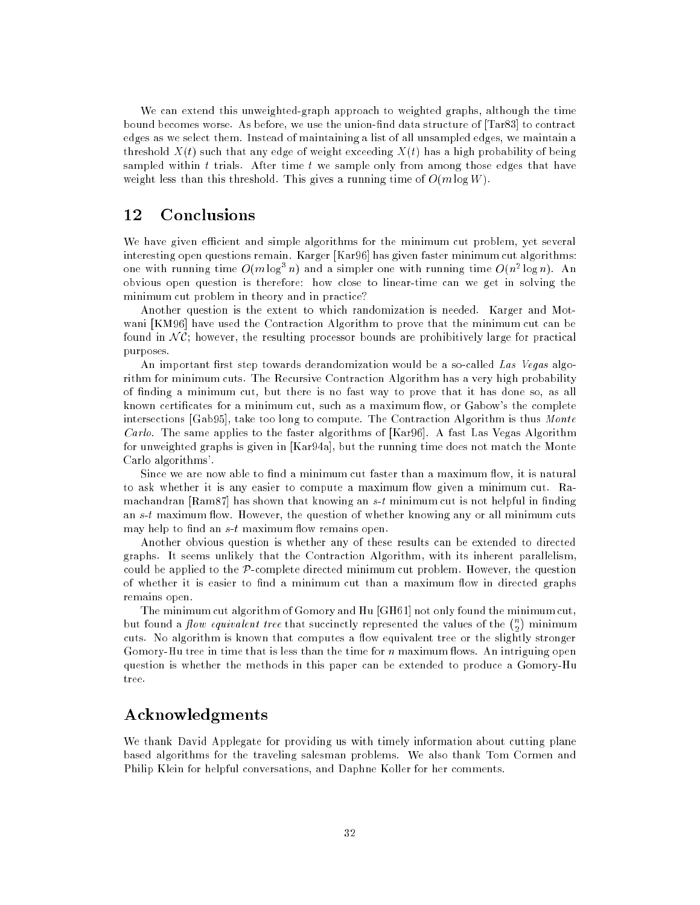We can extend this unweighted-graph approach to weighted graphs, although the time bound becomes worse. As before, we use the union-find data structure of [Tar83] to contract edges as we select them. Instead of maintaining a list of all unsampled edges, we maintain a threshold $X(t)$ such that any edge of weight exceeding $X(t)$ has a high probability of being sampled within $t$ trials. After time $t$ we sample only from among those edges that have weight less than this threshold. This gives a running time of $O(m \log W)$.

## 12 Conclusions

We have given efficient and simple algorithms for the minimum cut problem, yet several interesting open questions remain. Karger [Kar96] has given faster minimum cut algorithms: one with running time $O(m \log^3 n)$ and a simpler one with running time $O(n^2 \log n)$. An obvious open question is therefore: how close to linear-time can we get in solving the minimum cut problem in theory and in practice?

Another question is the extent to which randomization is needed. Karger and Motwani [KM96] have used the Contraction Algorithm to prove that the minimum cut can be found in $\mathcal{NC}$; however, the resulting processor bounds are prohibitively large for practical purposes.

An important first step towards derandomization would be a so-called *Las Vegas* algorithm for minimum cuts. The Recursive Contraction Algorithm has a very high probability of finding a minimum cut, but there is no fast way to prove that it has done so, as all known certificates for a minimum cut, such as a maximum flow, or Gabow's the complete intersections [Gab95], take too long to compute. The Contraction Algorithm is thus *Monte Carlo*. The same applies to the faster algorithms of [Kar96]. A fast Las Vegas Algorithm for unweighted graphs is given in [Kar94a], but the running time does not match the Monte Carlo algorithms'.

Since we are now able to find a minimum cut faster than a maximum flow, it is natural to ask whether it is any easier to compute a maximum flow given a minimum cut. Ramachandran [Ram87] has shown that knowing an $s$-$t$ minimum cut is not helpful in finding an $s$-$t$ maximum flow. However, the question of whether knowing any or all minimum cuts may help to find an $s$-$t$ maximum flow remains open.

Another obvious question is whether any of these results can be extended to directed graphs. It seems unlikely that the Contraction Algorithm, with its inherent parallelism, could be applied to the $\mathcal{P}$-complete directed minimum cut problem. However, the question of whether it is easier to find a minimum cut than a maximum flow in directed graphs remains open.

The minimum cut algorithm of Gomory and Hu [GH61] not only found the minimum cut, but found a *flow equivalent tree* that succinctly represented the values of the $\binom{n}{2}$ minimum cuts. No algorithm is known that computes a flow equivalent tree or the slightly stronger Gomory-Hu tree in time that is less than the time for $n$ maximum flows. An intriguing open question is whether the methods in this paper can be extended to produce a Gomory-Hu tree.

## Acknowledgments

We thank David Applegate for providing us with timely information about cutting plane based algorithms for the traveling salesman problems. We also thank Tom Cormen and Philip Klein for helpful conversations, and Daphne Koller for her comments.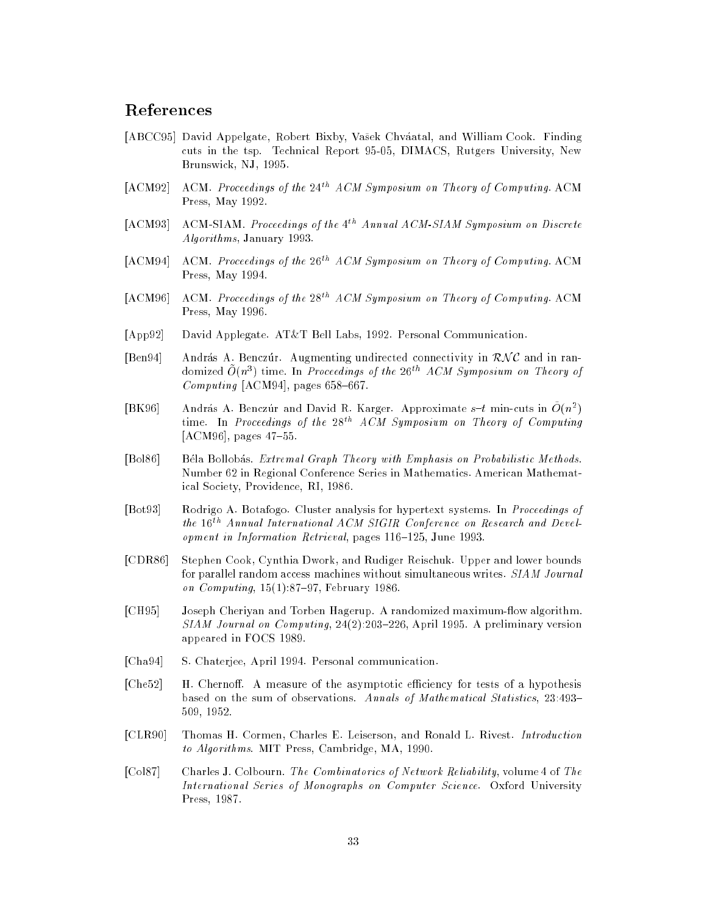## References

[ABCC95] David Appelgate, Robert Bixby, Vašek Chváatal, and William Cook. Finding cuts in the tsp. Technical Report 95-05, DIMACS, Rutgers University, New Brunswick, NJ, 1995.

[ACM92] ACM. *Proceedings of the $24^{th}$ ACM Symposium on Theory of Computing*. ACM Press, May 1992.

[ACM93] ACM-SIAM. *Proceedings of the $4^{th}$ Annual ACM-SIAM Symposium on Discrete Algorithms*, January 1993.

[ACM94] ACM. *Proceedings of the $26^{th}$ ACM Symposium on Theory of Computing*. ACM Press, May 1994.

[ACM96] ACM. *Proceedings of the $28^{th}$ ACM Symposium on Theory of Computing*. ACM Press, May 1996.

[App92] David Applegate. AT&T Bell Labs, 1992. Personal Communication.

[Ben94] András A. Benczúr. Augmenting undirected connectivity in $\mathcal{RNC}$ and in randomized $\tilde{O}(n^3)$ time. In *Proceedings of the $26^{th}$ ACM Symposium on Theory of Computing* [ACM94], pages 658–667.

[BK96] András A. Benczúr and David R. Karger. Approximate $s$–$t$ min-cuts in $\tilde{O}(n^2)$ time. In *Proceedings of the $28^{th}$ ACM Symposium on Theory of Computing* [ACM96], pages 47–55.

[Bol86] Béla Bollobás. *Extremal Graph Theory with Emphasis on Probabilistic Methods*. Number 62 in Regional Conference Series in Mathematics. American Mathematical Society, Providence, RI, 1986.

[Bot93] Rodrigo A. Botafogo. Cluster analysis for hypertext systems. In *Proceedings of the $16^{th}$ Annual International ACM SIGIR Conference on Research and Development in Information Retrieval*, pages 116–125, June 1993.

[CDR86] Stephen Cook, Cynthia Dwork, and Rudiger Reischuk. Upper and lower bounds for parallel random access machines without simultaneous writes. *SIAM Journal on Computing*, 15(1):87–97, February 1986.

[CH95] Joseph Cheriyan and Torben Hagerup. A randomized maximum-flow algorithm. *SIAM Journal on Computing*, 24(2):203–226, April 1995. A preliminary version appeared in FOCS 1989.

[Cha94] S. Chaterjee, April 1994. Personal communication.

[Che52] H. Chernoff. A measure of the asymptotic efficiency for tests of a hypothesis based on the sum of observations. *Annals of Mathematical Statistics*, 23:493–509, 1952.

[CLR90] Thomas H. Cormen, Charles E. Leiserson, and Ronald L. Rivest. *Introduction to Algorithms*. MIT Press, Cambridge, MA, 1990.

[Col87] Charles J. Colbourn. *The Combinatorics of Network Reliability*, volume 4 of *The International Series of Monographs on Computer Science*. Oxford University Press, 1987.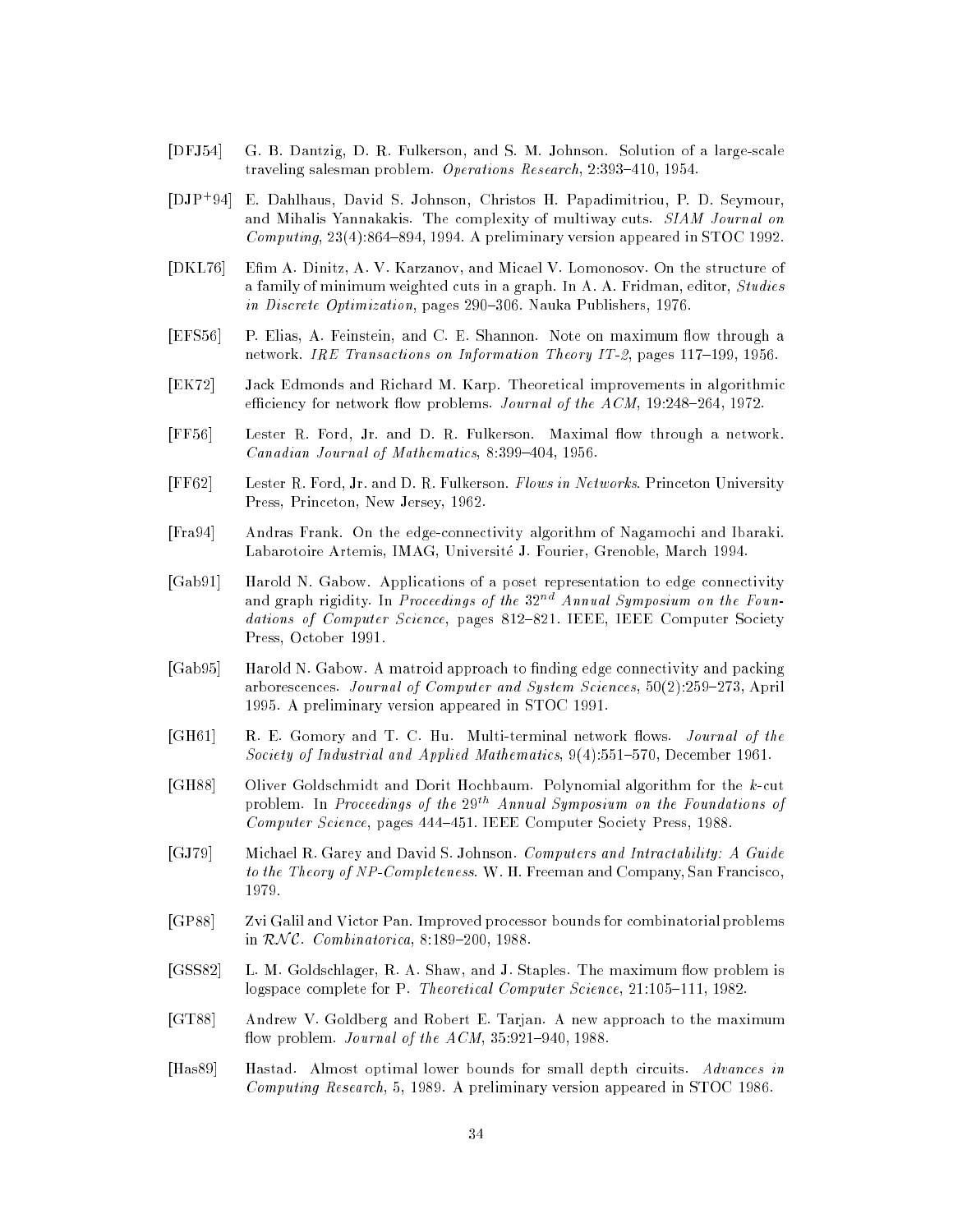[DFJ54] G. B. Dantzig, D. R. Fulkerson, and S. M. Johnson. Solution of a large-scale traveling salesman problem. *Operations Research*, 2:393–410, 1954.

[DJP+94] E. Dahlhaus, David S. Johnson, Christos H. Papadimitriou, P. D. Seymour, and Mihalis Yannakakis. The complexity of multiway cuts. *SIAM Journal on Computing*, 23(4):864–894, 1994. A preliminary version appeared in STOC 1992.

[DKL76] Efim A. Dinitz, A. V. Karzanov, and Micael V. Lomonosov. On the structure of a family of minimum weighted cuts in a graph. In A. A. Fridman, editor, *Studies in Discrete Optimization*, pages 290–306. Nauka Publishers, 1976.

[EFS56] P. Elias, A. Feinstein, and C. E. Shannon. Note on maximum flow through a network. *IRE Transactions on Information Theory IT-2*, pages 117–199, 1956.

[EK72] Jack Edmonds and Richard M. Karp. Theoretical improvements in algorithmic efficiency for network flow problems. *Journal of the ACM*, 19:248–264, 1972.

[FF56] Lester R. Ford, Jr. and D. R. Fulkerson. Maximal flow through a network. *Canadian Journal of Mathematics*, 8:399–404, 1956.

[FF62] Lester R. Ford, Jr. and D. R. Fulkerson. *Flows in Networks*. Princeton University Press, Princeton, New Jersey, 1962.

[Fra94] Andras Frank. On the edge-connectivity algorithm of Nagamochi and Ibaraki. Labarotoire Artemis, IMAG, Université J. Fourier, Grenoble, March 1994.

[Gab91] Harold N. Gabow. Applications of a poset representation to edge connectivity and graph rigidity. In *Proceedings of the $32^{nd}$ Annual Symposium on the Foundations of Computer Science*, pages 812–821. IEEE, IEEE Computer Society Press, October 1991.

[Gab95] Harold N. Gabow. A matroid approach to finding edge connectivity and packing arborescences. *Journal of Computer and System Sciences*, 50(2):259–273, April 1995. A preliminary version appeared in STOC 1991.

[GH61] R. E. Gomory and T. C. Hu. Multi-terminal network flows. *Journal of the Society of Industrial and Applied Mathematics*, 9(4):551–570, December 1961.

[GH88] Oliver Goldschmidt and Dorit Hochbaum. Polynomial algorithm for the $k$-cut problem. In *Proceedings of the $29^{th}$ Annual Symposium on the Foundations of Computer Science*, pages 444–451. IEEE Computer Society Press, 1988.

[GJ79] Michael R. Garey and David S. Johnson. *Computers and Intractability: A Guide to the Theory of NP-Completeness*. W. H. Freeman and Company, San Francisco, 1979.

[GP88] Zvi Galil and Victor Pan. Improved processor bounds for combinatorial problems in $\mathcal{RNC}$. *Combinatorica*, 8:189–200, 1988.

[GSS82] L. M. Goldschlager, R. A. Shaw, and J. Staples. The maximum flow problem is logspace complete for P. *Theoretical Computer Science*, 21:105–111, 1982.

[GT88] Andrew V. Goldberg and Robert E. Tarjan. A new approach to the maximum flow problem. *Journal of the ACM*, 35:921–940, 1988.

[Has89] Hastad. Almost optimal lower bounds for small depth circuits. *Advances in Computing Research*, 5, 1989. A preliminary version appeared in STOC 1986.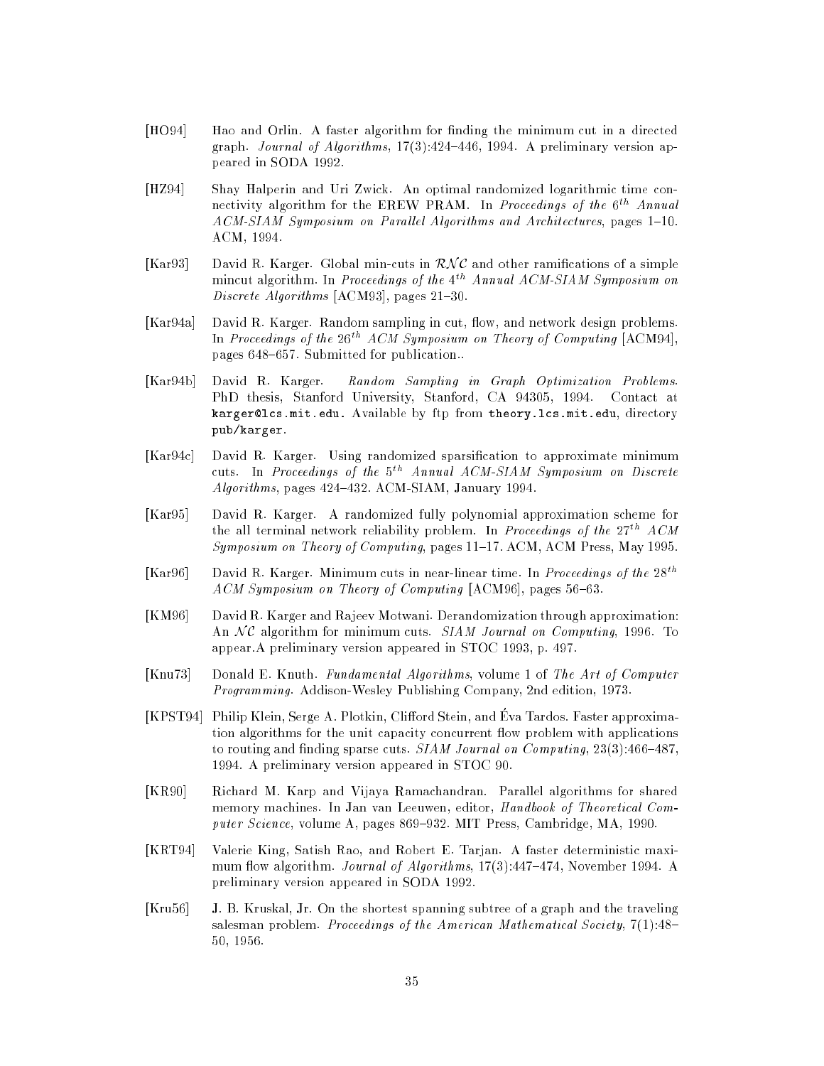[HO94] Hao and Orlin. A faster algorithm for finding the minimum cut in a directed graph. *Journal of Algorithms*, 17(3):424–446, 1994. A preliminary version appeared in SODA 1992.

[HZ94] Shay Halperin and Uri Zwick. An optimal randomized logarithmic time connectivity algorithm for the EREW PRAM. In *Proceedings of the $6^{th}$ Annual ACM-SIAM Symposium on Parallel Algorithms and Architectures*, pages 1–10. ACM, 1994.

[Kar93] David R. Karger. Global min-cuts in $\mathcal{RNC}$ and other ramifications of a simple mincut algorithm. In *Proceedings of the $4^{th}$ Annual ACM-SIAM Symposium on Discrete Algorithms* [ACM93], pages 21–30.

[Kar94a] David R. Karger. Random sampling in cut, flow, and network design problems. In *Proceedings of the $26^{th}$ ACM Symposium on Theory of Computing* [ACM94], pages 648–657. Submitted for publication..

[Kar94b] David R. Karger. *Random Sampling in Graph Optimization Problems*. PhD thesis, Stanford University, Stanford, CA 94305, 1994. Contact at `karger@lcs.mit.edu`. Available by ftp from `theory.lcs.mit.edu`, directory `pub/karger`.

[Kar94c] David R. Karger. Using randomized sparsification to approximate minimum cuts. In *Proceedings of the $5^{th}$ Annual ACM-SIAM Symposium on Discrete Algorithms*, pages 424–432. ACM-SIAM, January 1994.

[Kar95] David R. Karger. A randomized fully polynomial approximation scheme for the all terminal network reliability problem. In *Proceedings of the $27^{th}$ ACM Symposium on Theory of Computing*, pages 11–17. ACM, ACM Press, May 1995.

[Kar96] David R. Karger. Minimum cuts in near-linear time. In *Proceedings of the $28^{th}$ ACM Symposium on Theory of Computing* [ACM96], pages 56–63.

[KM96] David R. Karger and Rajeev Motwani. Derandomization through approximation: An $\mathcal{NC}$ algorithm for minimum cuts. *SIAM Journal on Computing*, 1996. To appear.A preliminary version appeared in STOC 1993, p. 497.

[Knu73] Donald E. Knuth. *Fundamental Algorithms*, volume 1 of *The Art of Computer Programming*. Addison-Wesley Publishing Company, 2nd edition, 1973.

[KPST94] Philip Klein, Serge A. Plotkin, Clifford Stein, and Éva Tardos. Faster approximation algorithms for the unit capacity concurrent flow problem with applications to routing and finding sparse cuts. *SIAM Journal on Computing*, 23(3):466–487, 1994. A preliminary version appeared in STOC 90.

[KR90] Richard M. Karp and Vijaya Ramachandran. Parallel algorithms for shared memory machines. In Jan van Leeuwen, editor, *Handbook of Theoretical Computer Science*, volume A, pages 869–932. MIT Press, Cambridge, MA, 1990.

[KRT94] Valerie King, Satish Rao, and Robert E. Tarjan. A faster deterministic maximum flow algorithm. *Journal of Algorithms*, 17(3):447–474, November 1994. A preliminary version appeared in SODA 1992.

[Kru56] J. B. Kruskal, Jr. On the shortest spanning subtree of a graph and the traveling salesman problem. *Proceedings of the American Mathematical Society*, 7(1):48–50, 1956.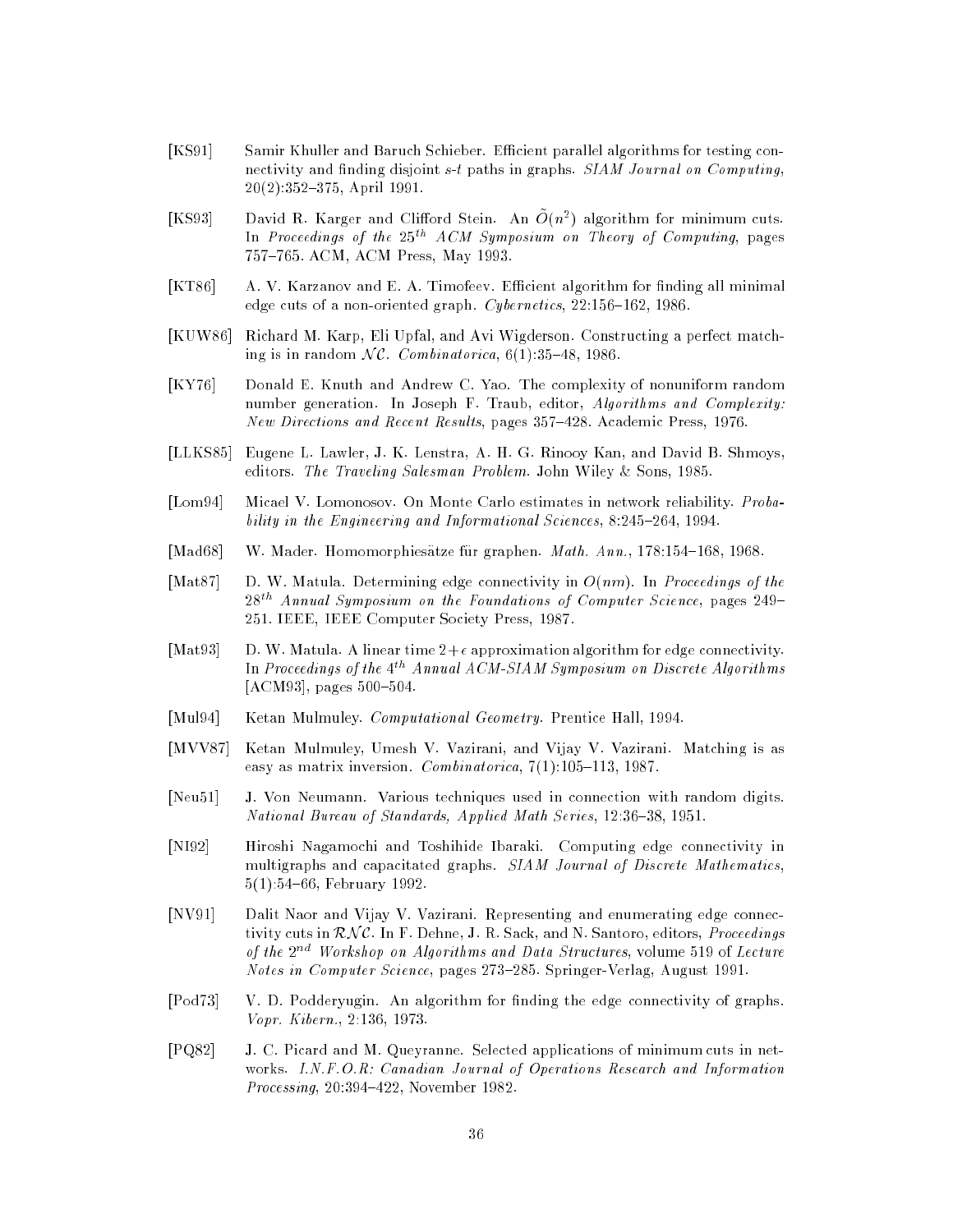[KS91] Samir Khuller and Baruch Schieber. Efficient parallel algorithms for testing connectivity and finding disjoint $s$-$t$ paths in graphs. *SIAM Journal on Computing*, 20(2):352–375, April 1991.

[KS93] David R. Karger and Clifford Stein. An $\tilde{O}(n^2)$ algorithm for minimum cuts. In *Proceedings of the $25^{th}$ ACM Symposium on Theory of Computing*, pages 757–765. ACM, ACM Press, May 1993.

[KT86] A. V. Karzanov and E. A. Timofeev. Efficient algorithm for finding all minimal edge cuts of a non-oriented graph. *Cybernetics*, 22:156–162, 1986.

[KUW86] Richard M. Karp, Eli Upfal, and Avi Wigderson. Constructing a perfect matching is in random $\mathcal{NC}$. *Combinatorica*, 6(1):35–48, 1986.

[KY76] Donald E. Knuth and Andrew C. Yao. The complexity of nonuniform random number generation. In Joseph F. Traub, editor, *Algorithms and Complexity: New Directions and Recent Results*, pages 357–428. Academic Press, 1976.

[LLKS85] Eugene L. Lawler, J. K. Lenstra, A. H. G. Rinooy Kan, and David B. Shmoys, editors. *The Traveling Salesman Problem*. John Wiley & Sons, 1985.

[Lom94] Micael V. Lomonosov. On Monte Carlo estimates in network reliability. *Probability in the Engineering and Informational Sciences*, 8:245–264, 1994.

[Mad68] W. Mader. Homomorphiesätze für graphen. *Math. Ann.*, 178:154–168, 1968.

[Mat87] D. W. Matula. Determining edge connectivity in $O(nm)$. In *Proceedings of the $28^{th}$ Annual Symposium on the Foundations of Computer Science*, pages 249–251. IEEE, IEEE Computer Society Press, 1987.

[Mat93] D. W. Matula. A linear time $2+\epsilon$ approximation algorithm for edge connectivity. In *Proceedings of the $4^{th}$ Annual ACM-SIAM Symposium on Discrete Algorithms* [ACM93], pages 500–504.

[Mul94] Ketan Mulmuley. *Computational Geometry*. Prentice Hall, 1994.

[MVV87] Ketan Mulmuley, Umesh V. Vazirani, and Vijay V. Vazirani. Matching is as easy as matrix inversion. *Combinatorica*, 7(1):105–113, 1987.

[Neu51] J. Von Neumann. Various techniques used in connection with random digits. *National Bureau of Standards, Applied Math Series*, 12:36–38, 1951.

[NI92] Hiroshi Nagamochi and Toshihide Ibaraki. Computing edge connectivity in multigraphs and capacitated graphs. *SIAM Journal of Discrete Mathematics*, 5(1):54–66, February 1992.

[NV91] Dalit Naor and Vijay V. Vazirani. Representing and enumerating edge connectivity cuts in $\mathcal{RNC}$. In F. Dehne, J. R. Sack, and N. Santoro, editors, *Proceedings of the $2^{nd}$ Workshop on Algorithms and Data Structures*, volume 519 of *Lecture Notes in Computer Science*, pages 273–285. Springer-Verlag, August 1991.

[Pod73] V. D. Podderyugin. An algorithm for finding the edge connectivity of graphs. *Vopr. Kibern.*, 2:136, 1973.

[PQ82] J. C. Picard and M. Queyranne. Selected applications of minimum cuts in networks. *I.N.F.O.R: Canadian Journal of Operations Research and Information Processing*, 20:394–422, November 1982.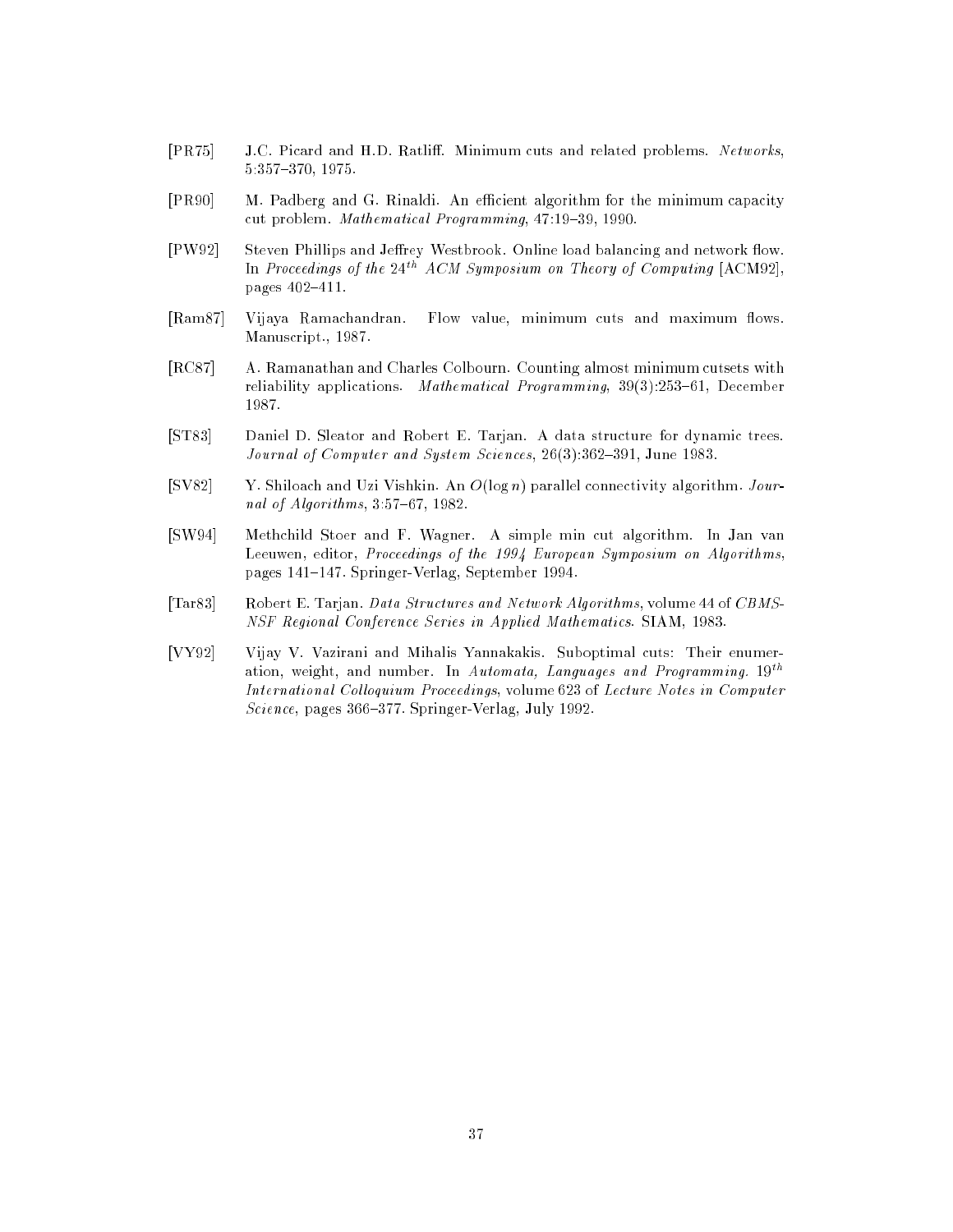[PR75] J.C. Picard and H.D. Ratliff. Minimum cuts and related problems. *Networks*, 5:357–370, 1975.

[PR90] M. Padberg and G. Rinaldi. An efficient algorithm for the minimum capacity cut problem. *Mathematical Programming*, 47:19–39, 1990.

[PW92] Steven Phillips and Jeffrey Westbrook. Online load balancing and network flow. In *Proceedings of the* $24^{th}$ *ACM Symposium on Theory of Computing* [ACM92], pages 402–411.

[Ram87] Vijaya Ramachandran. Flow value, minimum cuts and maximum flows. Manuscript., 1987.

[RC87] A. Ramanathan and Charles Colbourn. Counting almost minimum cutsets with reliability applications. *Mathematical Programming*, 39(3):253–61, December 1987.

[ST83] Daniel D. Sleator and Robert E. Tarjan. A data structure for dynamic trees. *Journal of Computer and System Sciences*, 26(3):362–391, June 1983.

[SV82] Y. Shiloach and Uzi Vishkin. An $O(\log n)$ parallel connectivity algorithm. *Journal of Algorithms*, 3:57–67, 1982.

[SW94] Methchild Stoer and F. Wagner. A simple min cut algorithm. In Jan van Leeuwen, editor, *Proceedings of the 1994 European Symposium on Algorithms*, pages 141–147. Springer-Verlag, September 1994.

[Tar83] Robert E. Tarjan. *Data Structures and Network Algorithms*, volume 44 of *CBMS-NSF Regional Conference Series in Applied Mathematics*. SIAM, 1983.

[VY92] Vijay V. Vazirani and Mihalis Yannakakis. Suboptimal cuts: Their enumeration, weight, and number. In *Automata, Languages and Programming.* $19^{th}$ *International Colloquium Proceedings*, volume 623 of *Lecture Notes in Computer Science*, pages 366–377. Springer-Verlag, July 1992.